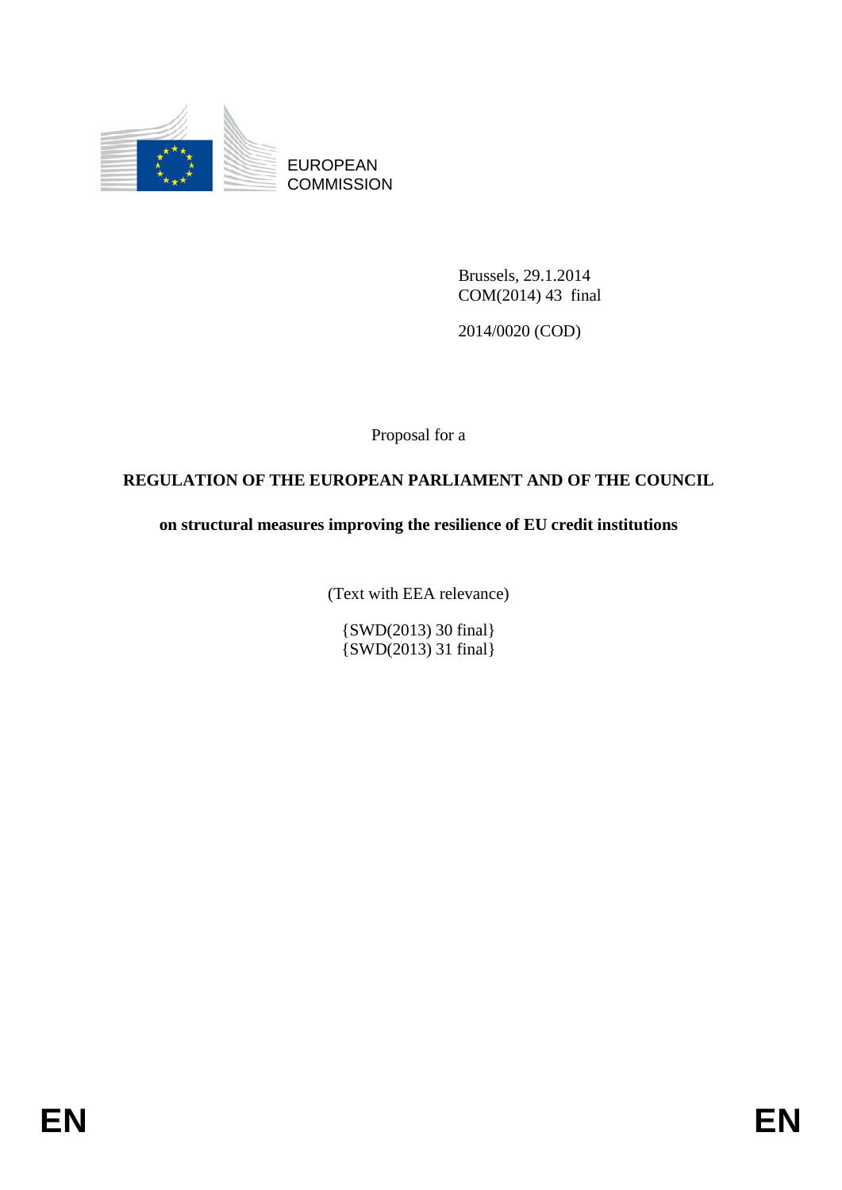EUROPEAN COMMISSION

Brussels, 29.1.2014
COM(2014) 43 final

2014/0020 (COD)

Proposal for a

# REGULATION OF THE EUROPEAN PARLIAMENT AND OF THE COUNCIL

## on structural measures improving the resilience of EU credit institutions

(Text with EEA relevance)

{SWD(2013) 30 final}
{SWD(2013) 31 final}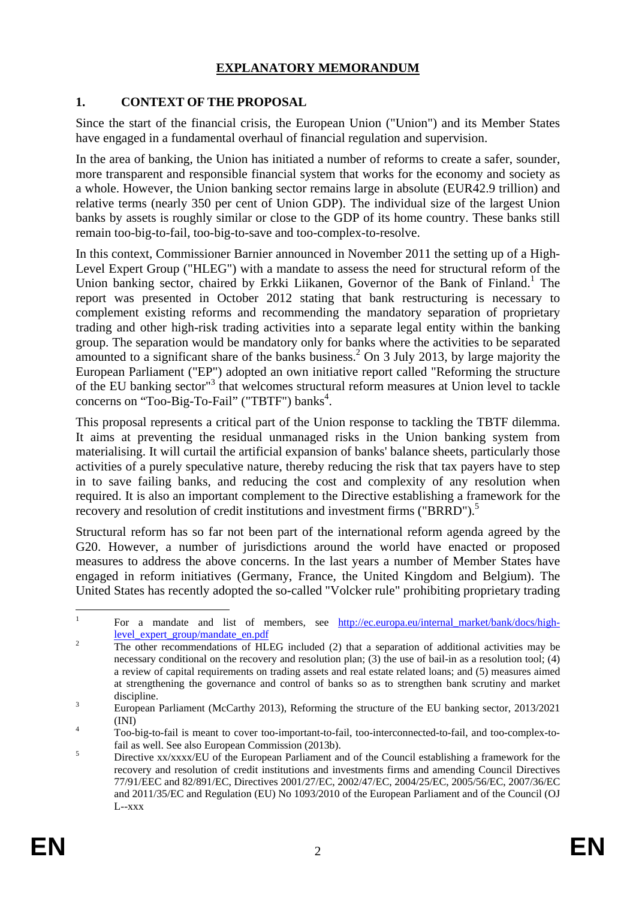# EXPLANATORY MEMORANDUM

## 1. CONTEXT OF THE PROPOSAL

Since the start of the financial crisis, the European Union ("Union") and its Member States have engaged in a fundamental overhaul of financial regulation and supervision.

In the area of banking, the Union has initiated a number of reforms to create a safer, sounder, more transparent and responsible financial system that works for the economy and society as a whole. However, the Union banking sector remains large in absolute (EUR42.9 trillion) and relative terms (nearly 350 per cent of Union GDP). The individual size of the largest Union banks by assets is roughly similar or close to the GDP of its home country. These banks still remain too-big-to-fail, too-big-to-save and too-complex-to-resolve.

In this context, Commissioner Barnier announced in November 2011 the setting up of a High-Level Expert Group ("HLEG") with a mandate to assess the need for structural reform of the Union banking sector, chaired by Erkki Liikanen, Governor of the Bank of Finland.[1] The report was presented in October 2012 stating that bank restructuring is necessary to complement existing reforms and recommending the mandatory separation of proprietary trading and other high-risk trading activities into a separate legal entity within the banking group. The separation would be mandatory only for banks where the activities to be separated amounted to a significant share of the banks business.[2] On 3 July 2013, by large majority the European Parliament ("EP") adopted an own initiative report called "Reforming the structure of the EU banking sector"[3] that welcomes structural reform measures at Union level to tackle concerns on "Too-Big-To-Fail" ("TBTF") banks[4].

This proposal represents a critical part of the Union response to tackling the TBTF dilemma. It aims at preventing the residual unmanaged risks in the Union banking system from materialising. It will curtail the artificial expansion of banks' balance sheets, particularly those activities of a purely speculative nature, thereby reducing the risk that tax payers have to step in to save failing banks, and reducing the cost and complexity of any resolution when required. It is also an important complement to the Directive establishing a framework for the recovery and resolution of credit institutions and investment firms ("BRRD").[5]

Structural reform has so far not been part of the international reform agenda agreed by the G20. However, a number of jurisdictions around the world have enacted or proposed measures to address the above concerns. In the last years a number of Member States have engaged in reform initiatives (Germany, France, the United Kingdom and Belgium). The United States has recently adopted the so-called "Volcker rule" prohibiting proprietary trading

---

[1] For a mandate and list of members, see http://ec.europa.eu/internal_market/bank/docs/high-level_expert_group/mandate_en.pdf

[2] The other recommendations of HLEG included (2) that a separation of additional activities may be necessary conditional on the recovery and resolution plan; (3) the use of bail-in as a resolution tool; (4) a review of capital requirements on trading assets and real estate related loans; and (5) measures aimed at strengthening the governance and control of banks so as to strengthen bank scrutiny and market discipline.

[3] European Parliament (McCarthy 2013), Reforming the structure of the EU banking sector, 2013/2021 (INI)

[4] Too-big-to-fail is meant to cover too-important-to-fail, too-interconnected-to-fail, and too-complex-to-fail as well. See also European Commission (2013b).

[5] Directive xx/xxxx/EU of the European Parliament and of the Council establishing a framework for the recovery and resolution of credit institutions and investments firms and amending Council Directives 77/91/EEC and 82/891/EC, Directives 2001/27/EC, 2002/47/EC, 2004/25/EC, 2005/56/EC, 2007/36/EC and 2011/35/EC and Regulation (EU) No 1093/2010 of the European Parliament and of the Council (OJ L--xxx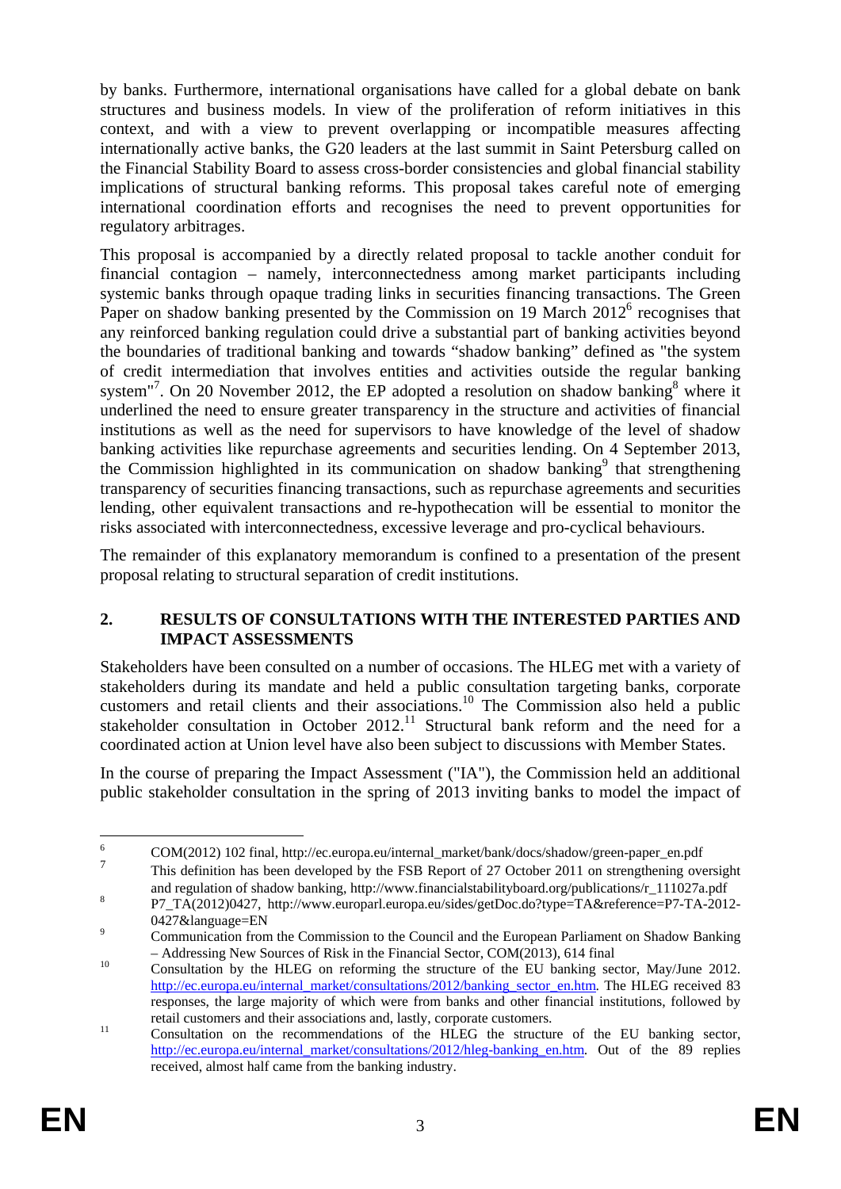by banks. Furthermore, international organisations have called for a global debate on bank structures and business models. In view of the proliferation of reform initiatives in this context, and with a view to prevent overlapping or incompatible measures affecting internationally active banks, the G20 leaders at the last summit in Saint Petersburg called on the Financial Stability Board to assess cross-border consistencies and global financial stability implications of structural banking reforms. This proposal takes careful note of emerging international coordination efforts and recognises the need to prevent opportunities for regulatory arbitrages.

This proposal is accompanied by a directly related proposal to tackle another conduit for financial contagion – namely, interconnectedness among market participants including systemic banks through opaque trading links in securities financing transactions. The Green Paper on shadow banking presented by the Commission on 19 March 2012[6] recognises that any reinforced banking regulation could drive a substantial part of banking activities beyond the boundaries of traditional banking and towards "shadow banking" defined as "the system of credit intermediation that involves entities and activities outside the regular banking system"[7]. On 20 November 2012, the EP adopted a resolution on shadow banking[8] where it underlined the need to ensure greater transparency in the structure and activities of financial institutions as well as the need for supervisors to have knowledge of the level of shadow banking activities like repurchase agreements and securities lending. On 4 September 2013, the Commission highlighted in its communication on shadow banking[9] that strengthening transparency of securities financing transactions, such as repurchase agreements and securities lending, other equivalent transactions and re-hypothecation will be essential to monitor the risks associated with interconnectedness, excessive leverage and pro-cyclical behaviours.

The remainder of this explanatory memorandum is confined to a presentation of the present proposal relating to structural separation of credit institutions.

## 2. RESULTS OF CONSULTATIONS WITH THE INTERESTED PARTIES AND IMPACT ASSESSMENTS

Stakeholders have been consulted on a number of occasions. The HLEG met with a variety of stakeholders during its mandate and held a public consultation targeting banks, corporate customers and retail clients and their associations.[10] The Commission also held a public stakeholder consultation in October 2012.[11] Structural bank reform and the need for a coordinated action at Union level have also been subject to discussions with Member States.

In the course of preparing the Impact Assessment ("IA"), the Commission held an additional public stakeholder consultation in the spring of 2013 inviting banks to model the impact of

---

6 COM(2012) 102 final, http://ec.europa.eu/internal_market/bank/docs/shadow/green-paper_en.pdf

7 This definition has been developed by the FSB Report of 27 October 2011 on strengthening oversight and regulation of shadow banking, http://www.financialstabilityboard.org/publications/r_111027a.pdf

8 P7_TA(2012)0427, http://www.europarl.europa.eu/sides/getDoc.do?type=TA&reference=P7-TA-2012-0427&language=EN

9 Communication from the Commission to the Council and the European Parliament on Shadow Banking – Addressing New Sources of Risk in the Financial Sector, COM(2013), 614 final

10 Consultation by the HLEG on reforming the structure of the EU banking sector, May/June 2012. http://ec.europa.eu/internal_market/consultations/2012/banking_sector_en.htm. The HLEG received 83 responses, the large majority of which were from banks and other financial institutions, followed by retail customers and their associations and, lastly, corporate customers.

11 Consultation on the recommendations of the HLEG the structure of the EU banking sector, http://ec.europa.eu/internal_market/consultations/2012/hleg-banking_en.htm. Out of the 89 replies received, almost half came from the banking industry.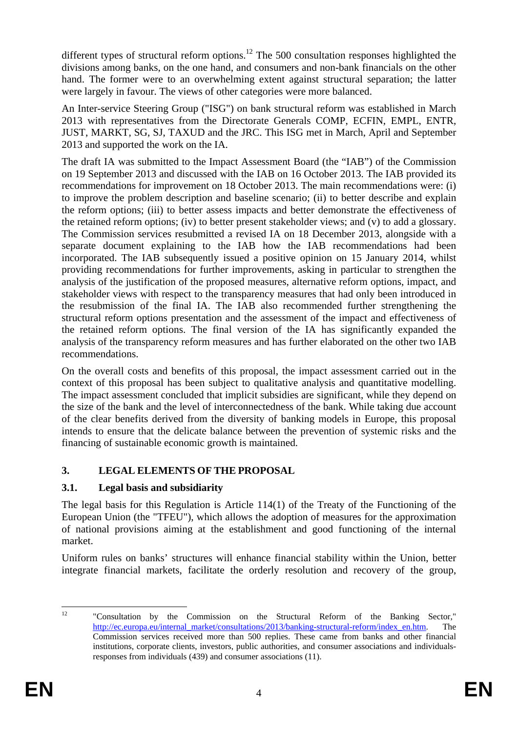different types of structural reform options.[12] The 500 consultation responses highlighted the divisions among banks, on the one hand, and consumers and non-bank financials on the other hand. The former were to an overwhelming extent against structural separation; the latter were largely in favour. The views of other categories were more balanced.

An Inter-service Steering Group ("ISG") on bank structural reform was established in March 2013 with representatives from the Directorate Generals COMP, ECFIN, EMPL, ENTR, JUST, MARKT, SG, SJ, TAXUD and the JRC. This ISG met in March, April and September 2013 and supported the work on the IA.

The draft IA was submitted to the Impact Assessment Board (the "IAB") of the Commission on 19 September 2013 and discussed with the IAB on 16 October 2013. The IAB provided its recommendations for improvement on 18 October 2013. The main recommendations were: (i) to improve the problem description and baseline scenario; (ii) to better describe and explain the reform options; (iii) to better assess impacts and better demonstrate the effectiveness of the retained reform options; (iv) to better present stakeholder views; and (v) to add a glossary. The Commission services resubmitted a revised IA on 18 December 2013, alongside with a separate document explaining to the IAB how the IAB recommendations had been incorporated. The IAB subsequently issued a positive opinion on 15 January 2014, whilst providing recommendations for further improvements, asking in particular to strengthen the analysis of the justification of the proposed measures, alternative reform options, impact, and stakeholder views with respect to the transparency measures that had only been introduced in the resubmission of the final IA. The IAB also recommended further strengthening the structural reform options presentation and the assessment of the impact and effectiveness of the retained reform options. The final version of the IA has significantly expanded the analysis of the transparency reform measures and has further elaborated on the other two IAB recommendations.

On the overall costs and benefits of this proposal, the impact assessment carried out in the context of this proposal has been subject to qualitative analysis and quantitative modelling. The impact assessment concluded that implicit subsidies are significant, while they depend on the size of the bank and the level of interconnectedness of the bank. While taking due account of the clear benefits derived from the diversity of banking models in Europe, this proposal intends to ensure that the delicate balance between the prevention of systemic risks and the financing of sustainable economic growth is maintained.

## 3. LEGAL ELEMENTS OF THE PROPOSAL

### 3.1. Legal basis and subsidiarity

The legal basis for this Regulation is Article 114(1) of the Treaty of the Functioning of the European Union (the "TFEU"), which allows the adoption of measures for the approximation of national provisions aiming at the establishment and good functioning of the internal market.

Uniform rules on banks' structures will enhance financial stability within the Union, better integrate financial markets, facilitate the orderly resolution and recovery of the group,

---

[12] "Consultation by the Commission on the Structural Reform of the Banking Sector," http://ec.europa.eu/internal_market/consultations/2013/banking-structural-reform/index_en.htm. The Commission services received more than 500 replies. These came from banks and other financial institutions, corporate clients, investors, public authorities, and consumer associations and individuals-responses from individuals (439) and consumer associations (11).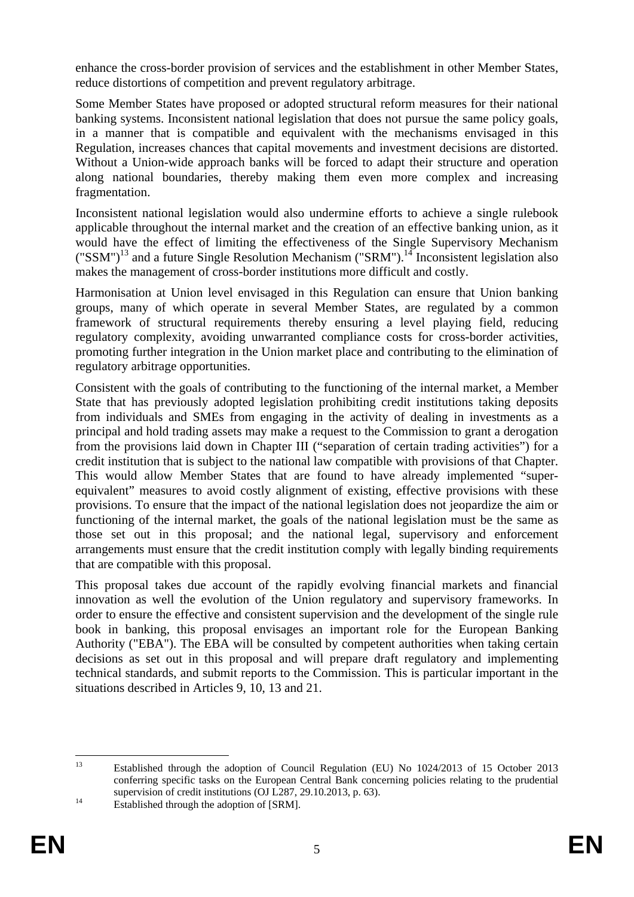enhance the cross-border provision of services and the establishment in other Member States, reduce distortions of competition and prevent regulatory arbitrage.

Some Member States have proposed or adopted structural reform measures for their national banking systems. Inconsistent national legislation that does not pursue the same policy goals, in a manner that is compatible and equivalent with the mechanisms envisaged in this Regulation, increases chances that capital movements and investment decisions are distorted. Without a Union-wide approach banks will be forced to adapt their structure and operation along national boundaries, thereby making them even more complex and increasing fragmentation.

Inconsistent national legislation would also undermine efforts to achieve a single rulebook applicable throughout the internal market and the creation of an effective banking union, as it would have the effect of limiting the effectiveness of the Single Supervisory Mechanism ("SSM")[13] and a future Single Resolution Mechanism ("SRM").[14] Inconsistent legislation also makes the management of cross-border institutions more difficult and costly.

Harmonisation at Union level envisaged in this Regulation can ensure that Union banking groups, many of which operate in several Member States, are regulated by a common framework of structural requirements thereby ensuring a level playing field, reducing regulatory complexity, avoiding unwarranted compliance costs for cross-border activities, promoting further integration in the Union market place and contributing to the elimination of regulatory arbitrage opportunities.

Consistent with the goals of contributing to the functioning of the internal market, a Member State that has previously adopted legislation prohibiting credit institutions taking deposits from individuals and SMEs from engaging in the activity of dealing in investments as a principal and hold trading assets may make a request to the Commission to grant a derogation from the provisions laid down in Chapter III ("separation of certain trading activities") for a credit institution that is subject to the national law compatible with provisions of that Chapter. This would allow Member States that are found to have already implemented "super-equivalent" measures to avoid costly alignment of existing, effective provisions with these provisions. To ensure that the impact of the national legislation does not jeopardize the aim or functioning of the internal market, the goals of the national legislation must be the same as those set out in this proposal; and the national legal, supervisory and enforcement arrangements must ensure that the credit institution comply with legally binding requirements that are compatible with this proposal.

This proposal takes due account of the rapidly evolving financial markets and financial innovation as well the evolution of the Union regulatory and supervisory frameworks. In order to ensure the effective and consistent supervision and the development of the single rule book in banking, this proposal envisages an important role for the European Banking Authority ("EBA"). The EBA will be consulted by competent authorities when taking certain decisions as set out in this proposal and will prepare draft regulatory and implementing technical standards, and submit reports to the Commission. This is particular important in the situations described in Articles 9, 10, 13 and 21.

---

[13] Established through the adoption of Council Regulation (EU) No 1024/2013 of 15 October 2013 conferring specific tasks on the European Central Bank concerning policies relating to the prudential supervision of credit institutions (OJ L287, 29.10.2013, p. 63).

[14] Established through the adoption of [SRM].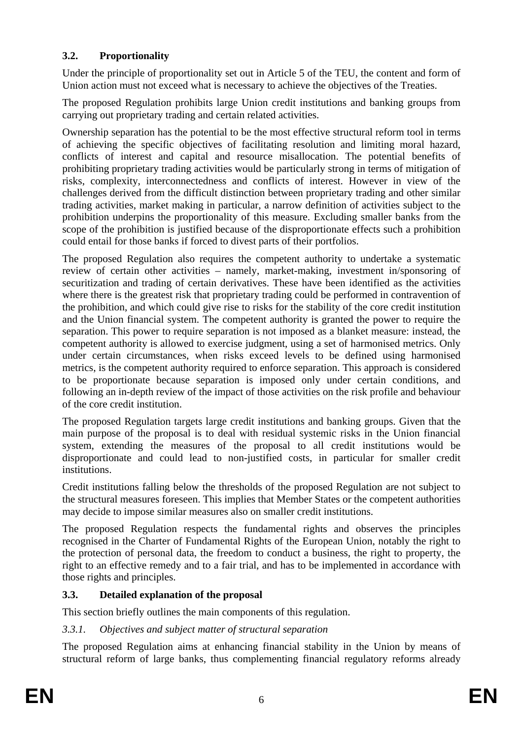### 3.2. Proportionality

Under the principle of proportionality set out in Article 5 of the TEU, the content and form of Union action must not exceed what is necessary to achieve the objectives of the Treaties.

The proposed Regulation prohibits large Union credit institutions and banking groups from carrying out proprietary trading and certain related activities.

Ownership separation has the potential to be the most effective structural reform tool in terms of achieving the specific objectives of facilitating resolution and limiting moral hazard, conflicts of interest and capital and resource misallocation. The potential benefits of prohibiting proprietary trading activities would be particularly strong in terms of mitigation of risks, complexity, interconnectedness and conflicts of interest. However in view of the challenges derived from the difficult distinction between proprietary trading and other similar trading activities, market making in particular, a narrow definition of activities subject to the prohibition underpins the proportionality of this measure. Excluding smaller banks from the scope of the prohibition is justified because of the disproportionate effects such a prohibition could entail for those banks if forced to divest parts of their portfolios.

The proposed Regulation also requires the competent authority to undertake a systematic review of certain other activities – namely, market-making, investment in/sponsoring of securitization and trading of certain derivatives. These have been identified as the activities where there is the greatest risk that proprietary trading could be performed in contravention of the prohibition, and which could give rise to risks for the stability of the core credit institution and the Union financial system. The competent authority is granted the power to require the separation. This power to require separation is not imposed as a blanket measure: instead, the competent authority is allowed to exercise judgment, using a set of harmonised metrics. Only under certain circumstances, when risks exceed levels to be defined using harmonised metrics, is the competent authority required to enforce separation. This approach is considered to be proportionate because separation is imposed only under certain conditions, and following an in-depth review of the impact of those activities on the risk profile and behaviour of the core credit institution.

The proposed Regulation targets large credit institutions and banking groups. Given that the main purpose of the proposal is to deal with residual systemic risks in the Union financial system, extending the measures of the proposal to all credit institutions would be disproportionate and could lead to non-justified costs, in particular for smaller credit institutions.

Credit institutions falling below the thresholds of the proposed Regulation are not subject to the structural measures foreseen. This implies that Member States or the competent authorities may decide to impose similar measures also on smaller credit institutions.

The proposed Regulation respects the fundamental rights and observes the principles recognised in the Charter of Fundamental Rights of the European Union, notably the right to the protection of personal data, the freedom to conduct a business, the right to property, the right to an effective remedy and to a fair trial, and has to be implemented in accordance with those rights and principles.

### 3.3. Detailed explanation of the proposal

This section briefly outlines the main components of this regulation.

#### *3.3.1. Objectives and subject matter of structural separation*

The proposed Regulation aims at enhancing financial stability in the Union by means of structural reform of large banks, thus complementing financial regulatory reforms already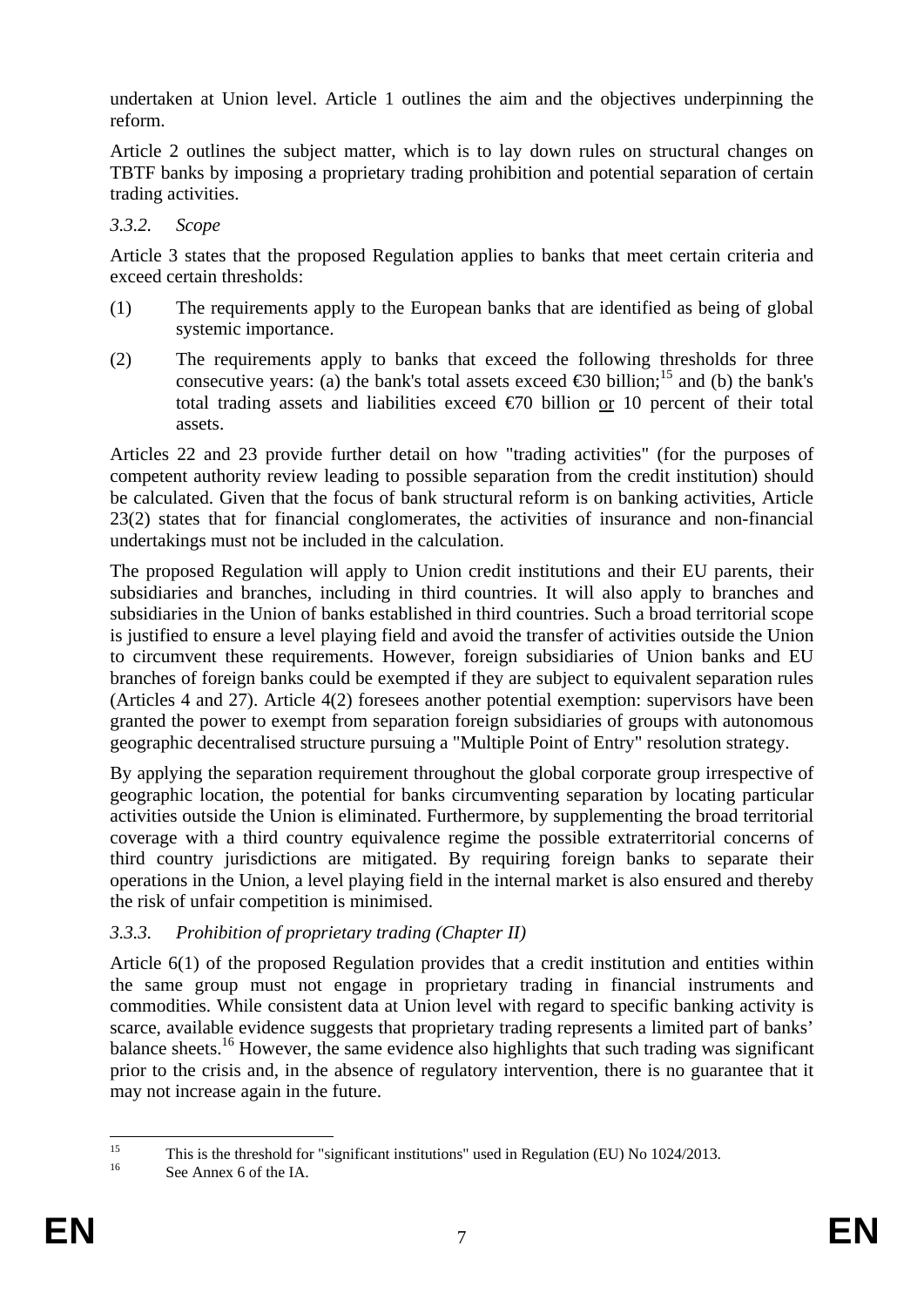undertaken at Union level. Article 1 outlines the aim and the objectives underpinning the reform.

Article 2 outlines the subject matter, which is to lay down rules on structural changes on TBTF banks by imposing a proprietary trading prohibition and potential separation of certain trading activities.

### *3.3.2. Scope*

Article 3 states that the proposed Regulation applies to banks that meet certain criteria and exceed certain thresholds:

(1) The requirements apply to the European banks that are identified as being of global systemic importance.

(2) The requirements apply to banks that exceed the following thresholds for three consecutive years: (a) the bank's total assets exceed €30 billion;[15] and (b) the bank's total trading assets and liabilities exceed €70 billion <u>or</u> 10 percent of their total assets.

Articles 22 and 23 provide further detail on how "trading activities" (for the purposes of competent authority review leading to possible separation from the credit institution) should be calculated. Given that the focus of bank structural reform is on banking activities, Article 23(2) states that for financial conglomerates, the activities of insurance and non-financial undertakings must not be included in the calculation.

The proposed Regulation will apply to Union credit institutions and their EU parents, their subsidiaries and branches, including in third countries. It will also apply to branches and subsidiaries in the Union of banks established in third countries. Such a broad territorial scope is justified to ensure a level playing field and avoid the transfer of activities outside the Union to circumvent these requirements. However, foreign subsidiaries of Union banks and EU branches of foreign banks could be exempted if they are subject to equivalent separation rules (Articles 4 and 27). Article 4(2) foresees another potential exemption: supervisors have been granted the power to exempt from separation foreign subsidiaries of groups with autonomous geographic decentralised structure pursuing a "Multiple Point of Entry" resolution strategy.

By applying the separation requirement throughout the global corporate group irrespective of geographic location, the potential for banks circumventing separation by locating particular activities outside the Union is eliminated. Furthermore, by supplementing the broad territorial coverage with a third country equivalence regime the possible extraterritorial concerns of third country jurisdictions are mitigated. By requiring foreign banks to separate their operations in the Union, a level playing field in the internal market is also ensured and thereby the risk of unfair competition is minimised.

### *3.3.3. Prohibition of proprietary trading (Chapter II)*

Article 6(1) of the proposed Regulation provides that a credit institution and entities within the same group must not engage in proprietary trading in financial instruments and commodities. While consistent data at Union level with regard to specific banking activity is scarce, available evidence suggests that proprietary trading represents a limited part of banks' balance sheets.[16] However, the same evidence also highlights that such trading was significant prior to the crisis and, in the absence of regulatory intervention, there is no guarantee that it may not increase again in the future.

---

[15] This is the threshold for "significant institutions" used in Regulation (EU) No 1024/2013.

[16] See Annex 6 of the IA.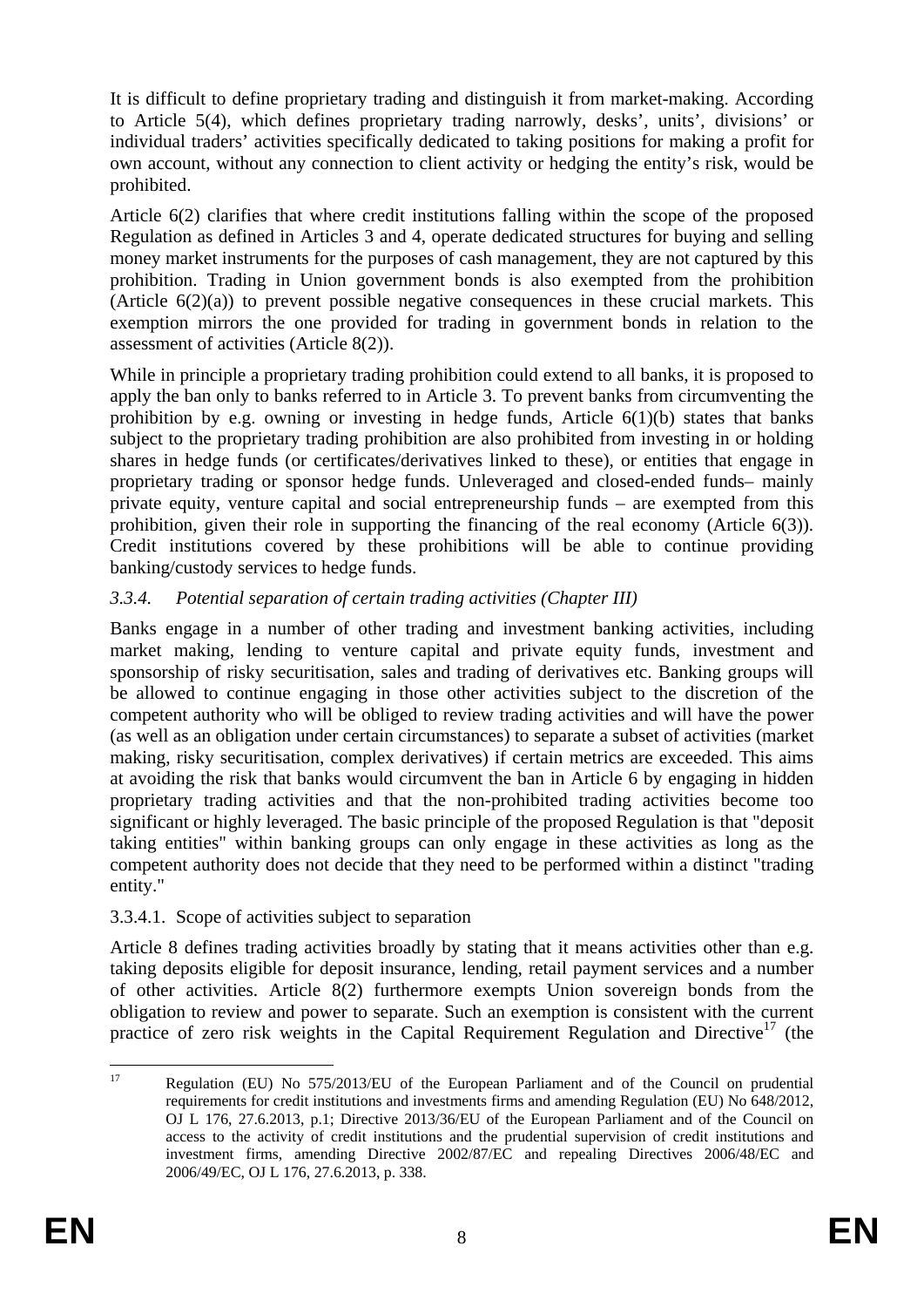It is difficult to define proprietary trading and distinguish it from market-making. According to Article 5(4), which defines proprietary trading narrowly, desks', units', divisions' or individual traders' activities specifically dedicated to taking positions for making a profit for own account, without any connection to client activity or hedging the entity's risk, would be prohibited.

Article 6(2) clarifies that where credit institutions falling within the scope of the proposed Regulation as defined in Articles 3 and 4, operate dedicated structures for buying and selling money market instruments for the purposes of cash management, they are not captured by this prohibition. Trading in Union government bonds is also exempted from the prohibition (Article 6(2)(a)) to prevent possible negative consequences in these crucial markets. This exemption mirrors the one provided for trading in government bonds in relation to the assessment of activities (Article 8(2)).

While in principle a proprietary trading prohibition could extend to all banks, it is proposed to apply the ban only to banks referred to in Article 3. To prevent banks from circumventing the prohibition by e.g. owning or investing in hedge funds, Article 6(1)(b) states that banks subject to the proprietary trading prohibition are also prohibited from investing in or holding shares in hedge funds (or certificates/derivatives linked to these), or entities that engage in proprietary trading or sponsor hedge funds. Unleveraged and closed-ended funds– mainly private equity, venture capital and social entrepreneurship funds – are exempted from this prohibition, given their role in supporting the financing of the real economy (Article 6(3)). Credit institutions covered by these prohibitions will be able to continue providing banking/custody services to hedge funds.

### *3.3.4. Potential separation of certain trading activities (Chapter III)*

Banks engage in a number of other trading and investment banking activities, including market making, lending to venture capital and private equity funds, investment and sponsorship of risky securitisation, sales and trading of derivatives etc. Banking groups will be allowed to continue engaging in those other activities subject to the discretion of the competent authority who will be obliged to review trading activities and will have the power (as well as an obligation under certain circumstances) to separate a subset of activities (market making, risky securitisation, complex derivatives) if certain metrics are exceeded. This aims at avoiding the risk that banks would circumvent the ban in Article 6 by engaging in hidden proprietary trading activities and that the non-prohibited trading activities become too significant or highly leveraged. The basic principle of the proposed Regulation is that "deposit taking entities" within banking groups can only engage in these activities as long as the competent authority does not decide that they need to be performed within a distinct "trading entity."

#### 3.3.4.1. Scope of activities subject to separation

Article 8 defines trading activities broadly by stating that it means activities other than e.g. taking deposits eligible for deposit insurance, lending, retail payment services and a number of other activities. Article 8(2) furthermore exempts Union sovereign bonds from the obligation to review and power to separate. Such an exemption is consistent with the current practice of zero risk weights in the Capital Requirement Regulation and Directive[17] (the

---

[17] Regulation (EU) No 575/2013/EU of the European Parliament and of the Council on prudential requirements for credit institutions and investments firms and amending Regulation (EU) No 648/2012, OJ L 176, 27.6.2013, p.1; Directive 2013/36/EU of the European Parliament and of the Council on access to the activity of credit institutions and the prudential supervision of credit institutions and investment firms, amending Directive 2002/87/EC and repealing Directives 2006/48/EC and 2006/49/EC, OJ L 176, 27.6.2013, p. 338.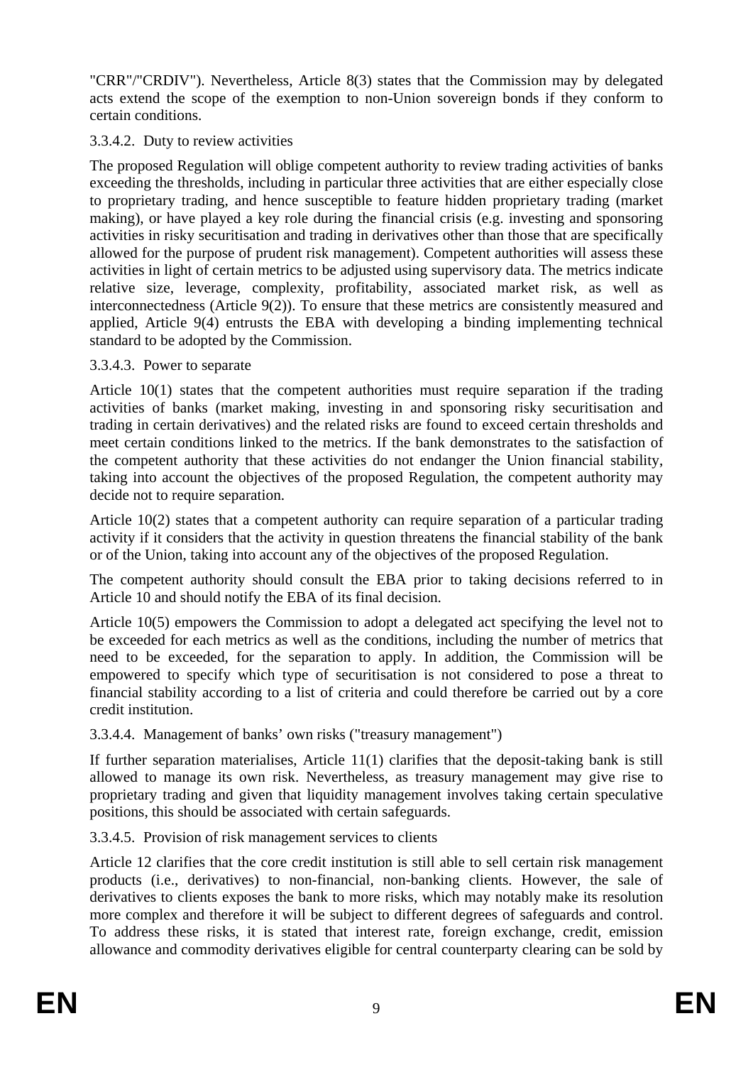"CRR"/"CRDIV"). Nevertheless, Article 8(3) states that the Commission may by delegated acts extend the scope of the exemption to non-Union sovereign bonds if they conform to certain conditions.

#### 3.3.4.2. Duty to review activities

The proposed Regulation will oblige competent authority to review trading activities of banks exceeding the thresholds, including in particular three activities that are either especially close to proprietary trading, and hence susceptible to feature hidden proprietary trading (market making), or have played a key role during the financial crisis (e.g. investing and sponsoring activities in risky securitisation and trading in derivatives other than those that are specifically allowed for the purpose of prudent risk management). Competent authorities will assess these activities in light of certain metrics to be adjusted using supervisory data. The metrics indicate relative size, leverage, complexity, profitability, associated market risk, as well as interconnectedness (Article 9(2)). To ensure that these metrics are consistently measured and applied, Article 9(4) entrusts the EBA with developing a binding implementing technical standard to be adopted by the Commission.

#### 3.3.4.3. Power to separate

Article 10(1) states that the competent authorities must require separation if the trading activities of banks (market making, investing in and sponsoring risky securitisation and trading in certain derivatives) and the related risks are found to exceed certain thresholds and meet certain conditions linked to the metrics. If the bank demonstrates to the satisfaction of the competent authority that these activities do not endanger the Union financial stability, taking into account the objectives of the proposed Regulation, the competent authority may decide not to require separation.

Article 10(2) states that a competent authority can require separation of a particular trading activity if it considers that the activity in question threatens the financial stability of the bank or of the Union, taking into account any of the objectives of the proposed Regulation.

The competent authority should consult the EBA prior to taking decisions referred to in Article 10 and should notify the EBA of its final decision.

Article 10(5) empowers the Commission to adopt a delegated act specifying the level not to be exceeded for each metrics as well as the conditions, including the number of metrics that need to be exceeded, for the separation to apply. In addition, the Commission will be empowered to specify which type of securitisation is not considered to pose a threat to financial stability according to a list of criteria and could therefore be carried out by a core credit institution.

#### 3.3.4.4. Management of banks' own risks ("treasury management")

If further separation materialises, Article 11(1) clarifies that the deposit-taking bank is still allowed to manage its own risk. Nevertheless, as treasury management may give rise to proprietary trading and given that liquidity management involves taking certain speculative positions, this should be associated with certain safeguards.

#### 3.3.4.5. Provision of risk management services to clients

Article 12 clarifies that the core credit institution is still able to sell certain risk management products (i.e., derivatives) to non-financial, non-banking clients. However, the sale of derivatives to clients exposes the bank to more risks, which may notably make its resolution more complex and therefore it will be subject to different degrees of safeguards and control. To address these risks, it is stated that interest rate, foreign exchange, credit, emission allowance and commodity derivatives eligible for central counterparty clearing can be sold by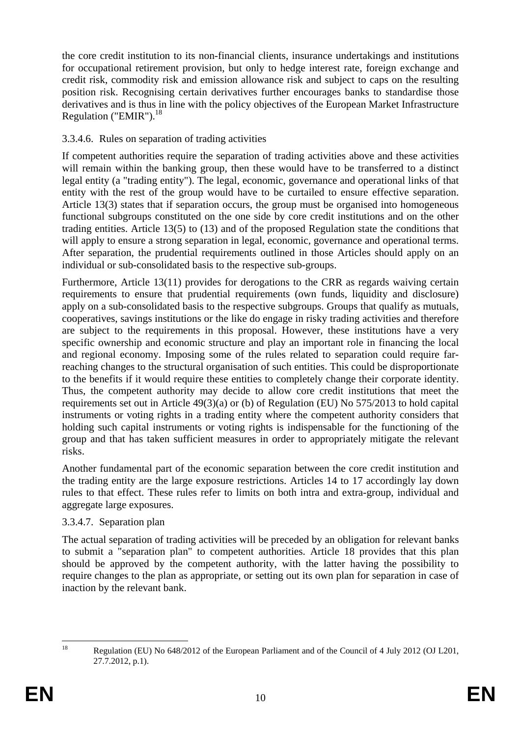the core credit institution to its non-financial clients, insurance undertakings and institutions for occupational retirement provision, but only to hedge interest rate, foreign exchange and credit risk, commodity risk and emission allowance risk and subject to caps on the resulting position risk. Recognising certain derivatives further encourages banks to standardise those derivatives and is thus in line with the policy objectives of the European Market Infrastructure Regulation ("EMIR").[18]

#### 3.3.4.6. Rules on separation of trading activities

If competent authorities require the separation of trading activities above and these activities will remain within the banking group, then these would have to be transferred to a distinct legal entity (a "trading entity"). The legal, economic, governance and operational links of that entity with the rest of the group would have to be curtailed to ensure effective separation. Article 13(3) states that if separation occurs, the group must be organised into homogeneous functional subgroups constituted on the one side by core credit institutions and on the other trading entities. Article 13(5) to (13) and of the proposed Regulation state the conditions that will apply to ensure a strong separation in legal, economic, governance and operational terms. After separation, the prudential requirements outlined in those Articles should apply on an individual or sub-consolidated basis to the respective sub-groups.

Furthermore, Article 13(11) provides for derogations to the CRR as regards waiving certain requirements to ensure that prudential requirements (own funds, liquidity and disclosure) apply on a sub-consolidated basis to the respective subgroups. Groups that qualify as mutuals, cooperatives, savings institutions or the like do engage in risky trading activities and therefore are subject to the requirements in this proposal. However, these institutions have a very specific ownership and economic structure and play an important role in financing the local and regional economy. Imposing some of the rules related to separation could require far-reaching changes to the structural organisation of such entities. This could be disproportionate to the benefits if it would require these entities to completely change their corporate identity. Thus, the competent authority may decide to allow core credit institutions that meet the requirements set out in Article 49(3)(a) or (b) of Regulation (EU) No 575/2013 to hold capital instruments or voting rights in a trading entity where the competent authority considers that holding such capital instruments or voting rights is indispensable for the functioning of the group and that has taken sufficient measures in order to appropriately mitigate the relevant risks.

Another fundamental part of the economic separation between the core credit institution and the trading entity are the large exposure restrictions. Articles 14 to 17 accordingly lay down rules to that effect. These rules refer to limits on both intra and extra-group, individual and aggregate large exposures.

#### 3.3.4.7. Separation plan

The actual separation of trading activities will be preceded by an obligation for relevant banks to submit a "separation plan" to competent authorities. Article 18 provides that this plan should be approved by the competent authority, with the latter having the possibility to require changes to the plan as appropriate, or setting out its own plan for separation in case of inaction by the relevant bank.

---

[18] Regulation (EU) No 648/2012 of the European Parliament and of the Council of 4 July 2012 (OJ L201, 27.7.2012, p.1).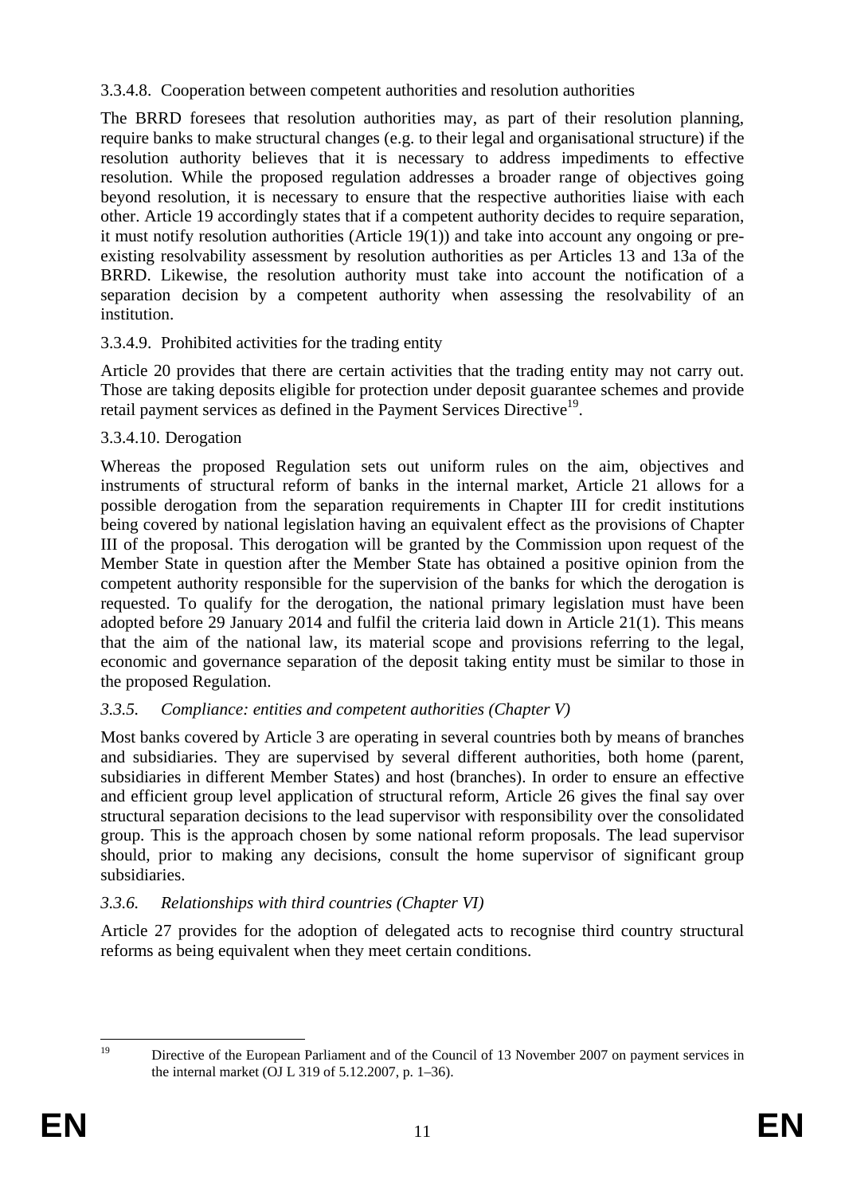#### 3.3.4.8. Cooperation between competent authorities and resolution authorities

The BRRD foresees that resolution authorities may, as part of their resolution planning, require banks to make structural changes (e.g. to their legal and organisational structure) if the resolution authority believes that it is necessary to address impediments to effective resolution. While the proposed regulation addresses a broader range of objectives going beyond resolution, it is necessary to ensure that the respective authorities liaise with each other. Article 19 accordingly states that if a competent authority decides to require separation, it must notify resolution authorities (Article 19(1)) and take into account any ongoing or pre-existing resolvability assessment by resolution authorities as per Articles 13 and 13a of the BRRD. Likewise, the resolution authority must take into account the notification of a separation decision by a competent authority when assessing the resolvability of an institution.

#### 3.3.4.9. Prohibited activities for the trading entity

Article 20 provides that there are certain activities that the trading entity may not carry out. Those are taking deposits eligible for protection under deposit guarantee schemes and provide retail payment services as defined in the Payment Services Directive[19].

#### 3.3.4.10. Derogation

Whereas the proposed Regulation sets out uniform rules on the aim, objectives and instruments of structural reform of banks in the internal market, Article 21 allows for a possible derogation from the separation requirements in Chapter III for credit institutions being covered by national legislation having an equivalent effect as the provisions of Chapter III of the proposal. This derogation will be granted by the Commission upon request of the Member State in question after the Member State has obtained a positive opinion from the competent authority responsible for the supervision of the banks for which the derogation is requested. To qualify for the derogation, the national primary legislation must have been adopted before 29 January 2014 and fulfil the criteria laid down in Article 21(1). This means that the aim of the national law, its material scope and provisions referring to the legal, economic and governance separation of the deposit taking entity must be similar to those in the proposed Regulation.

### *3.3.5. Compliance: entities and competent authorities (Chapter V)*

Most banks covered by Article 3 are operating in several countries both by means of branches and subsidiaries. They are supervised by several different authorities, both home (parent, subsidiaries in different Member States) and host (branches). In order to ensure an effective and efficient group level application of structural reform, Article 26 gives the final say over structural separation decisions to the lead supervisor with responsibility over the consolidated group. This is the approach chosen by some national reform proposals. The lead supervisor should, prior to making any decisions, consult the home supervisor of significant group subsidiaries.

### *3.3.6. Relationships with third countries (Chapter VI)*

Article 27 provides for the adoption of delegated acts to recognise third country structural reforms as being equivalent when they meet certain conditions.

---

[19] Directive of the European Parliament and of the Council of 13 November 2007 on payment services in the internal market (OJ L 319 of 5.12.2007, p. 1–36).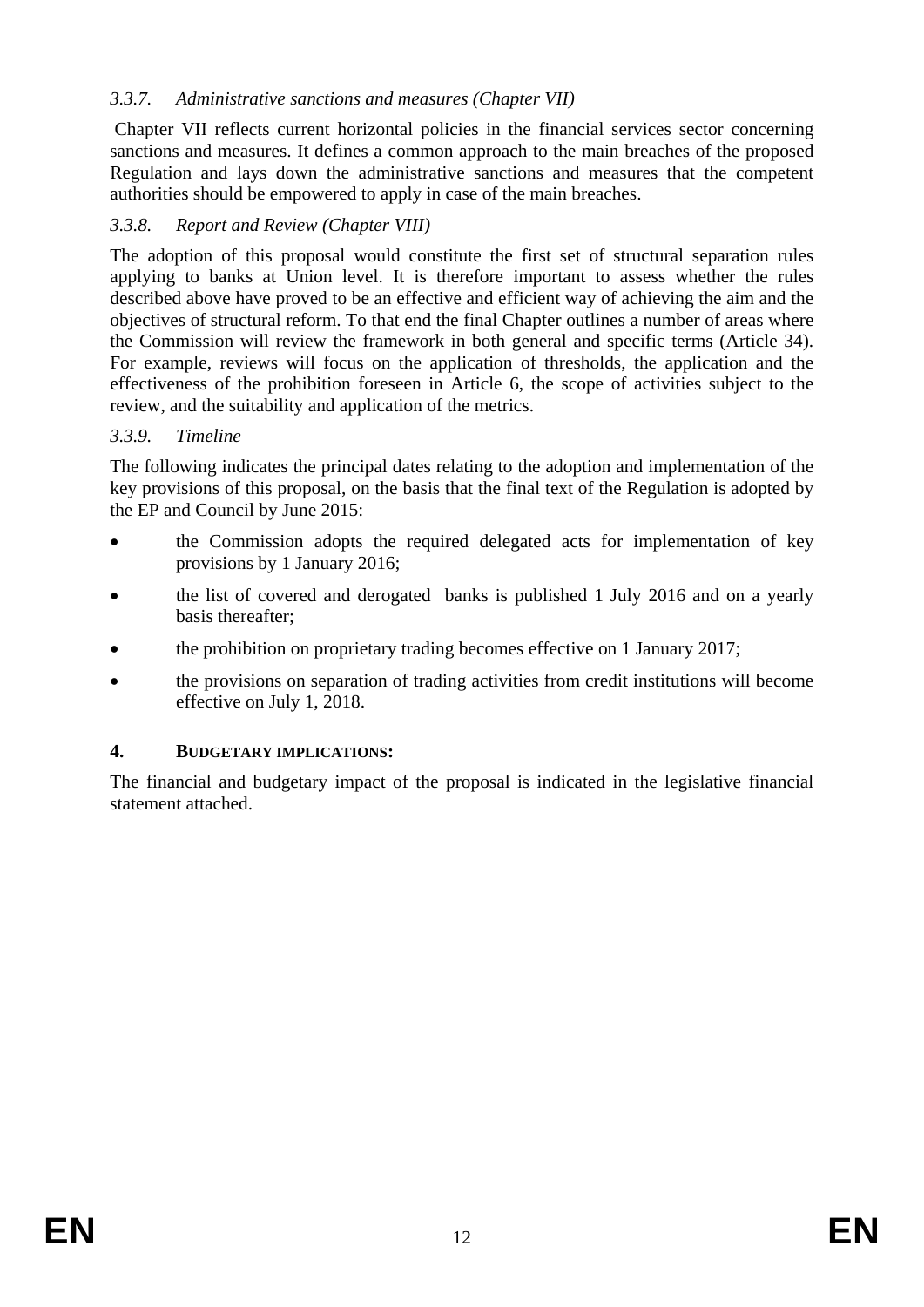### *3.3.7. Administrative sanctions and measures (Chapter VII)*

Chapter VII reflects current horizontal policies in the financial services sector concerning sanctions and measures. It defines a common approach to the main breaches of the proposed Regulation and lays down the administrative sanctions and measures that the competent authorities should be empowered to apply in case of the main breaches.

### *3.3.8. Report and Review (Chapter VIII)*

The adoption of this proposal would constitute the first set of structural separation rules applying to banks at Union level. It is therefore important to assess whether the rules described above have proved to be an effective and efficient way of achieving the aim and the objectives of structural reform. To that end the final Chapter outlines a number of areas where the Commission will review the framework in both general and specific terms (Article 34). For example, reviews will focus on the application of thresholds, the application and the effectiveness of the prohibition foreseen in Article 6, the scope of activities subject to the review, and the suitability and application of the metrics.

### *3.3.9. Timeline*

The following indicates the principal dates relating to the adoption and implementation of the key provisions of this proposal, on the basis that the final text of the Regulation is adopted by the EP and Council by June 2015:

- the Commission adopts the required delegated acts for implementation of key provisions by 1 January 2016;
- the list of covered and derogated banks is published 1 July 2016 and on a yearly basis thereafter;
- the prohibition on proprietary trading becomes effective on 1 January 2017;
- the provisions on separation of trading activities from credit institutions will become effective on July 1, 2018.

## 4. BUDGETARY IMPLICATIONS:

The financial and budgetary impact of the proposal is indicated in the legislative financial statement attached.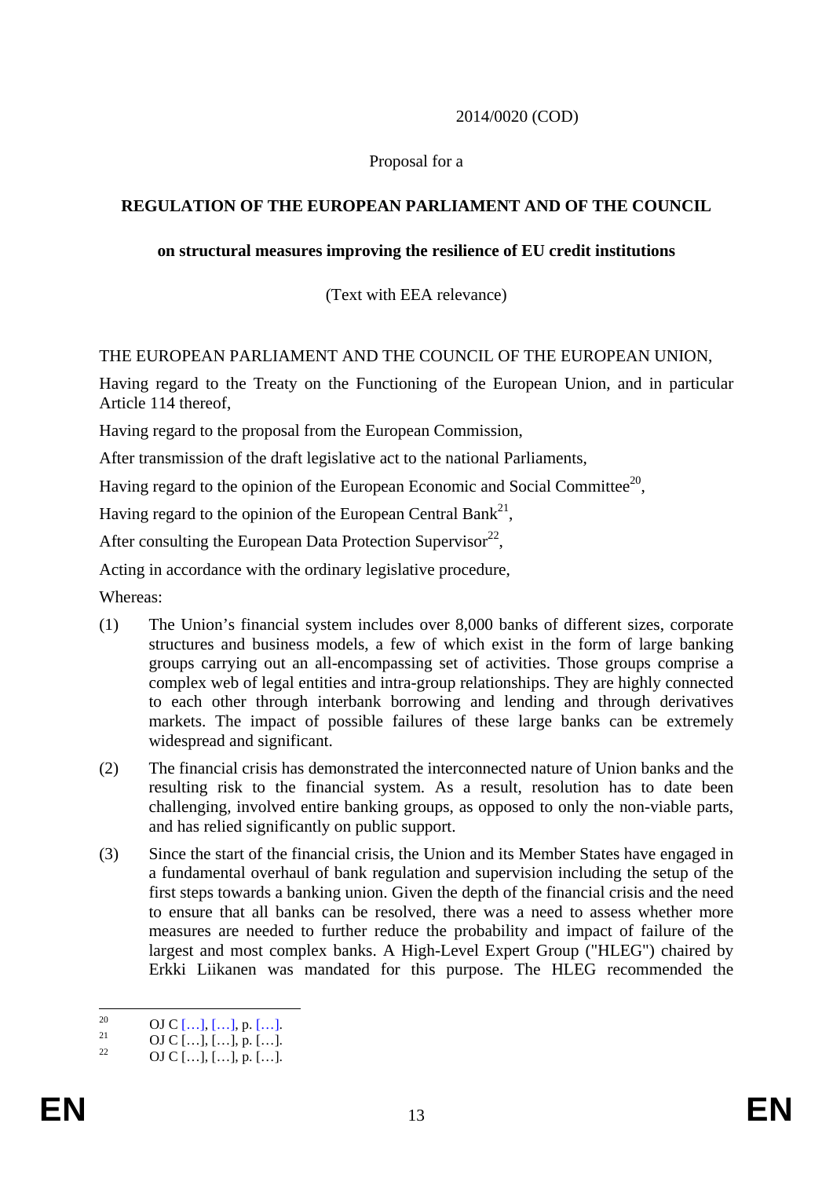2014/0020 (COD)

Proposal for a

**REGULATION OF THE EUROPEAN PARLIAMENT AND OF THE COUNCIL**

**on structural measures improving the resilience of EU credit institutions**

(Text with EEA relevance)

THE EUROPEAN PARLIAMENT AND THE COUNCIL OF THE EUROPEAN UNION,

Having regard to the Treaty on the Functioning of the European Union, and in particular Article 114 thereof,

Having regard to the proposal from the European Commission,

After transmission of the draft legislative act to the national Parliaments,

Having regard to the opinion of the European Economic and Social Committee[20],

Having regard to the opinion of the European Central Bank[21],

After consulting the European Data Protection Supervisor[22],

Acting in accordance with the ordinary legislative procedure,

Whereas:

(1) The Union's financial system includes over 8,000 banks of different sizes, corporate structures and business models, a few of which exist in the form of large banking groups carrying out an all-encompassing set of activities. Those groups comprise a complex web of legal entities and intra-group relationships. They are highly connected to each other through interbank borrowing and lending and through derivatives markets. The impact of possible failures of these large banks can be extremely widespread and significant.

(2) The financial crisis has demonstrated the interconnected nature of Union banks and the resulting risk to the financial system. As a result, resolution has to date been challenging, involved entire banking groups, as opposed to only the non-viable parts, and has relied significantly on public support.

(3) Since the start of the financial crisis, the Union and its Member States have engaged in a fundamental overhaul of bank regulation and supervision including the setup of the first steps towards a banking union. Given the depth of the financial crisis and the need to ensure that all banks can be resolved, there was a need to assess whether more measures are needed to further reduce the probability and impact of failure of the largest and most complex banks. A High-Level Expert Group ("HLEG") chaired by Erkki Liikanen was mandated for this purpose. The HLEG recommended the

---

[20] OJ C […], […], p. […].

[21] OJ C […], […], p. […].

[22] OJ C […], […], p. […].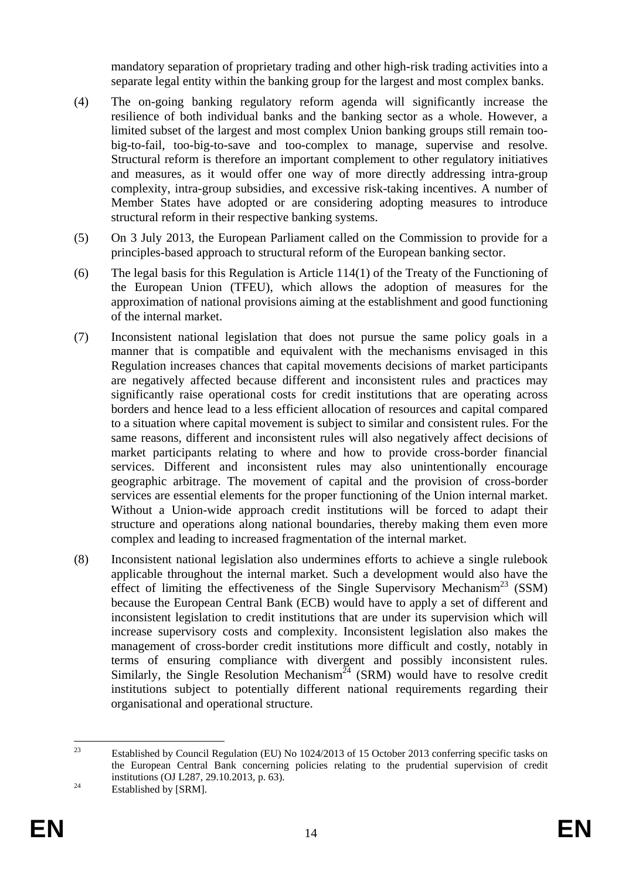mandatory separation of proprietary trading and other high-risk trading activities into a separate legal entity within the banking group for the largest and most complex banks.

(4) The on-going banking regulatory reform agenda will significantly increase the resilience of both individual banks and the banking sector as a whole. However, a limited subset of the largest and most complex Union banking groups still remain too-big-to-fail, too-big-to-save and too-complex to manage, supervise and resolve. Structural reform is therefore an important complement to other regulatory initiatives and measures, as it would offer one way of more directly addressing intra-group complexity, intra-group subsidies, and excessive risk-taking incentives. A number of Member States have adopted or are considering adopting measures to introduce structural reform in their respective banking systems.

(5) On 3 July 2013, the European Parliament called on the Commission to provide for a principles-based approach to structural reform of the European banking sector.

(6) The legal basis for this Regulation is Article 114(1) of the Treaty of the Functioning of the European Union (TFEU), which allows the adoption of measures for the approximation of national provisions aiming at the establishment and good functioning of the internal market.

(7) Inconsistent national legislation that does not pursue the same policy goals in a manner that is compatible and equivalent with the mechanisms envisaged in this Regulation increases chances that capital movements decisions of market participants are negatively affected because different and inconsistent rules and practices may significantly raise operational costs for credit institutions that are operating across borders and hence lead to a less efficient allocation of resources and capital compared to a situation where capital movement is subject to similar and consistent rules. For the same reasons, different and inconsistent rules will also negatively affect decisions of market participants relating to where and how to provide cross-border financial services. Different and inconsistent rules may also unintentionally encourage geographic arbitrage. The movement of capital and the provision of cross-border services are essential elements for the proper functioning of the Union internal market. Without a Union-wide approach credit institutions will be forced to adapt their structure and operations along national boundaries, thereby making them even more complex and leading to increased fragmentation of the internal market.

(8) Inconsistent national legislation also undermines efforts to achieve a single rulebook applicable throughout the internal market. Such a development would also have the effect of limiting the effectiveness of the Single Supervisory Mechanism[23] (SSM) because the European Central Bank (ECB) would have to apply a set of different and inconsistent legislation to credit institutions that are under its supervision which will increase supervisory costs and complexity. Inconsistent legislation also makes the management of cross-border credit institutions more difficult and costly, notably in terms of ensuring compliance with divergent and possibly inconsistent rules. Similarly, the Single Resolution Mechanism[24] (SRM) would have to resolve credit institutions subject to potentially different national requirements regarding their organisational and operational structure.

---

[23] Established by Council Regulation (EU) No 1024/2013 of 15 October 2013 conferring specific tasks on the European Central Bank concerning policies relating to the prudential supervision of credit institutions (OJ L287, 29.10.2013, p. 63).

[24] Established by [SRM].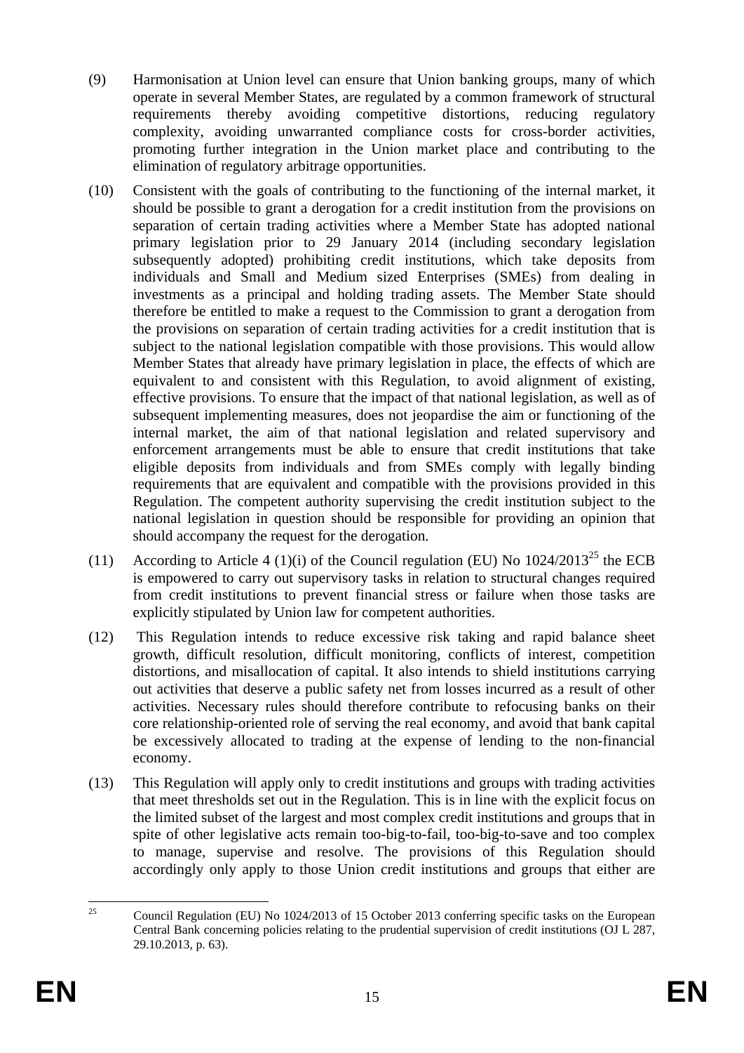(9) Harmonisation at Union level can ensure that Union banking groups, many of which operate in several Member States, are regulated by a common framework of structural requirements thereby avoiding competitive distortions, reducing regulatory complexity, avoiding unwarranted compliance costs for cross-border activities, promoting further integration in the Union market place and contributing to the elimination of regulatory arbitrage opportunities.

(10) Consistent with the goals of contributing to the functioning of the internal market, it should be possible to grant a derogation for a credit institution from the provisions on separation of certain trading activities where a Member State has adopted national primary legislation prior to 29 January 2014 (including secondary legislation subsequently adopted) prohibiting credit institutions, which take deposits from individuals and Small and Medium sized Enterprises (SMEs) from dealing in investments as a principal and holding trading assets. The Member State should therefore be entitled to make a request to the Commission to grant a derogation from the provisions on separation of certain trading activities for a credit institution that is subject to the national legislation compatible with those provisions. This would allow Member States that already have primary legislation in place, the effects of which are equivalent to and consistent with this Regulation, to avoid alignment of existing, effective provisions. To ensure that the impact of that national legislation, as well as of subsequent implementing measures, does not jeopardise the aim or functioning of the internal market, the aim of that national legislation and related supervisory and enforcement arrangements must be able to ensure that credit institutions that take eligible deposits from individuals and from SMEs comply with legally binding requirements that are equivalent and compatible with the provisions provided in this Regulation. The competent authority supervising the credit institution subject to the national legislation in question should be responsible for providing an opinion that should accompany the request for the derogation.

(11) According to Article 4 (1)(i) of the Council regulation (EU) No 1024/2013[25] the ECB is empowered to carry out supervisory tasks in relation to structural changes required from credit institutions to prevent financial stress or failure when those tasks are explicitly stipulated by Union law for competent authorities.

(12) This Regulation intends to reduce excessive risk taking and rapid balance sheet growth, difficult resolution, difficult monitoring, conflicts of interest, competition distortions, and misallocation of capital. It also intends to shield institutions carrying out activities that deserve a public safety net from losses incurred as a result of other activities. Necessary rules should therefore contribute to refocusing banks on their core relationship-oriented role of serving the real economy, and avoid that bank capital be excessively allocated to trading at the expense of lending to the non-financial economy.

(13) This Regulation will apply only to credit institutions and groups with trading activities that meet thresholds set out in the Regulation. This is in line with the explicit focus on the limited subset of the largest and most complex credit institutions and groups that in spite of other legislative acts remain too-big-to-fail, too-big-to-save and too complex to manage, supervise and resolve. The provisions of this Regulation should accordingly only apply to those Union credit institutions and groups that either are

[25] Council Regulation (EU) No 1024/2013 of 15 October 2013 conferring specific tasks on the European Central Bank concerning policies relating to the prudential supervision of credit institutions (OJ L 287, 29.10.2013, p. 63).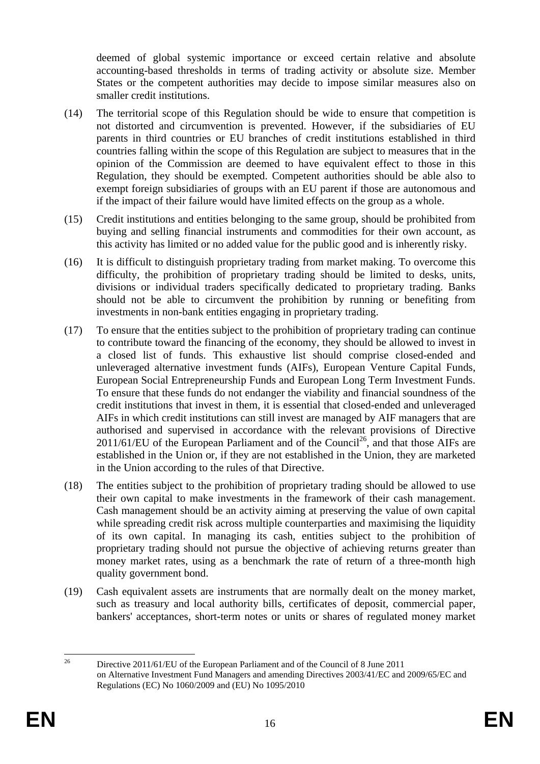deemed of global systemic importance or exceed certain relative and absolute accounting-based thresholds in terms of trading activity or absolute size. Member States or the competent authorities may decide to impose similar measures also on smaller credit institutions.

(14) The territorial scope of this Regulation should be wide to ensure that competition is not distorted and circumvention is prevented. However, if the subsidiaries of EU parents in third countries or EU branches of credit institutions established in third countries falling within the scope of this Regulation are subject to measures that in the opinion of the Commission are deemed to have equivalent effect to those in this Regulation, they should be exempted. Competent authorities should be able also to exempt foreign subsidiaries of groups with an EU parent if those are autonomous and if the impact of their failure would have limited effects on the group as a whole.

(15) Credit institutions and entities belonging to the same group, should be prohibited from buying and selling financial instruments and commodities for their own account, as this activity has limited or no added value for the public good and is inherently risky.

(16) It is difficult to distinguish proprietary trading from market making. To overcome this difficulty, the prohibition of proprietary trading should be limited to desks, units, divisions or individual traders specifically dedicated to proprietary trading. Banks should not be able to circumvent the prohibition by running or benefiting from investments in non-bank entities engaging in proprietary trading.

(17) To ensure that the entities subject to the prohibition of proprietary trading can continue to contribute toward the financing of the economy, they should be allowed to invest in a closed list of funds. This exhaustive list should comprise closed-ended and unleveraged alternative investment funds (AIFs), European Venture Capital Funds, European Social Entrepreneurship Funds and European Long Term Investment Funds. To ensure that these funds do not endanger the viability and financial soundness of the credit institutions that invest in them, it is essential that closed-ended and unleveraged AIFs in which credit institutions can still invest are managed by AIF managers that are authorised and supervised in accordance with the relevant provisions of Directive 2011/61/EU of the European Parliament and of the Council[26], and that those AIFs are established in the Union or, if they are not established in the Union, they are marketed in the Union according to the rules of that Directive.

(18) The entities subject to the prohibition of proprietary trading should be allowed to use their own capital to make investments in the framework of their cash management. Cash management should be an activity aiming at preserving the value of own capital while spreading credit risk across multiple counterparties and maximising the liquidity of its own capital. In managing its cash, entities subject to the prohibition of proprietary trading should not pursue the objective of achieving returns greater than money market rates, using as a benchmark the rate of return of a three-month high quality government bond.

(19) Cash equivalent assets are instruments that are normally dealt on the money market, such as treasury and local authority bills, certificates of deposit, commercial paper, bankers' acceptances, short-term notes or units or shares of regulated money market

---

[26] Directive 2011/61/EU of the European Parliament and of the Council of 8 June 2011 on Alternative Investment Fund Managers and amending Directives 2003/41/EC and 2009/65/EC and Regulations (EC) No 1060/2009 and (EU) No 1095/2010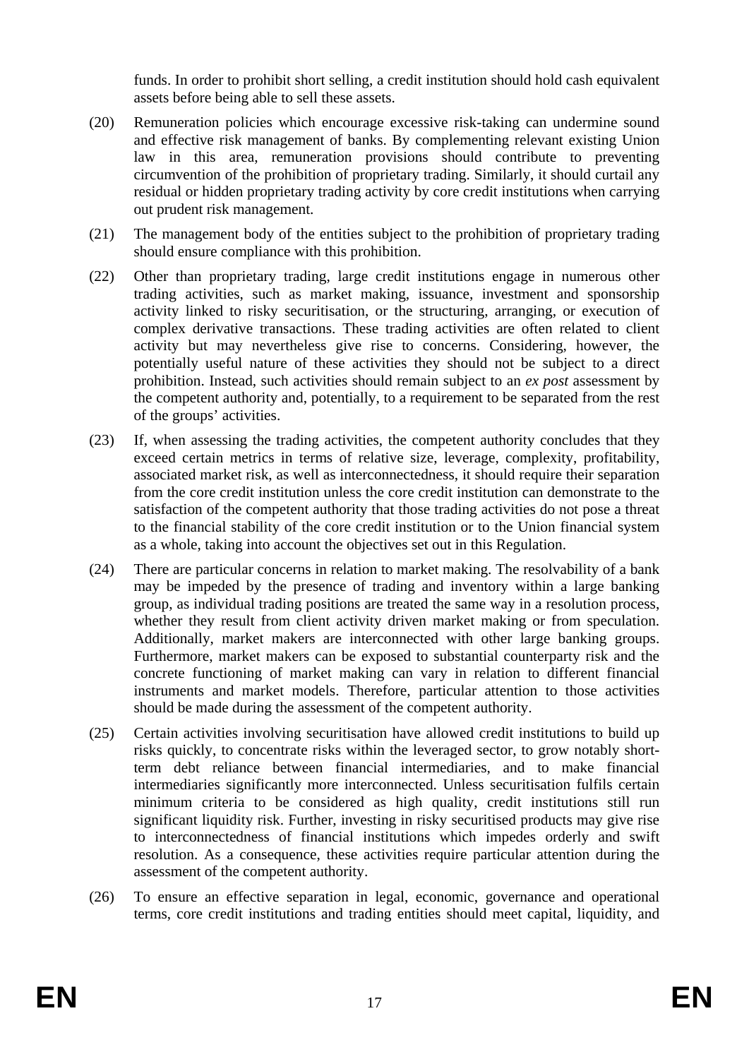funds. In order to prohibit short selling, a credit institution should hold cash equivalent assets before being able to sell these assets.

(20) Remuneration policies which encourage excessive risk-taking can undermine sound and effective risk management of banks. By complementing relevant existing Union law in this area, remuneration provisions should contribute to preventing circumvention of the prohibition of proprietary trading. Similarly, it should curtail any residual or hidden proprietary trading activity by core credit institutions when carrying out prudent risk management.

(21) The management body of the entities subject to the prohibition of proprietary trading should ensure compliance with this prohibition.

(22) Other than proprietary trading, large credit institutions engage in numerous other trading activities, such as market making, issuance, investment and sponsorship activity linked to risky securitisation, or the structuring, arranging, or execution of complex derivative transactions. These trading activities are often related to client activity but may nevertheless give rise to concerns. Considering, however, the potentially useful nature of these activities they should not be subject to a direct prohibition. Instead, such activities should remain subject to an *ex post* assessment by the competent authority and, potentially, to a requirement to be separated from the rest of the groups' activities.

(23) If, when assessing the trading activities, the competent authority concludes that they exceed certain metrics in terms of relative size, leverage, complexity, profitability, associated market risk, as well as interconnectedness, it should require their separation from the core credit institution unless the core credit institution can demonstrate to the satisfaction of the competent authority that those trading activities do not pose a threat to the financial stability of the core credit institution or to the Union financial system as a whole, taking into account the objectives set out in this Regulation.

(24) There are particular concerns in relation to market making. The resolvability of a bank may be impeded by the presence of trading and inventory within a large banking group, as individual trading positions are treated the same way in a resolution process, whether they result from client activity driven market making or from speculation. Additionally, market makers are interconnected with other large banking groups. Furthermore, market makers can be exposed to substantial counterparty risk and the concrete functioning of market making can vary in relation to different financial instruments and market models. Therefore, particular attention to those activities should be made during the assessment of the competent authority.

(25) Certain activities involving securitisation have allowed credit institutions to build up risks quickly, to concentrate risks within the leveraged sector, to grow notably short-term debt reliance between financial intermediaries, and to make financial intermediaries significantly more interconnected. Unless securitisation fulfils certain minimum criteria to be considered as high quality, credit institutions still run significant liquidity risk. Further, investing in risky securitised products may give rise to interconnectedness of financial institutions which impedes orderly and swift resolution. As a consequence, these activities require particular attention during the assessment of the competent authority.

(26) To ensure an effective separation in legal, economic, governance and operational terms, core credit institutions and trading entities should meet capital, liquidity, and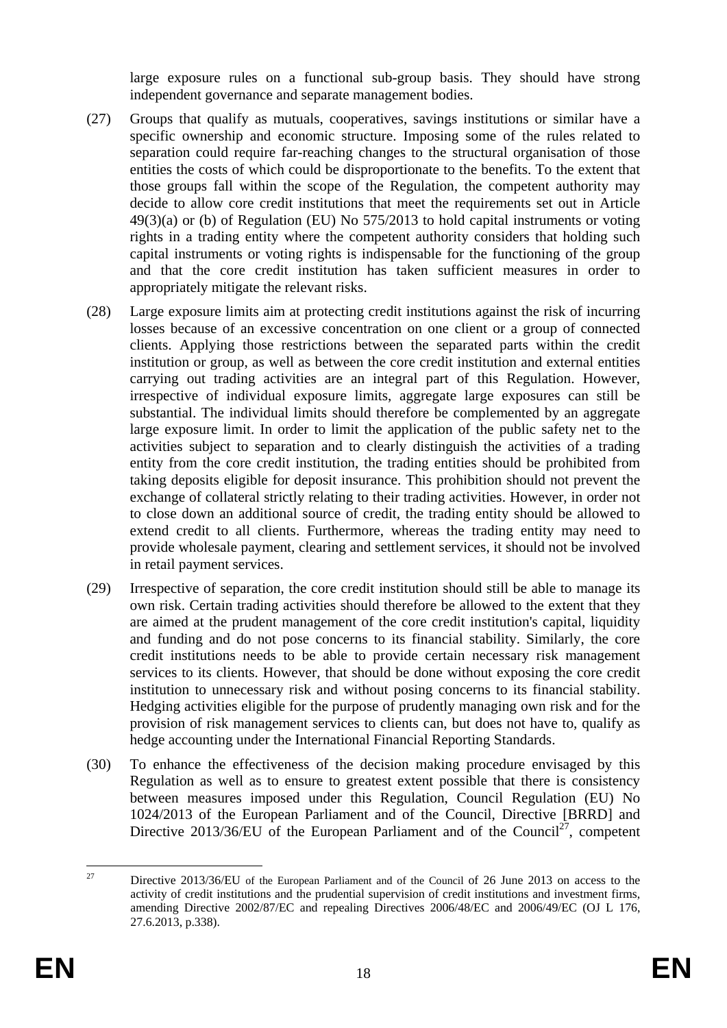large exposure rules on a functional sub-group basis. They should have strong independent governance and separate management bodies.

(27) Groups that qualify as mutuals, cooperatives, savings institutions or similar have a specific ownership and economic structure. Imposing some of the rules related to separation could require far-reaching changes to the structural organisation of those entities the costs of which could be disproportionate to the benefits. To the extent that those groups fall within the scope of the Regulation, the competent authority may decide to allow core credit institutions that meet the requirements set out in Article 49(3)(a) or (b) of Regulation (EU) No 575/2013 to hold capital instruments or voting rights in a trading entity where the competent authority considers that holding such capital instruments or voting rights is indispensable for the functioning of the group and that the core credit institution has taken sufficient measures in order to appropriately mitigate the relevant risks.

(28) Large exposure limits aim at protecting credit institutions against the risk of incurring losses because of an excessive concentration on one client or a group of connected clients. Applying those restrictions between the separated parts within the credit institution or group, as well as between the core credit institution and external entities carrying out trading activities are an integral part of this Regulation. However, irrespective of individual exposure limits, aggregate large exposures can still be substantial. The individual limits should therefore be complemented by an aggregate large exposure limit. In order to limit the application of the public safety net to the activities subject to separation and to clearly distinguish the activities of a trading entity from the core credit institution, the trading entities should be prohibited from taking deposits eligible for deposit insurance. This prohibition should not prevent the exchange of collateral strictly relating to their trading activities. However, in order not to close down an additional source of credit, the trading entity should be allowed to extend credit to all clients. Furthermore, whereas the trading entity may need to provide wholesale payment, clearing and settlement services, it should not be involved in retail payment services.

(29) Irrespective of separation, the core credit institution should still be able to manage its own risk. Certain trading activities should therefore be allowed to the extent that they are aimed at the prudent management of the core credit institution's capital, liquidity and funding and do not pose concerns to its financial stability. Similarly, the core credit institutions needs to be able to provide certain necessary risk management services to its clients. However, that should be done without exposing the core credit institution to unnecessary risk and without posing concerns to its financial stability. Hedging activities eligible for the purpose of prudently managing own risk and for the provision of risk management services to clients can, but does not have to, qualify as hedge accounting under the International Financial Reporting Standards.

(30) To enhance the effectiveness of the decision making procedure envisaged by this Regulation as well as to ensure to greatest extent possible that there is consistency between measures imposed under this Regulation, Council Regulation (EU) No 1024/2013 of the European Parliament and of the Council, Directive [BRRD] and Directive 2013/36/EU of the European Parliament and of the Council[27], competent

---

[27] Directive 2013/36/EU of the European Parliament and of the Council of 26 June 2013 on access to the activity of credit institutions and the prudential supervision of credit institutions and investment firms, amending Directive 2002/87/EC and repealing Directives 2006/48/EC and 2006/49/EC (OJ L 176, 27.6.2013, p.338).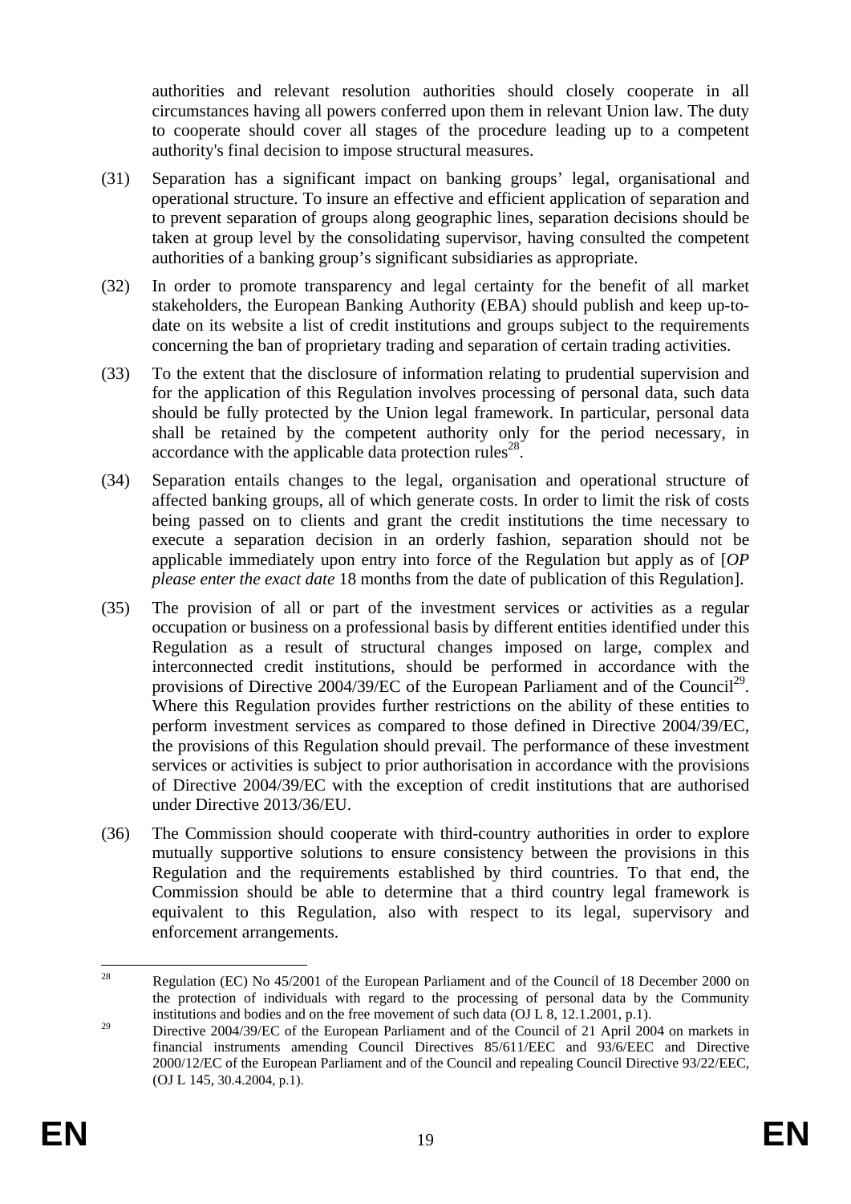authorities and relevant resolution authorities should closely cooperate in all circumstances having all powers conferred upon them in relevant Union law. The duty to cooperate should cover all stages of the procedure leading up to a competent authority's final decision to impose structural measures.

(31) Separation has a significant impact on banking groups' legal, organisational and operational structure. To insure an effective and efficient application of separation and to prevent separation of groups along geographic lines, separation decisions should be taken at group level by the consolidating supervisor, having consulted the competent authorities of a banking group's significant subsidiaries as appropriate.

(32) In order to promote transparency and legal certainty for the benefit of all market stakeholders, the European Banking Authority (EBA) should publish and keep up-to-date on its website a list of credit institutions and groups subject to the requirements concerning the ban of proprietary trading and separation of certain trading activities.

(33) To the extent that the disclosure of information relating to prudential supervision and for the application of this Regulation involves processing of personal data, such data should be fully protected by the Union legal framework. In particular, personal data shall be retained by the competent authority only for the period necessary, in accordance with the applicable data protection rules[28].

(34) Separation entails changes to the legal, organisation and operational structure of affected banking groups, all of which generate costs. In order to limit the risk of costs being passed on to clients and grant the credit institutions the time necessary to execute a separation decision in an orderly fashion, separation should not be applicable immediately upon entry into force of the Regulation but apply as of [*OP please enter the exact date* 18 months from the date of publication of this Regulation].

(35) The provision of all or part of the investment services or activities as a regular occupation or business on a professional basis by different entities identified under this Regulation as a result of structural changes imposed on large, complex and interconnected credit institutions, should be performed in accordance with the provisions of Directive 2004/39/EC of the European Parliament and of the Council[29]. Where this Regulation provides further restrictions on the ability of these entities to perform investment services as compared to those defined in Directive 2004/39/EC, the provisions of this Regulation should prevail. The performance of these investment services or activities is subject to prior authorisation in accordance with the provisions of Directive 2004/39/EC with the exception of credit institutions that are authorised under Directive 2013/36/EU.

(36) The Commission should cooperate with third-country authorities in order to explore mutually supportive solutions to ensure consistency between the provisions in this Regulation and the requirements established by third countries. To that end, the Commission should be able to determine that a third country legal framework is equivalent to this Regulation, also with respect to its legal, supervisory and enforcement arrangements.

---

[28] Regulation (EC) No 45/2001 of the European Parliament and of the Council of 18 December 2000 on the protection of individuals with regard to the processing of personal data by the Community institutions and bodies and on the free movement of such data (OJ L 8, 12.1.2001, p.1).

[29] Directive 2004/39/EC of the European Parliament and of the Council of 21 April 2004 on markets in financial instruments amending Council Directives 85/611/EEC and 93/6/EEC and Directive 2000/12/EC of the European Parliament and of the Council and repealing Council Directive 93/22/EEC, (OJ L 145, 30.4.2004, p.1).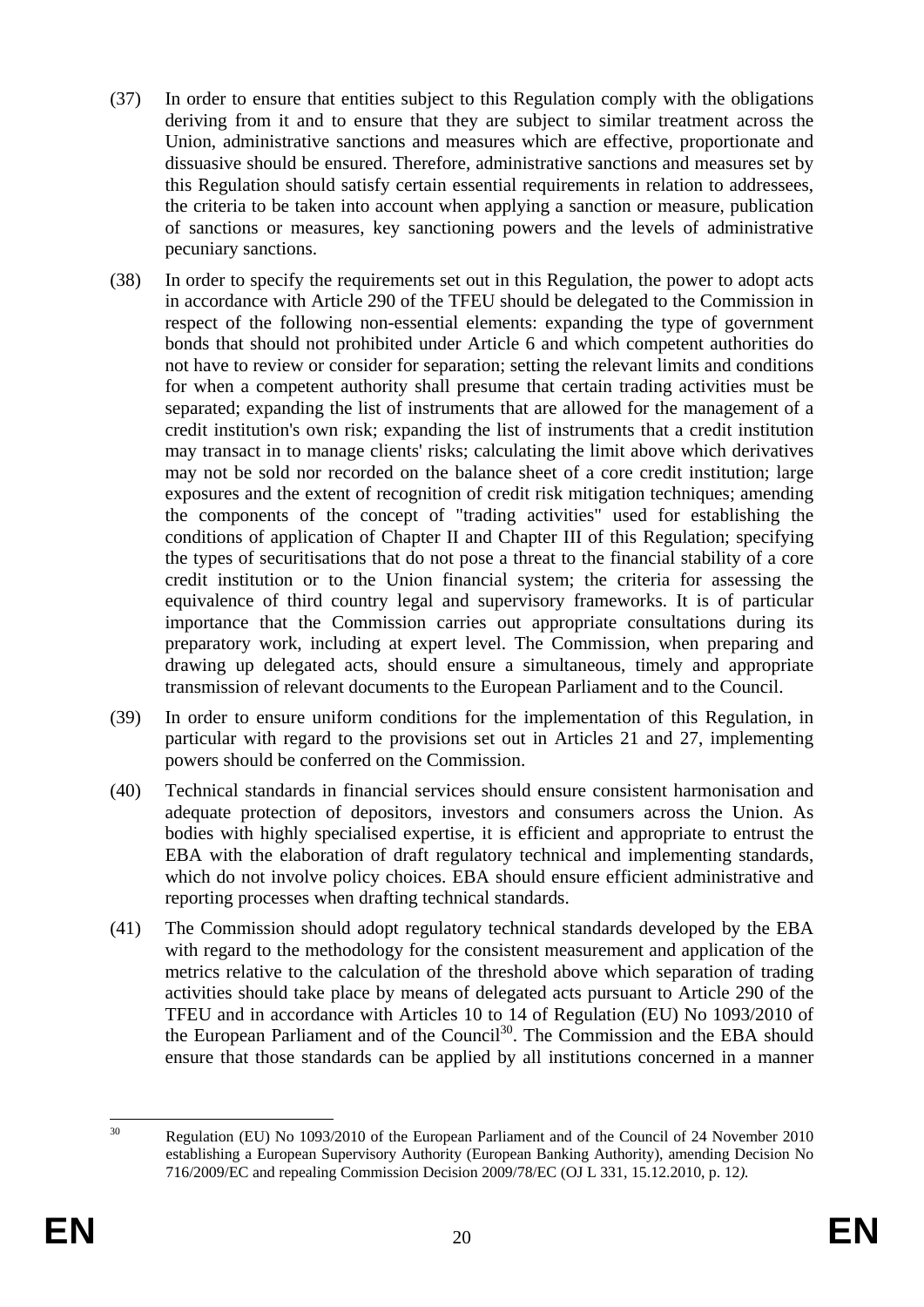(37) In order to ensure that entities subject to this Regulation comply with the obligations deriving from it and to ensure that they are subject to similar treatment across the Union, administrative sanctions and measures which are effective, proportionate and dissuasive should be ensured. Therefore, administrative sanctions and measures set by this Regulation should satisfy certain essential requirements in relation to addressees, the criteria to be taken into account when applying a sanction or measure, publication of sanctions or measures, key sanctioning powers and the levels of administrative pecuniary sanctions.

(38) In order to specify the requirements set out in this Regulation, the power to adopt acts in accordance with Article 290 of the TFEU should be delegated to the Commission in respect of the following non-essential elements: expanding the type of government bonds that should not prohibited under Article 6 and which competent authorities do not have to review or consider for separation; setting the relevant limits and conditions for when a competent authority shall presume that certain trading activities must be separated; expanding the list of instruments that are allowed for the management of a credit institution's own risk; expanding the list of instruments that a credit institution may transact in to manage clients' risks; calculating the limit above which derivatives may not be sold nor recorded on the balance sheet of a core credit institution; large exposures and the extent of recognition of credit risk mitigation techniques; amending the components of the concept of "trading activities" used for establishing the conditions of application of Chapter II and Chapter III of this Regulation; specifying the types of securitisations that do not pose a threat to the financial stability of a core credit institution or to the Union financial system; the criteria for assessing the equivalence of third country legal and supervisory frameworks. It is of particular importance that the Commission carries out appropriate consultations during its preparatory work, including at expert level. The Commission, when preparing and drawing up delegated acts, should ensure a simultaneous, timely and appropriate transmission of relevant documents to the European Parliament and to the Council.

(39) In order to ensure uniform conditions for the implementation of this Regulation, in particular with regard to the provisions set out in Articles 21 and 27, implementing powers should be conferred on the Commission.

(40) Technical standards in financial services should ensure consistent harmonisation and adequate protection of depositors, investors and consumers across the Union. As bodies with highly specialised expertise, it is efficient and appropriate to entrust the EBA with the elaboration of draft regulatory technical and implementing standards, which do not involve policy choices. EBA should ensure efficient administrative and reporting processes when drafting technical standards.

(41) The Commission should adopt regulatory technical standards developed by the EBA with regard to the methodology for the consistent measurement and application of the metrics relative to the calculation of the threshold above which separation of trading activities should take place by means of delegated acts pursuant to Article 290 of the TFEU and in accordance with Articles 10 to 14 of Regulation (EU) No 1093/2010 of the European Parliament and of the Council[30]. The Commission and the EBA should ensure that those standards can be applied by all institutions concerned in a manner

---

[30] Regulation (EU) No 1093/2010 of the European Parliament and of the Council of 24 November 2010 establishing a European Supervisory Authority (European Banking Authority), amending Decision No 716/2009/EC and repealing Commission Decision 2009/78/EC (OJ L 331, 15.12.2010, p. 12).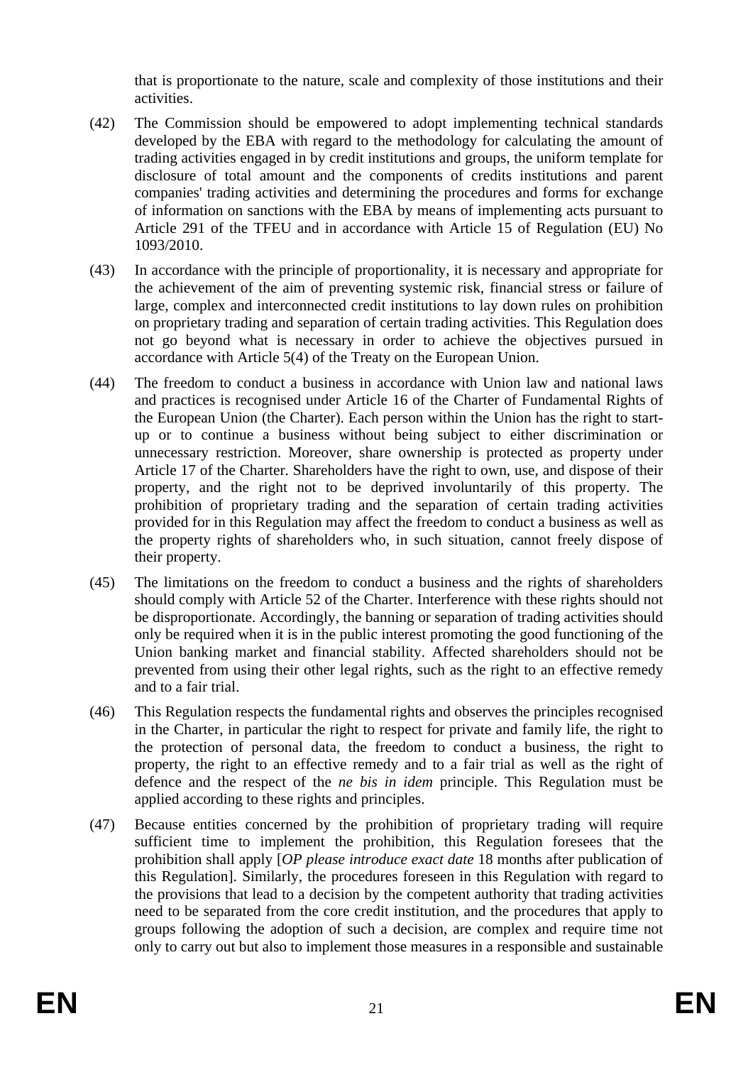that is proportionate to the nature, scale and complexity of those institutions and their activities.

(42) The Commission should be empowered to adopt implementing technical standards developed by the EBA with regard to the methodology for calculating the amount of trading activities engaged in by credit institutions and groups, the uniform template for disclosure of total amount and the components of credits institutions and parent companies' trading activities and determining the procedures and forms for exchange of information on sanctions with the EBA by means of implementing acts pursuant to Article 291 of the TFEU and in accordance with Article 15 of Regulation (EU) No 1093/2010.

(43) In accordance with the principle of proportionality, it is necessary and appropriate for the achievement of the aim of preventing systemic risk, financial stress or failure of large, complex and interconnected credit institutions to lay down rules on prohibition on proprietary trading and separation of certain trading activities. This Regulation does not go beyond what is necessary in order to achieve the objectives pursued in accordance with Article 5(4) of the Treaty on the European Union.

(44) The freedom to conduct a business in accordance with Union law and national laws and practices is recognised under Article 16 of the Charter of Fundamental Rights of the European Union (the Charter). Each person within the Union has the right to start-up or to continue a business without being subject to either discrimination or unnecessary restriction. Moreover, share ownership is protected as property under Article 17 of the Charter. Shareholders have the right to own, use, and dispose of their property, and the right not to be deprived involuntarily of this property. The prohibition of proprietary trading and the separation of certain trading activities provided for in this Regulation may affect the freedom to conduct a business as well as the property rights of shareholders who, in such situation, cannot freely dispose of their property.

(45) The limitations on the freedom to conduct a business and the rights of shareholders should comply with Article 52 of the Charter. Interference with these rights should not be disproportionate. Accordingly, the banning or separation of trading activities should only be required when it is in the public interest promoting the good functioning of the Union banking market and financial stability. Affected shareholders should not be prevented from using their other legal rights, such as the right to an effective remedy and to a fair trial.

(46) This Regulation respects the fundamental rights and observes the principles recognised in the Charter, in particular the right to respect for private and family life, the right to the protection of personal data, the freedom to conduct a business, the right to property, the right to an effective remedy and to a fair trial as well as the right of defence and the respect of the *ne bis in idem* principle. This Regulation must be applied according to these rights and principles.

(47) Because entities concerned by the prohibition of proprietary trading will require sufficient time to implement the prohibition, this Regulation foresees that the prohibition shall apply [*OP please introduce exact date* 18 months after publication of this Regulation]. Similarly, the procedures foreseen in this Regulation with regard to the provisions that lead to a decision by the competent authority that trading activities need to be separated from the core credit institution, and the procedures that apply to groups following the adoption of such a decision, are complex and require time not only to carry out but also to implement those measures in a responsible and sustainable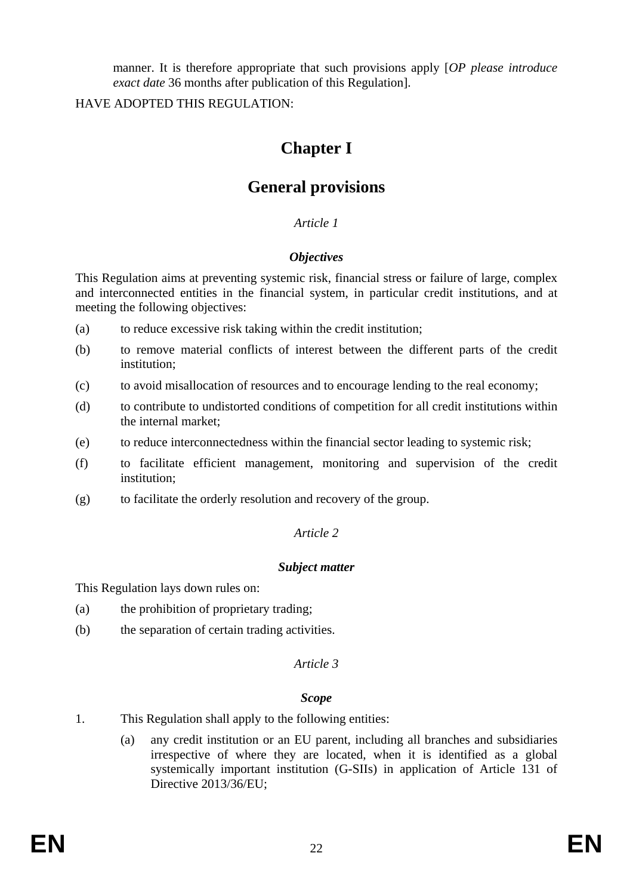manner. It is therefore appropriate that such provisions apply [*OP please introduce exact date* 36 months after publication of this Regulation].

HAVE ADOPTED THIS REGULATION:

# Chapter I

# General provisions

*Article 1*

***Objectives***

This Regulation aims at preventing systemic risk, financial stress or failure of large, complex and interconnected entities in the financial system, in particular credit institutions, and at meeting the following objectives:

(a) to reduce excessive risk taking within the credit institution;

(b) to remove material conflicts of interest between the different parts of the credit institution;

(c) to avoid misallocation of resources and to encourage lending to the real economy;

(d) to contribute to undistorted conditions of competition for all credit institutions within the internal market;

(e) to reduce interconnectedness within the financial sector leading to systemic risk;

(f) to facilitate efficient management, monitoring and supervision of the credit institution;

(g) to facilitate the orderly resolution and recovery of the group.

*Article 2*

***Subject matter***

This Regulation lays down rules on:

(a) the prohibition of proprietary trading;

(b) the separation of certain trading activities.

*Article 3*

***Scope***

1. This Regulation shall apply to the following entities:

    (a) any credit institution or an EU parent, including all branches and subsidiaries irrespective of where they are located, when it is identified as a global systemically important institution (G-SIIs) in application of Article 131 of Directive 2013/36/EU;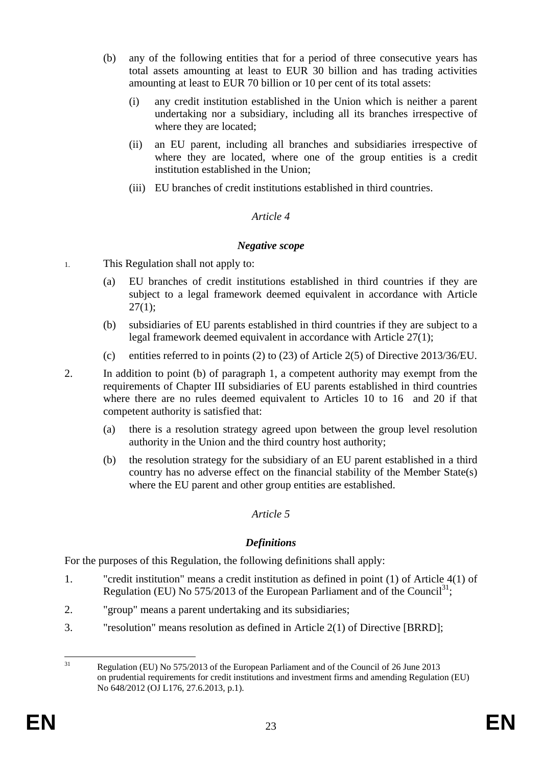(b) any of the following entities that for a period of three consecutive years has total assets amounting at least to EUR 30 billion and has trading activities amounting at least to EUR 70 billion or 10 per cent of its total assets:

(i) any credit institution established in the Union which is neither a parent undertaking nor a subsidiary, including all its branches irrespective of where they are located;

(ii) an EU parent, including all branches and subsidiaries irrespective of where they are located, where one of the group entities is a credit institution established in the Union;

(iii) EU branches of credit institutions established in third countries.

*Article 4*

***Negative scope***

1. This Regulation shall not apply to:

(a) EU branches of credit institutions established in third countries if they are subject to a legal framework deemed equivalent in accordance with Article 27(1);

(b) subsidiaries of EU parents established in third countries if they are subject to a legal framework deemed equivalent in accordance with Article 27(1);

(c) entities referred to in points (2) to (23) of Article 2(5) of Directive 2013/36/EU.

2. In addition to point (b) of paragraph 1, a competent authority may exempt from the requirements of Chapter III subsidiaries of EU parents established in third countries where there are no rules deemed equivalent to Articles 10 to 16 and 20 if that competent authority is satisfied that:

(a) there is a resolution strategy agreed upon between the group level resolution authority in the Union and the third country host authority;

(b) the resolution strategy for the subsidiary of an EU parent established in a third country has no adverse effect on the financial stability of the Member State(s) where the EU parent and other group entities are established.

*Article 5*

***Definitions***

For the purposes of this Regulation, the following definitions shall apply:

1. "credit institution" means a credit institution as defined in point (1) of Article 4(1) of Regulation (EU) No 575/2013 of the European Parliament and of the Council[31];

2. "group" means a parent undertaking and its subsidiaries;

3. "resolution" means resolution as defined in Article 2(1) of Directive [BRRD];

---

[31] Regulation (EU) No 575/2013 of the European Parliament and of the Council of 26 June 2013 on prudential requirements for credit institutions and investment firms and amending Regulation (EU) No 648/2012 (OJ L176, 27.6.2013, p.1).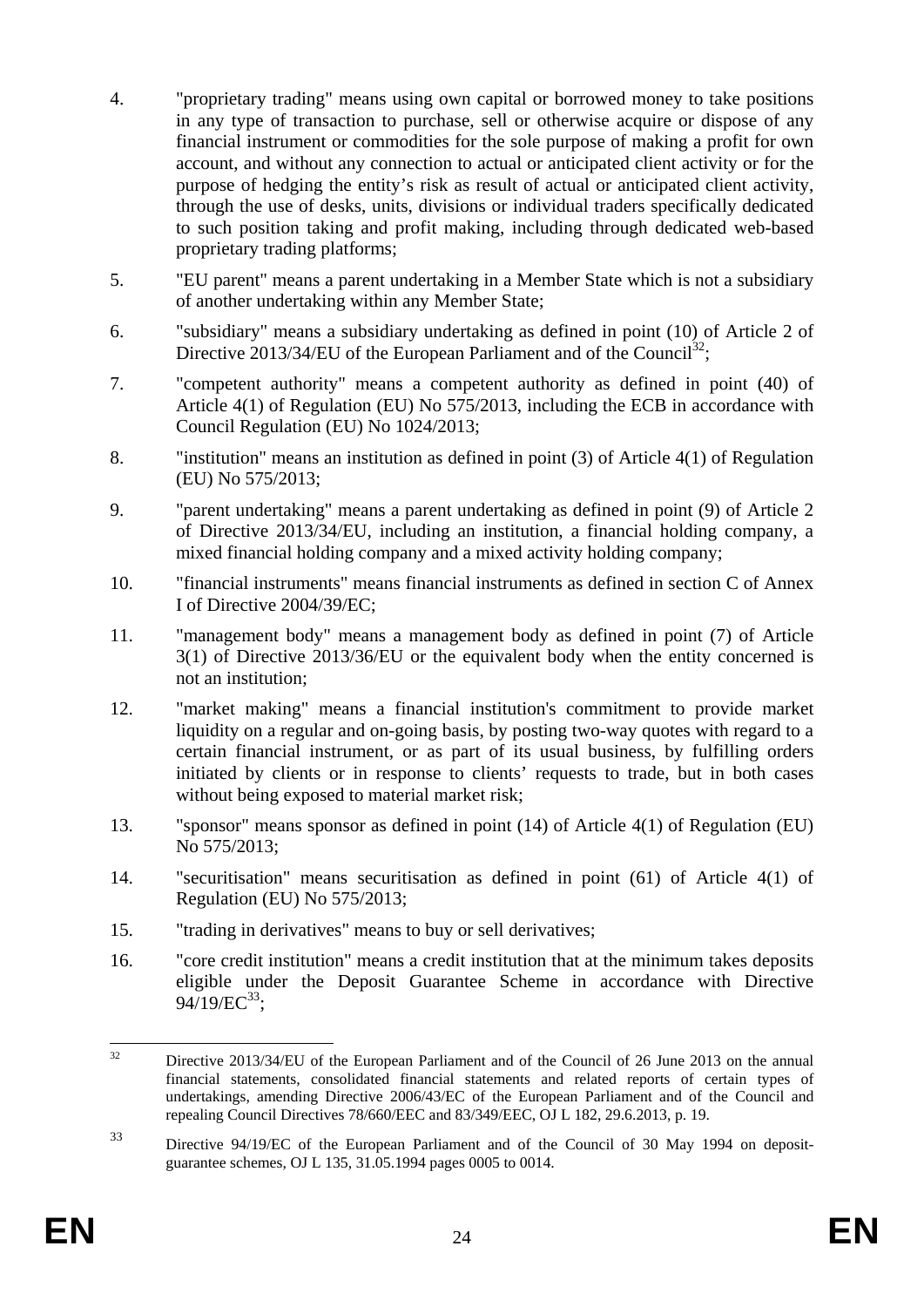4. "proprietary trading" means using own capital or borrowed money to take positions in any type of transaction to purchase, sell or otherwise acquire or dispose of any financial instrument or commodities for the sole purpose of making a profit for own account, and without any connection to actual or anticipated client activity or for the purpose of hedging the entity's risk as result of actual or anticipated client activity, through the use of desks, units, divisions or individual traders specifically dedicated to such position taking and profit making, including through dedicated web-based proprietary trading platforms;

5. "EU parent" means a parent undertaking in a Member State which is not a subsidiary of another undertaking within any Member State;

6. "subsidiary" means a subsidiary undertaking as defined in point (10) of Article 2 of Directive 2013/34/EU of the European Parliament and of the Council[32];

7. "competent authority" means a competent authority as defined in point (40) of Article 4(1) of Regulation (EU) No 575/2013, including the ECB in accordance with Council Regulation (EU) No 1024/2013;

8. "institution" means an institution as defined in point (3) of Article 4(1) of Regulation (EU) No 575/2013;

9. "parent undertaking" means a parent undertaking as defined in point (9) of Article 2 of Directive 2013/34/EU, including an institution, a financial holding company, a mixed financial holding company and a mixed activity holding company;

10. "financial instruments" means financial instruments as defined in section C of Annex I of Directive 2004/39/EC;

11. "management body" means a management body as defined in point (7) of Article 3(1) of Directive 2013/36/EU or the equivalent body when the entity concerned is not an institution;

12. "market making" means a financial institution's commitment to provide market liquidity on a regular and on-going basis, by posting two-way quotes with regard to a certain financial instrument, or as part of its usual business, by fulfilling orders initiated by clients or in response to clients' requests to trade, but in both cases without being exposed to material market risk;

13. "sponsor" means sponsor as defined in point (14) of Article 4(1) of Regulation (EU) No 575/2013;

14. "securitisation" means securitisation as defined in point (61) of Article 4(1) of Regulation (EU) No 575/2013;

15. "trading in derivatives" means to buy or sell derivatives;

16. "core credit institution" means a credit institution that at the minimum takes deposits eligible under the Deposit Guarantee Scheme in accordance with Directive 94/19/EC[33];

---

[32] Directive 2013/34/EU of the European Parliament and of the Council of 26 June 2013 on the annual financial statements, consolidated financial statements and related reports of certain types of undertakings, amending Directive 2006/43/EC of the European Parliament and of the Council and repealing Council Directives 78/660/EEC and 83/349/EEC, OJ L 182, 29.6.2013, p. 19.

[33] Directive 94/19/EC of the European Parliament and of the Council of 30 May 1994 on deposit-guarantee schemes, OJ L 135, 31.05.1994 pages 0005 to 0014.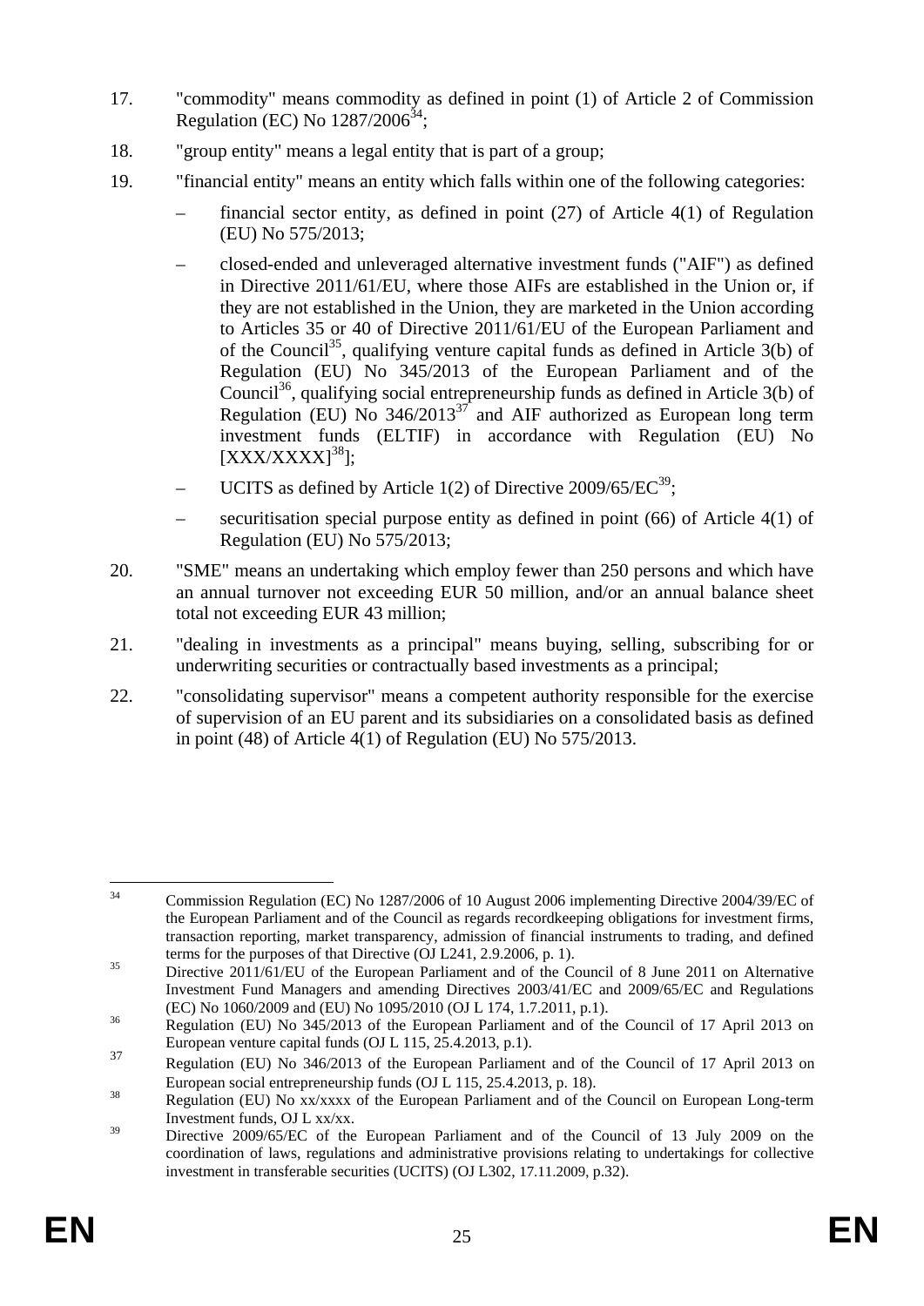17. "commodity" means commodity as defined in point (1) of Article 2 of Commission Regulation (EC) No 1287/2006[34];

18. "group entity" means a legal entity that is part of a group;

19. "financial entity" means an entity which falls within one of the following categories:

   – financial sector entity, as defined in point (27) of Article 4(1) of Regulation (EU) No 575/2013;

   – closed-ended and unleveraged alternative investment funds ("AIF") as defined in Directive 2011/61/EU, where those AIFs are established in the Union or, if they are not established in the Union, they are marketed in the Union according to Articles 35 or 40 of Directive 2011/61/EU of the European Parliament and of the Council[35], qualifying venture capital funds as defined in Article 3(b) of Regulation (EU) No 345/2013 of the European Parliament and of the Council[36], qualifying social entrepreneurship funds as defined in Article 3(b) of Regulation (EU) No 346/2013[37] and AIF authorized as European long term investment funds (ELTIF) in accordance with Regulation (EU) No [XXX/XXXX][38];

   – UCITS as defined by Article 1(2) of Directive 2009/65/EC[39];

   – securitisation special purpose entity as defined in point (66) of Article 4(1) of Regulation (EU) No 575/2013;

20. "SME" means an undertaking which employ fewer than 250 persons and which have an annual turnover not exceeding EUR 50 million, and/or an annual balance sheet total not exceeding EUR 43 million;

21. "dealing in investments as a principal" means buying, selling, subscribing for or underwriting securities or contractually based investments as a principal;

22. "consolidating supervisor" means a competent authority responsible for the exercise of supervision of an EU parent and its subsidiaries on a consolidated basis as defined in point (48) of Article 4(1) of Regulation (EU) No 575/2013.

---

[34] Commission Regulation (EC) No 1287/2006 of 10 August 2006 implementing Directive 2004/39/EC of the European Parliament and of the Council as regards recordkeeping obligations for investment firms, transaction reporting, market transparency, admission of financial instruments to trading, and defined terms for the purposes of that Directive (OJ L241, 2.9.2006, p. 1).

[35] Directive 2011/61/EU of the European Parliament and of the Council of 8 June 2011 on Alternative Investment Fund Managers and amending Directives 2003/41/EC and 2009/65/EC and Regulations (EC) No 1060/2009 and (EU) No 1095/2010 (OJ L 174, 1.7.2011, p.1).

[36] Regulation (EU) No 345/2013 of the European Parliament and of the Council of 17 April 2013 on European venture capital funds (OJ L 115, 25.4.2013, p.1).

[37] Regulation (EU) No 346/2013 of the European Parliament and of the Council of 17 April 2013 on European social entrepreneurship funds (OJ L 115, 25.4.2013, p. 18).

[38] Regulation (EU) No xx/xxxx of the European Parliament and of the Council on European Long-term Investment funds, OJ L xx/xx.

[39] Directive 2009/65/EC of the European Parliament and of the Council of 13 July 2009 on the coordination of laws, regulations and administrative provisions relating to undertakings for collective investment in transferable securities (UCITS) (OJ L302, 17.11.2009, p.32).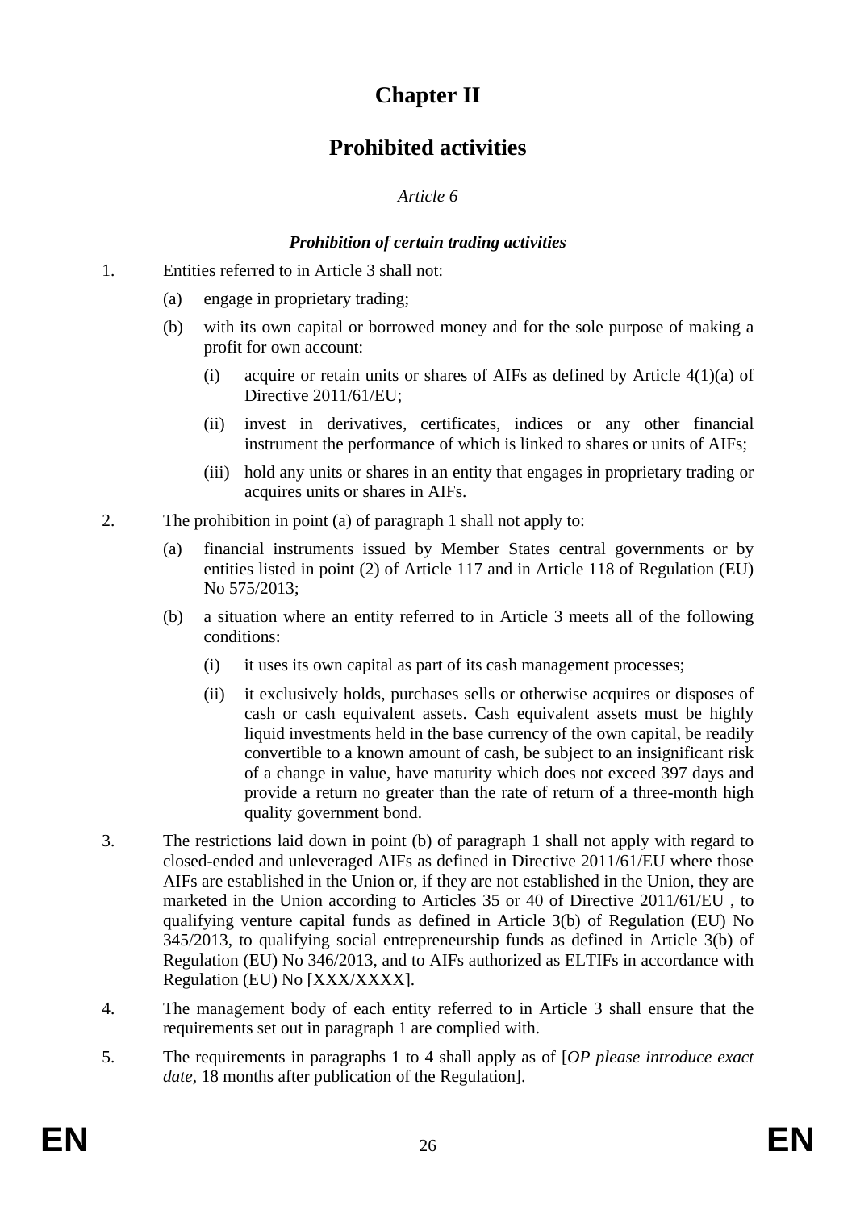# Chapter II

# Prohibited activities

*Article 6*

***Prohibition of certain trading activities***

1. Entities referred to in Article 3 shall not:

   (a) engage in proprietary trading;

   (b) with its own capital or borrowed money and for the sole purpose of making a profit for own account:

      (i) acquire or retain units or shares of AIFs as defined by Article 4(1)(a) of Directive 2011/61/EU;

      (ii) invest in derivatives, certificates, indices or any other financial instrument the performance of which is linked to shares or units of AIFs;

      (iii) hold any units or shares in an entity that engages in proprietary trading or acquires units or shares in AIFs.

2. The prohibition in point (a) of paragraph 1 shall not apply to:

   (a) financial instruments issued by Member States central governments or by entities listed in point (2) of Article 117 and in Article 118 of Regulation (EU) No 575/2013;

   (b) a situation where an entity referred to in Article 3 meets all of the following conditions:

      (i) it uses its own capital as part of its cash management processes;

      (ii) it exclusively holds, purchases sells or otherwise acquires or disposes of cash or cash equivalent assets. Cash equivalent assets must be highly liquid investments held in the base currency of the own capital, be readily convertible to a known amount of cash, be subject to an insignificant risk of a change in value, have maturity which does not exceed 397 days and provide a return no greater than the rate of return of a three-month high quality government bond.

3. The restrictions laid down in point (b) of paragraph 1 shall not apply with regard to closed-ended and unleveraged AIFs as defined in Directive 2011/61/EU where those AIFs are established in the Union or, if they are not established in the Union, they are marketed in the Union according to Articles 35 or 40 of Directive 2011/61/EU , to qualifying venture capital funds as defined in Article 3(b) of Regulation (EU) No 345/2013, to qualifying social entrepreneurship funds as defined in Article 3(b) of Regulation (EU) No 346/2013, and to AIFs authorized as ELTIFs in accordance with Regulation (EU) No [XXX/XXXX].

4. The management body of each entity referred to in Article 3 shall ensure that the requirements set out in paragraph 1 are complied with.

5. The requirements in paragraphs 1 to 4 shall apply as of [*OP please introduce exact date*, 18 months after publication of the Regulation].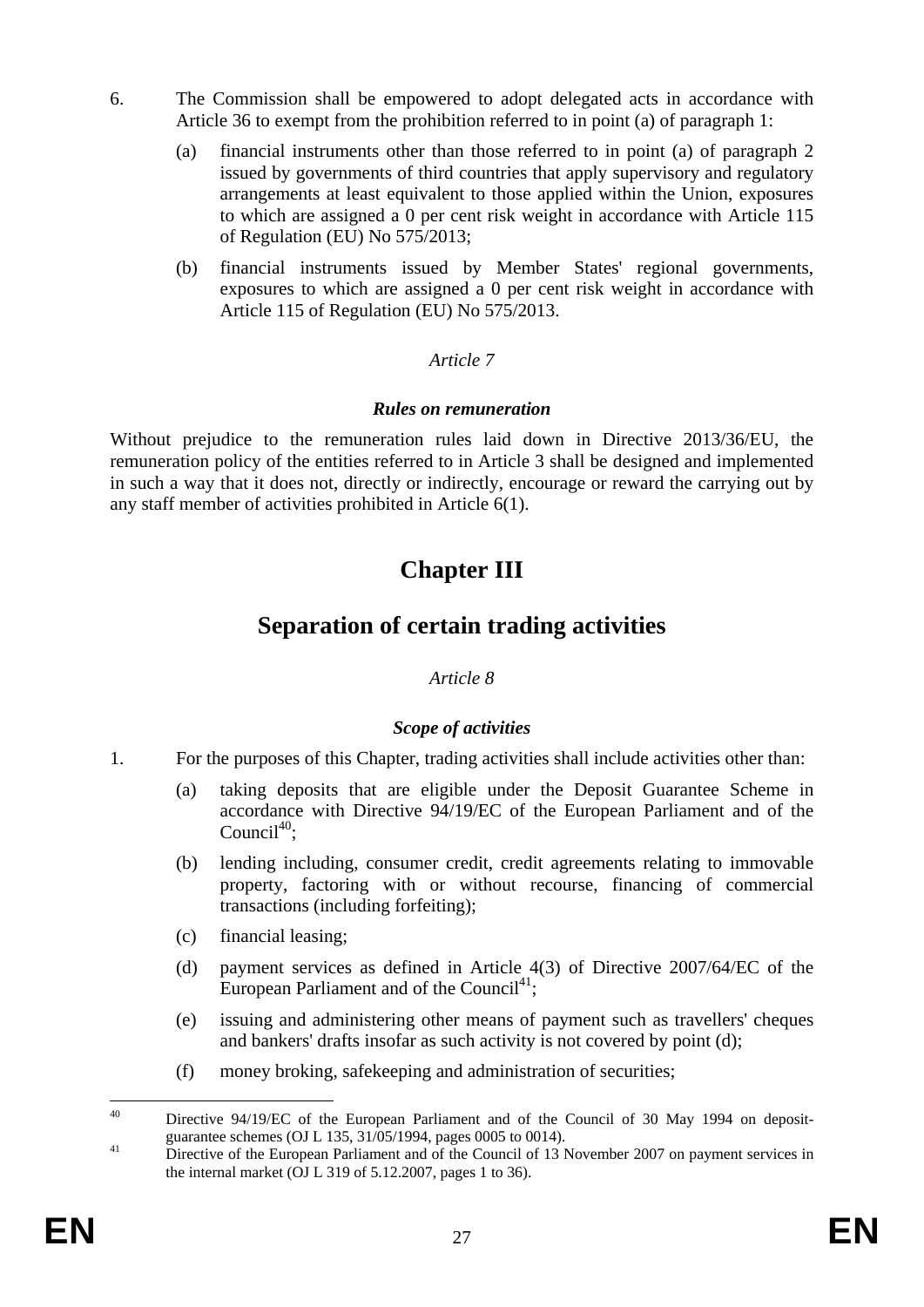6. The Commission shall be empowered to adopt delegated acts in accordance with Article 36 to exempt from the prohibition referred to in point (a) of paragraph 1:

   (a) financial instruments other than those referred to in point (a) of paragraph 2 issued by governments of third countries that apply supervisory and regulatory arrangements at least equivalent to those applied within the Union, exposures to which are assigned a 0 per cent risk weight in accordance with Article 115 of Regulation (EU) No 575/2013;

   (b) financial instruments issued by Member States' regional governments, exposures to which are assigned a 0 per cent risk weight in accordance with Article 115 of Regulation (EU) No 575/2013.

*Article 7*

***Rules on remuneration***

Without prejudice to the remuneration rules laid down in Directive 2013/36/EU, the remuneration policy of the entities referred to in Article 3 shall be designed and implemented in such a way that it does not, directly or indirectly, encourage or reward the carrying out by any staff member of activities prohibited in Article 6(1).

# Chapter III

# Separation of certain trading activities

*Article 8*

***Scope of activities***

1. For the purposes of this Chapter, trading activities shall include activities other than:

   (a) taking deposits that are eligible under the Deposit Guarantee Scheme in accordance with Directive 94/19/EC of the European Parliament and of the Council[40];

   (b) lending including, consumer credit, credit agreements relating to immovable property, factoring with or without recourse, financing of commercial transactions (including forfeiting);

   (c) financial leasing;

   (d) payment services as defined in Article 4(3) of Directive 2007/64/EC of the European Parliament and of the Council[41];

   (e) issuing and administering other means of payment such as travellers' cheques and bankers' drafts insofar as such activity is not covered by point (d);

   (f) money broking, safekeeping and administration of securities;

---

[40] Directive 94/19/EC of the European Parliament and of the Council of 30 May 1994 on deposit-guarantee schemes (OJ L 135, 31/05/1994, pages 0005 to 0014).

[41] Directive of the European Parliament and of the Council of 13 November 2007 on payment services in the internal market (OJ L 319 of 5.12.2007, pages 1 to 36).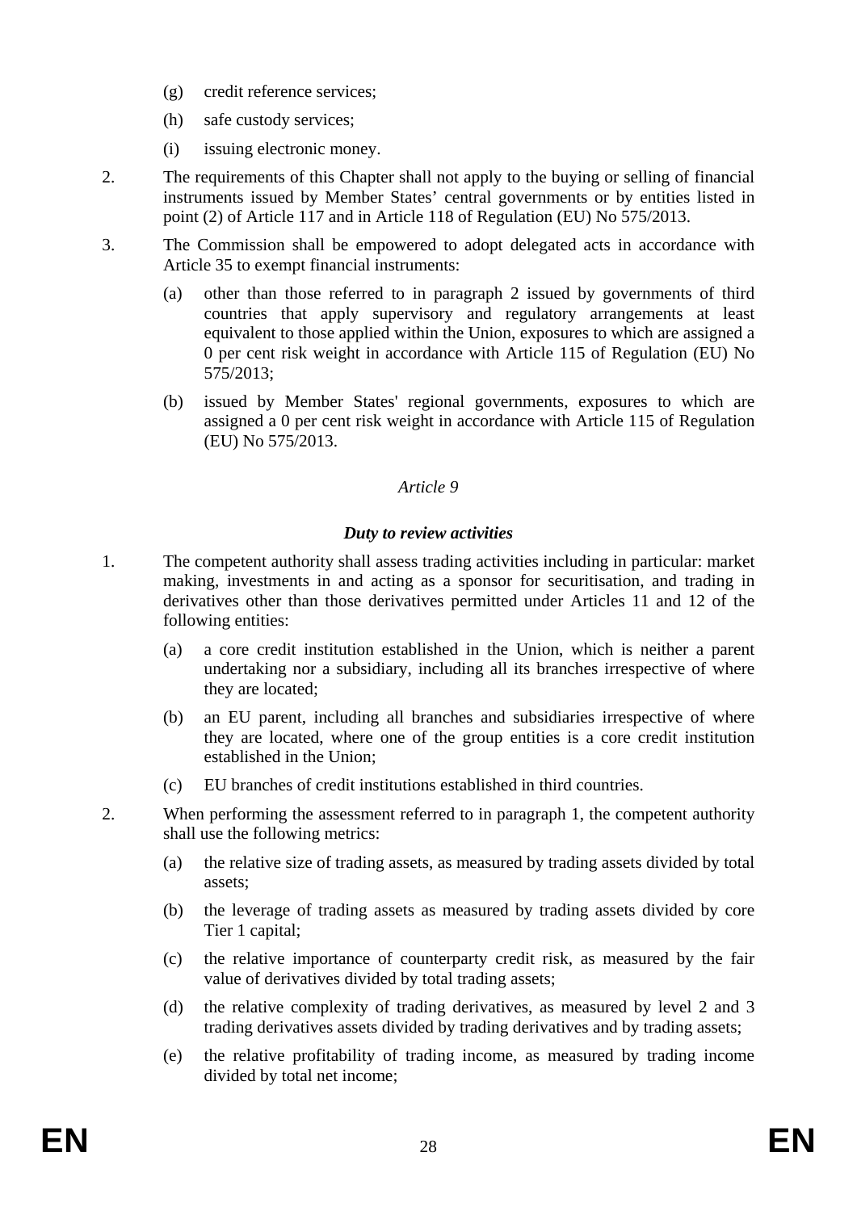(g) credit reference services;

(h) safe custody services;

(i) issuing electronic money.

2. The requirements of this Chapter shall not apply to the buying or selling of financial instruments issued by Member States' central governments or by entities listed in point (2) of Article 117 and in Article 118 of Regulation (EU) No 575/2013.

3. The Commission shall be empowered to adopt delegated acts in accordance with Article 35 to exempt financial instruments:

   (a) other than those referred to in paragraph 2 issued by governments of third countries that apply supervisory and regulatory arrangements at least equivalent to those applied within the Union, exposures to which are assigned a 0 per cent risk weight in accordance with Article 115 of Regulation (EU) No 575/2013;

   (b) issued by Member States' regional governments, exposures to which are assigned a 0 per cent risk weight in accordance with Article 115 of Regulation (EU) No 575/2013.

*Article 9*

***Duty to review activities***

1. The competent authority shall assess trading activities including in particular: market making, investments in and acting as a sponsor for securitisation, and trading in derivatives other than those derivatives permitted under Articles 11 and 12 of the following entities:

   (a) a core credit institution established in the Union, which is neither a parent undertaking nor a subsidiary, including all its branches irrespective of where they are located;

   (b) an EU parent, including all branches and subsidiaries irrespective of where they are located, where one of the group entities is a core credit institution established in the Union;

   (c) EU branches of credit institutions established in third countries.

2. When performing the assessment referred to in paragraph 1, the competent authority shall use the following metrics:

   (a) the relative size of trading assets, as measured by trading assets divided by total assets;

   (b) the leverage of trading assets as measured by trading assets divided by core Tier 1 capital;

   (c) the relative importance of counterparty credit risk, as measured by the fair value of derivatives divided by total trading assets;

   (d) the relative complexity of trading derivatives, as measured by level 2 and 3 trading derivatives assets divided by trading derivatives and by trading assets;

   (e) the relative profitability of trading income, as measured by trading income divided by total net income;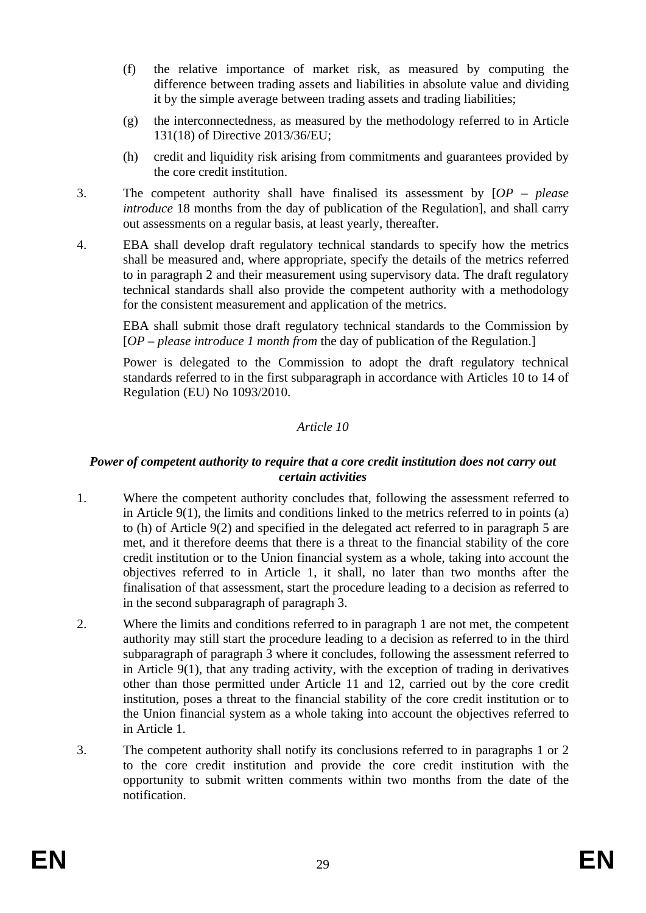(f) the relative importance of market risk, as measured by computing the difference between trading assets and liabilities in absolute value and dividing it by the simple average between trading assets and trading liabilities;

(g) the interconnectedness, as measured by the methodology referred to in Article 131(18) of Directive 2013/36/EU;

(h) credit and liquidity risk arising from commitments and guarantees provided by the core credit institution.

3. The competent authority shall have finalised its assessment by [*OP – please introduce* 18 months from the day of publication of the Regulation], and shall carry out assessments on a regular basis, at least yearly, thereafter.

4. EBA shall develop draft regulatory technical standards to specify how the metrics shall be measured and, where appropriate, specify the details of the metrics referred to in paragraph 2 and their measurement using supervisory data. The draft regulatory technical standards shall also provide the competent authority with a methodology for the consistent measurement and application of the metrics.

   EBA shall submit those draft regulatory technical standards to the Commission by [*OP – please introduce 1 month from* the day of publication of the Regulation.]

   Power is delegated to the Commission to adopt the draft regulatory technical standards referred to in the first subparagraph in accordance with Articles 10 to 14 of Regulation (EU) No 1093/2010.

*Article 10*

***Power of competent authority to require that a core credit institution does not carry out certain activities***

1. Where the competent authority concludes that, following the assessment referred to in Article 9(1), the limits and conditions linked to the metrics referred to in points (a) to (h) of Article 9(2) and specified in the delegated act referred to in paragraph 5 are met, and it therefore deems that there is a threat to the financial stability of the core credit institution or to the Union financial system as a whole, taking into account the objectives referred to in Article 1, it shall, no later than two months after the finalisation of that assessment, start the procedure leading to a decision as referred to in the second subparagraph of paragraph 3.

2. Where the limits and conditions referred to in paragraph 1 are not met, the competent authority may still start the procedure leading to a decision as referred to in the third subparagraph of paragraph 3 where it concludes, following the assessment referred to in Article 9(1), that any trading activity, with the exception of trading in derivatives other than those permitted under Article 11 and 12, carried out by the core credit institution, poses a threat to the financial stability of the core credit institution or to the Union financial system as a whole taking into account the objectives referred to in Article 1.

3. The competent authority shall notify its conclusions referred to in paragraphs 1 or 2 to the core credit institution and provide the core credit institution with the opportunity to submit written comments within two months from the date of the notification.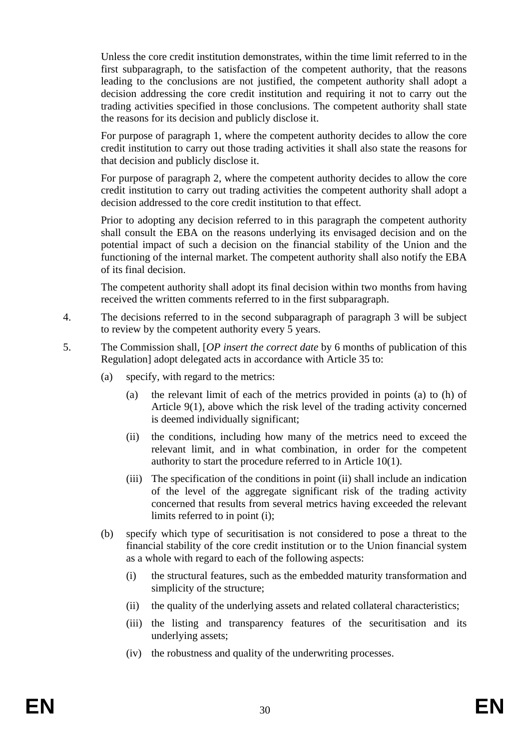Unless the core credit institution demonstrates, within the time limit referred to in the first subparagraph, to the satisfaction of the competent authority, that the reasons leading to the conclusions are not justified, the competent authority shall adopt a decision addressing the core credit institution and requiring it not to carry out the trading activities specified in those conclusions. The competent authority shall state the reasons for its decision and publicly disclose it.

For purpose of paragraph 1, where the competent authority decides to allow the core credit institution to carry out those trading activities it shall also state the reasons for that decision and publicly disclose it.

For purpose of paragraph 2, where the competent authority decides to allow the core credit institution to carry out trading activities the competent authority shall adopt a decision addressed to the core credit institution to that effect.

Prior to adopting any decision referred to in this paragraph the competent authority shall consult the EBA on the reasons underlying its envisaged decision and on the potential impact of such a decision on the financial stability of the Union and the functioning of the internal market. The competent authority shall also notify the EBA of its final decision.

The competent authority shall adopt its final decision within two months from having received the written comments referred to in the first subparagraph.

4. The decisions referred to in the second subparagraph of paragraph 3 will be subject to review by the competent authority every 5 years.

5. The Commission shall, [*OP insert the correct date* by 6 months of publication of this Regulation] adopt delegated acts in accordance with Article 35 to:

   (a) specify, with regard to the metrics:

      (a) the relevant limit of each of the metrics provided in points (a) to (h) of Article 9(1), above which the risk level of the trading activity concerned is deemed individually significant;

      (ii) the conditions, including how many of the metrics need to exceed the relevant limit, and in what combination, in order for the competent authority to start the procedure referred to in Article 10(1).

      (iii) The specification of the conditions in point (ii) shall include an indication of the level of the aggregate significant risk of the trading activity concerned that results from several metrics having exceeded the relevant limits referred to in point (i);

   (b) specify which type of securitisation is not considered to pose a threat to the financial stability of the core credit institution or to the Union financial system as a whole with regard to each of the following aspects:

      (i) the structural features, such as the embedded maturity transformation and simplicity of the structure;

      (ii) the quality of the underlying assets and related collateral characteristics;

      (iii) the listing and transparency features of the securitisation and its underlying assets;

      (iv) the robustness and quality of the underwriting processes.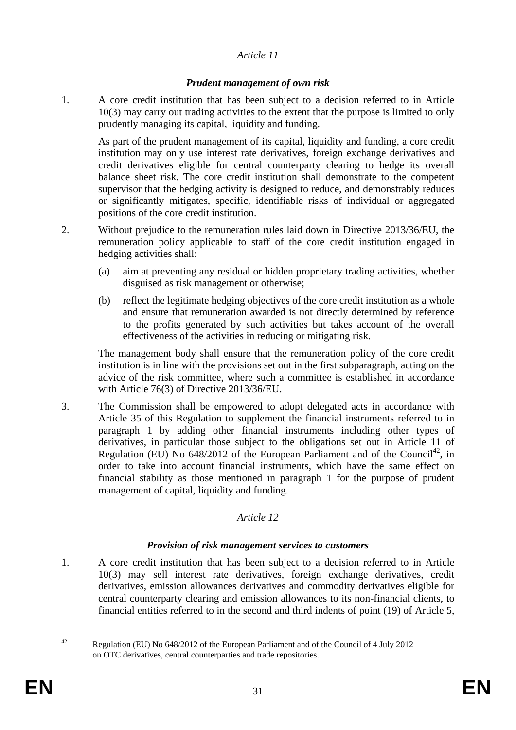*Article 11*

***Prudent management of own risk***

1. A core credit institution that has been subject to a decision referred to in Article 10(3) may carry out trading activities to the extent that the purpose is limited to only prudently managing its capital, liquidity and funding.

   As part of the prudent management of its capital, liquidity and funding, a core credit institution may only use interest rate derivatives, foreign exchange derivatives and credit derivatives eligible for central counterparty clearing to hedge its overall balance sheet risk. The core credit institution shall demonstrate to the competent supervisor that the hedging activity is designed to reduce, and demonstrably reduces or significantly mitigates, specific, identifiable risks of individual or aggregated positions of the core credit institution.

2. Without prejudice to the remuneration rules laid down in Directive 2013/36/EU, the remuneration policy applicable to staff of the core credit institution engaged in hedging activities shall:

   (a) aim at preventing any residual or hidden proprietary trading activities, whether disguised as risk management or otherwise;

   (b) reflect the legitimate hedging objectives of the core credit institution as a whole and ensure that remuneration awarded is not directly determined by reference to the profits generated by such activities but takes account of the overall effectiveness of the activities in reducing or mitigating risk.

   The management body shall ensure that the remuneration policy of the core credit institution is in line with the provisions set out in the first subparagraph, acting on the advice of the risk committee, where such a committee is established in accordance with Article 76(3) of Directive 2013/36/EU.

3. The Commission shall be empowered to adopt delegated acts in accordance with Article 35 of this Regulation to supplement the financial instruments referred to in paragraph 1 by adding other financial instruments including other types of derivatives, in particular those subject to the obligations set out in Article 11 of Regulation (EU) No 648/2012 of the European Parliament and of the Council[42], in order to take into account financial instruments, which have the same effect on financial stability as those mentioned in paragraph 1 for the purpose of prudent management of capital, liquidity and funding.

*Article 12*

***Provision of risk management services to customers***

1. A core credit institution that has been subject to a decision referred to in Article 10(3) may sell interest rate derivatives, foreign exchange derivatives, credit derivatives, emission allowances derivatives and commodity derivatives eligible for central counterparty clearing and emission allowances to its non-financial clients, to financial entities referred to in the second and third indents of point (19) of Article 5,

---

[42] Regulation (EU) No 648/2012 of the European Parliament and of the Council of 4 July 2012 on OTC derivatives, central counterparties and trade repositories.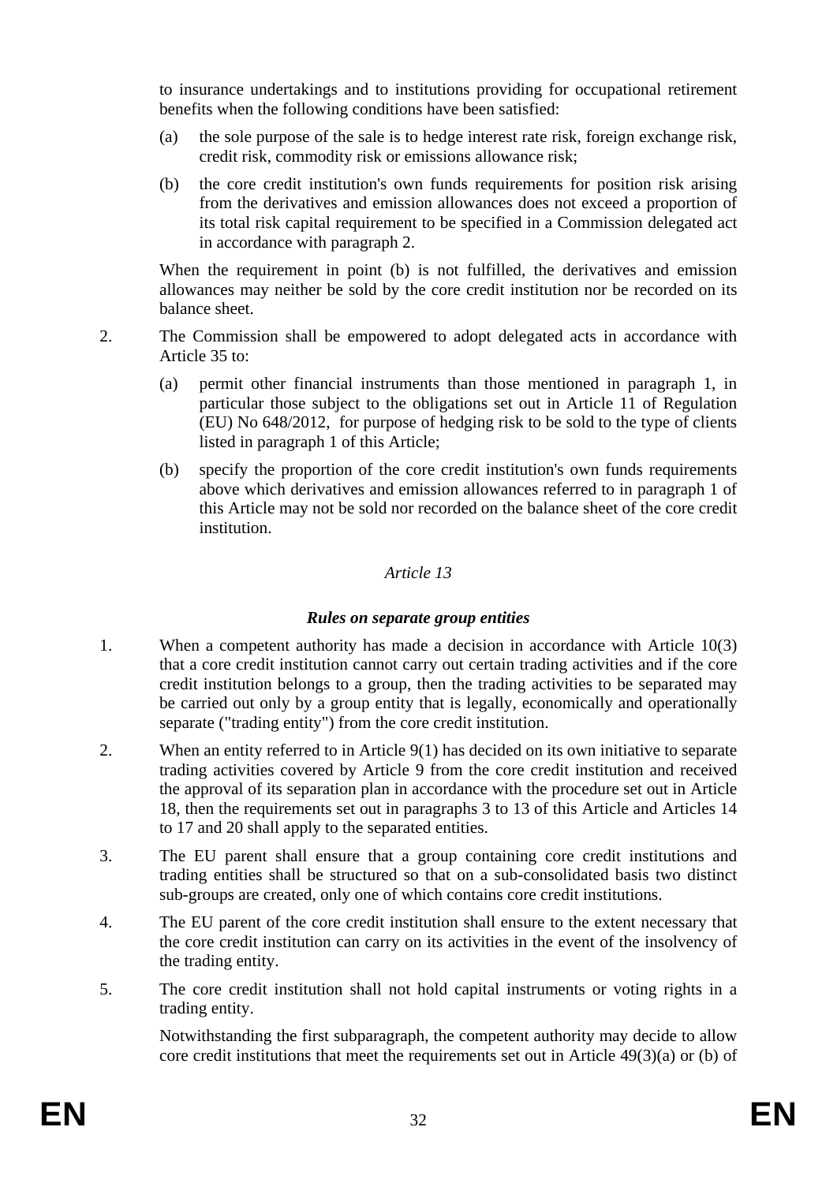to insurance undertakings and to institutions providing for occupational retirement benefits when the following conditions have been satisfied:

(a) the sole purpose of the sale is to hedge interest rate risk, foreign exchange risk, credit risk, commodity risk or emissions allowance risk;

(b) the core credit institution's own funds requirements for position risk arising from the derivatives and emission allowances does not exceed a proportion of its total risk capital requirement to be specified in a Commission delegated act in accordance with paragraph 2.

When the requirement in point (b) is not fulfilled, the derivatives and emission allowances may neither be sold by the core credit institution nor be recorded on its balance sheet.

2. The Commission shall be empowered to adopt delegated acts in accordance with Article 35 to:

   (a) permit other financial instruments than those mentioned in paragraph 1, in particular those subject to the obligations set out in Article 11 of Regulation (EU) No 648/2012, for purpose of hedging risk to be sold to the type of clients listed in paragraph 1 of this Article;

   (b) specify the proportion of the core credit institution's own funds requirements above which derivatives and emission allowances referred to in paragraph 1 of this Article may not be sold nor recorded on the balance sheet of the core credit institution.

*Article 13*

***Rules on separate group entities***

1. When a competent authority has made a decision in accordance with Article 10(3) that a core credit institution cannot carry out certain trading activities and if the core credit institution belongs to a group, then the trading activities to be separated may be carried out only by a group entity that is legally, economically and operationally separate ("trading entity") from the core credit institution.

2. When an entity referred to in Article 9(1) has decided on its own initiative to separate trading activities covered by Article 9 from the core credit institution and received the approval of its separation plan in accordance with the procedure set out in Article 18, then the requirements set out in paragraphs 3 to 13 of this Article and Articles 14 to 17 and 20 shall apply to the separated entities.

3. The EU parent shall ensure that a group containing core credit institutions and trading entities shall be structured so that on a sub-consolidated basis two distinct sub-groups are created, only one of which contains core credit institutions.

4. The EU parent of the core credit institution shall ensure to the extent necessary that the core credit institution can carry on its activities in the event of the insolvency of the trading entity.

5. The core credit institution shall not hold capital instruments or voting rights in a trading entity.

   Notwithstanding the first subparagraph, the competent authority may decide to allow core credit institutions that meet the requirements set out in Article 49(3)(a) or (b) of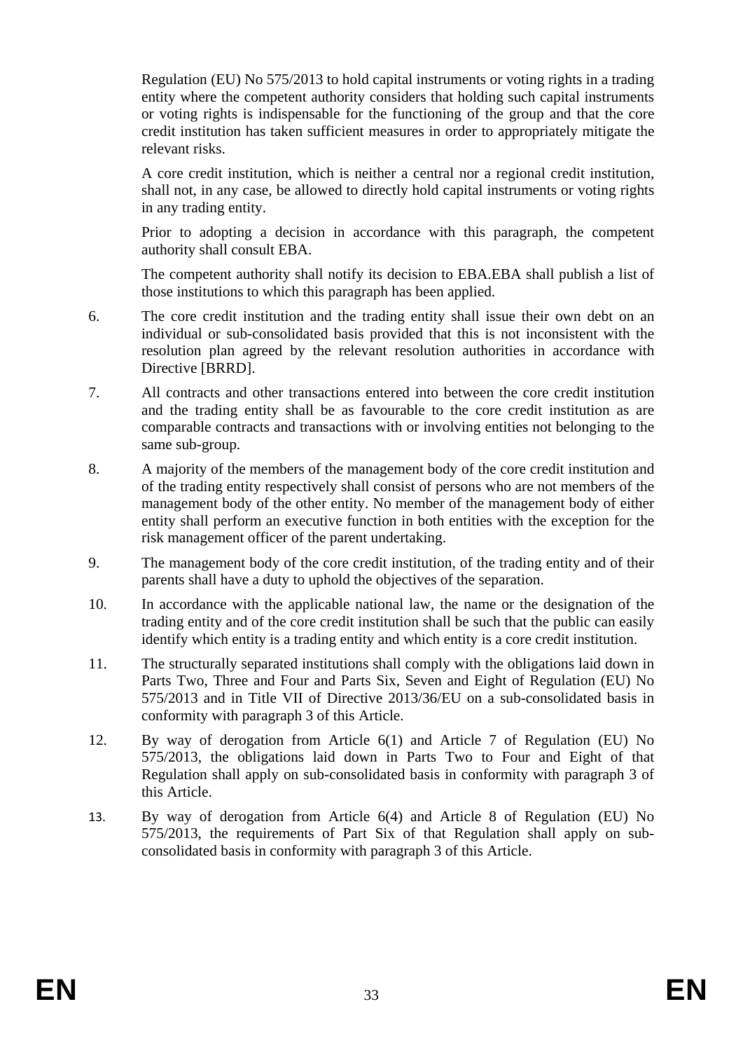Regulation (EU) No 575/2013 to hold capital instruments or voting rights in a trading entity where the competent authority considers that holding such capital instruments or voting rights is indispensable for the functioning of the group and that the core credit institution has taken sufficient measures in order to appropriately mitigate the relevant risks.

A core credit institution, which is neither a central nor a regional credit institution, shall not, in any case, be allowed to directly hold capital instruments or voting rights in any trading entity.

Prior to adopting a decision in accordance with this paragraph, the competent authority shall consult EBA.

The competent authority shall notify its decision to EBA.EBA shall publish a list of those institutions to which this paragraph has been applied.

6. The core credit institution and the trading entity shall issue their own debt on an individual or sub-consolidated basis provided that this is not inconsistent with the resolution plan agreed by the relevant resolution authorities in accordance with Directive [BRRD].

7. All contracts and other transactions entered into between the core credit institution and the trading entity shall be as favourable to the core credit institution as are comparable contracts and transactions with or involving entities not belonging to the same sub-group.

8. A majority of the members of the management body of the core credit institution and of the trading entity respectively shall consist of persons who are not members of the management body of the other entity. No member of the management body of either entity shall perform an executive function in both entities with the exception for the risk management officer of the parent undertaking.

9. The management body of the core credit institution, of the trading entity and of their parents shall have a duty to uphold the objectives of the separation.

10. In accordance with the applicable national law, the name or the designation of the trading entity and of the core credit institution shall be such that the public can easily identify which entity is a trading entity and which entity is a core credit institution.

11. The structurally separated institutions shall comply with the obligations laid down in Parts Two, Three and Four and Parts Six, Seven and Eight of Regulation (EU) No 575/2013 and in Title VII of Directive 2013/36/EU on a sub-consolidated basis in conformity with paragraph 3 of this Article.

12. By way of derogation from Article 6(1) and Article 7 of Regulation (EU) No 575/2013, the obligations laid down in Parts Two to Four and Eight of that Regulation shall apply on sub-consolidated basis in conformity with paragraph 3 of this Article.

13. By way of derogation from Article 6(4) and Article 8 of Regulation (EU) No 575/2013, the requirements of Part Six of that Regulation shall apply on sub-consolidated basis in conformity with paragraph 3 of this Article.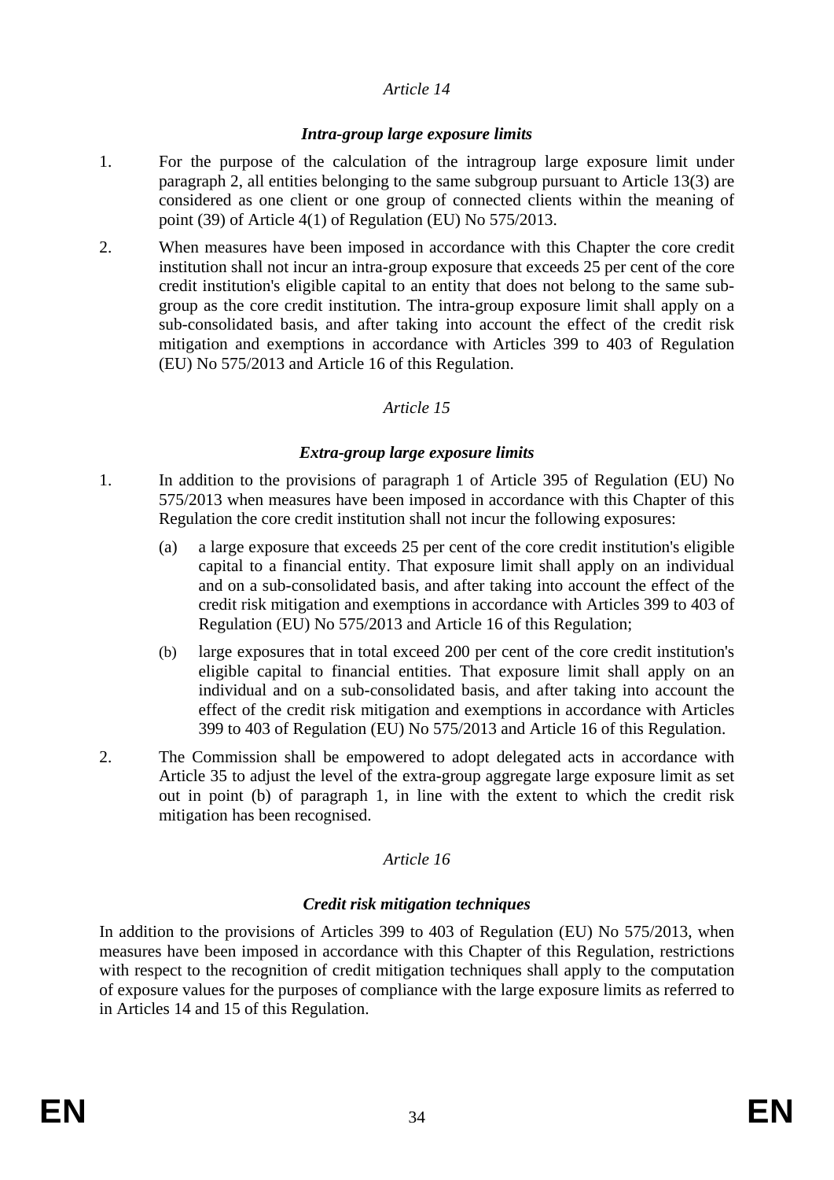*Article 14*

***Intra-group large exposure limits***

1. For the purpose of the calculation of the intragroup large exposure limit under paragraph 2, all entities belonging to the same subgroup pursuant to Article 13(3) are considered as one client or one group of connected clients within the meaning of point (39) of Article 4(1) of Regulation (EU) No 575/2013.

2. When measures have been imposed in accordance with this Chapter the core credit institution shall not incur an intra-group exposure that exceeds 25 per cent of the core credit institution's eligible capital to an entity that does not belong to the same sub-group as the core credit institution. The intra-group exposure limit shall apply on a sub-consolidated basis, and after taking into account the effect of the credit risk mitigation and exemptions in accordance with Articles 399 to 403 of Regulation (EU) No 575/2013 and Article 16 of this Regulation.

*Article 15*

***Extra-group large exposure limits***

1. In addition to the provisions of paragraph 1 of Article 395 of Regulation (EU) No 575/2013 when measures have been imposed in accordance with this Chapter of this Regulation the core credit institution shall not incur the following exposures:

   (a) a large exposure that exceeds 25 per cent of the core credit institution's eligible capital to a financial entity. That exposure limit shall apply on an individual and on a sub-consolidated basis, and after taking into account the effect of the credit risk mitigation and exemptions in accordance with Articles 399 to 403 of Regulation (EU) No 575/2013 and Article 16 of this Regulation;

   (b) large exposures that in total exceed 200 per cent of the core credit institution's eligible capital to financial entities. That exposure limit shall apply on an individual and on a sub-consolidated basis, and after taking into account the effect of the credit risk mitigation and exemptions in accordance with Articles 399 to 403 of Regulation (EU) No 575/2013 and Article 16 of this Regulation.

2. The Commission shall be empowered to adopt delegated acts in accordance with Article 35 to adjust the level of the extra-group aggregate large exposure limit as set out in point (b) of paragraph 1, in line with the extent to which the credit risk mitigation has been recognised.

*Article 16*

***Credit risk mitigation techniques***

In addition to the provisions of Articles 399 to 403 of Regulation (EU) No 575/2013, when measures have been imposed in accordance with this Chapter of this Regulation, restrictions with respect to the recognition of credit mitigation techniques shall apply to the computation of exposure values for the purposes of compliance with the large exposure limits as referred to in Articles 14 and 15 of this Regulation.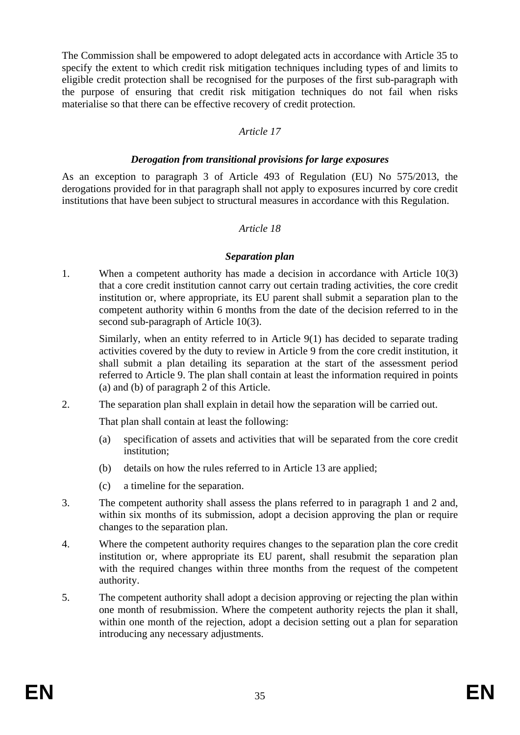The Commission shall be empowered to adopt delegated acts in accordance with Article 35 to specify the extent to which credit risk mitigation techniques including types of and limits to eligible credit protection shall be recognised for the purposes of the first sub-paragraph with the purpose of ensuring that credit risk mitigation techniques do not fail when risks materialise so that there can be effective recovery of credit protection.

*Article 17*

***Derogation from transitional provisions for large exposures***

As an exception to paragraph 3 of Article 493 of Regulation (EU) No 575/2013, the derogations provided for in that paragraph shall not apply to exposures incurred by core credit institutions that have been subject to structural measures in accordance with this Regulation.

*Article 18*

***Separation plan***

1. When a competent authority has made a decision in accordance with Article 10(3) that a core credit institution cannot carry out certain trading activities, the core credit institution or, where appropriate, its EU parent shall submit a separation plan to the competent authority within 6 months from the date of the decision referred to in the second sub-paragraph of Article 10(3).

   Similarly, when an entity referred to in Article 9(1) has decided to separate trading activities covered by the duty to review in Article 9 from the core credit institution, it shall submit a plan detailing its separation at the start of the assessment period referred to Article 9. The plan shall contain at least the information required in points (a) and (b) of paragraph 2 of this Article.

2. The separation plan shall explain in detail how the separation will be carried out.

   That plan shall contain at least the following:

   (a) specification of assets and activities that will be separated from the core credit institution;

   (b) details on how the rules referred to in Article 13 are applied;

   (c) a timeline for the separation.

3. The competent authority shall assess the plans referred to in paragraph 1 and 2 and, within six months of its submission, adopt a decision approving the plan or require changes to the separation plan.

4. Where the competent authority requires changes to the separation plan the core credit institution or, where appropriate its EU parent, shall resubmit the separation plan with the required changes within three months from the request of the competent authority.

5. The competent authority shall adopt a decision approving or rejecting the plan within one month of resubmission. Where the competent authority rejects the plan it shall, within one month of the rejection, adopt a decision setting out a plan for separation introducing any necessary adjustments.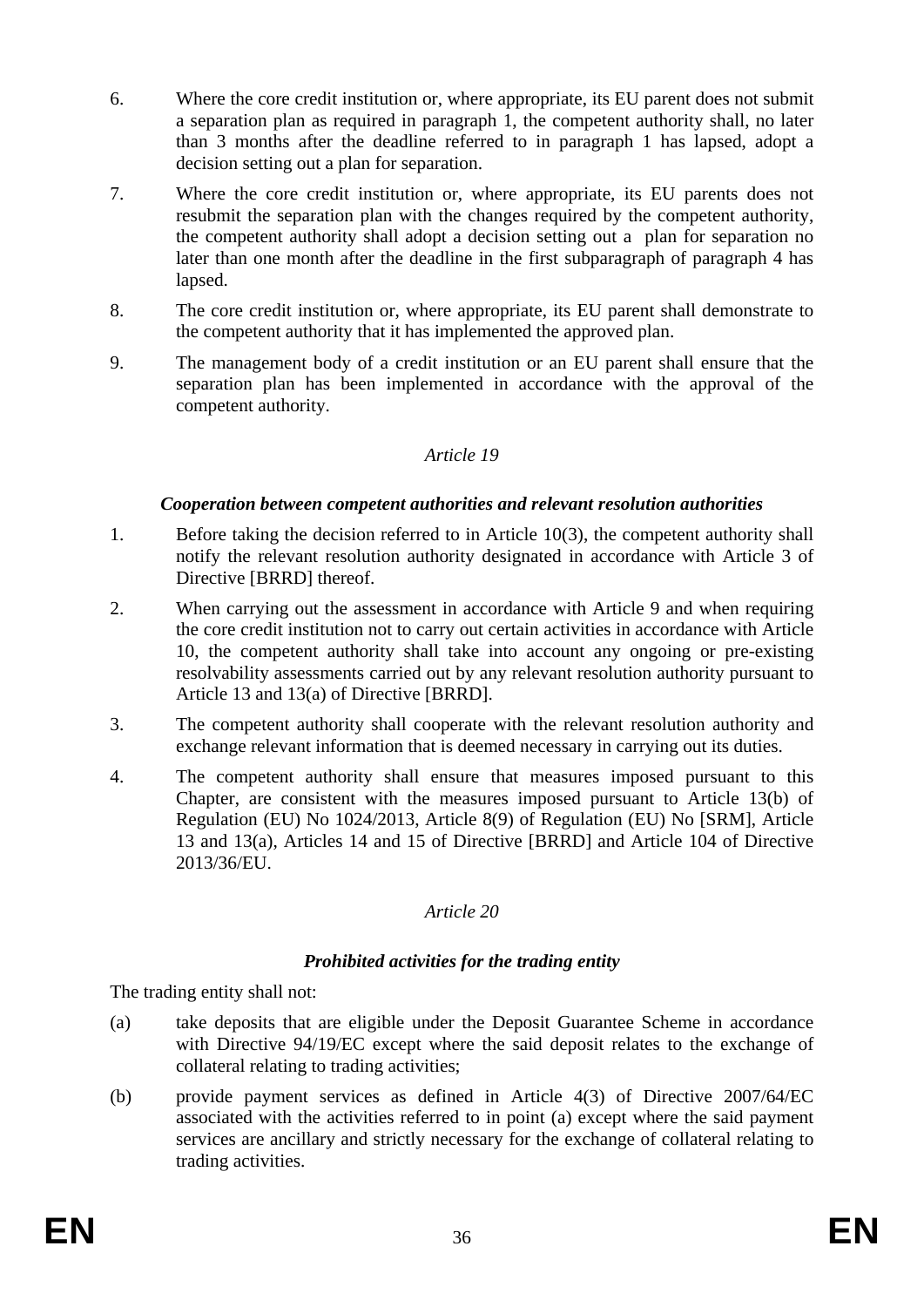6. Where the core credit institution or, where appropriate, its EU parent does not submit a separation plan as required in paragraph 1, the competent authority shall, no later than 3 months after the deadline referred to in paragraph 1 has lapsed, adopt a decision setting out a plan for separation.

7. Where the core credit institution or, where appropriate, its EU parents does not resubmit the separation plan with the changes required by the competent authority, the competent authority shall adopt a decision setting out a plan for separation no later than one month after the deadline in the first subparagraph of paragraph 4 has lapsed.

8. The core credit institution or, where appropriate, its EU parent shall demonstrate to the competent authority that it has implemented the approved plan.

9. The management body of a credit institution or an EU parent shall ensure that the separation plan has been implemented in accordance with the approval of the competent authority.

*Article 19*

***Cooperation between competent authorities and relevant resolution authorities***

1. Before taking the decision referred to in Article 10(3), the competent authority shall notify the relevant resolution authority designated in accordance with Article 3 of Directive [BRRD] thereof.

2. When carrying out the assessment in accordance with Article 9 and when requiring the core credit institution not to carry out certain activities in accordance with Article 10, the competent authority shall take into account any ongoing or pre-existing resolvability assessments carried out by any relevant resolution authority pursuant to Article 13 and 13(a) of Directive [BRRD].

3. The competent authority shall cooperate with the relevant resolution authority and exchange relevant information that is deemed necessary in carrying out its duties.

4. The competent authority shall ensure that measures imposed pursuant to this Chapter, are consistent with the measures imposed pursuant to Article 13(b) of Regulation (EU) No 1024/2013, Article 8(9) of Regulation (EU) No [SRM], Article 13 and 13(a), Articles 14 and 15 of Directive [BRRD] and Article 104 of Directive 2013/36/EU.

*Article 20*

***Prohibited activities for the trading entity***

The trading entity shall not:

(a) take deposits that are eligible under the Deposit Guarantee Scheme in accordance with Directive 94/19/EC except where the said deposit relates to the exchange of collateral relating to trading activities;

(b) provide payment services as defined in Article 4(3) of Directive 2007/64/EC associated with the activities referred to in point (a) except where the said payment services are ancillary and strictly necessary for the exchange of collateral relating to trading activities.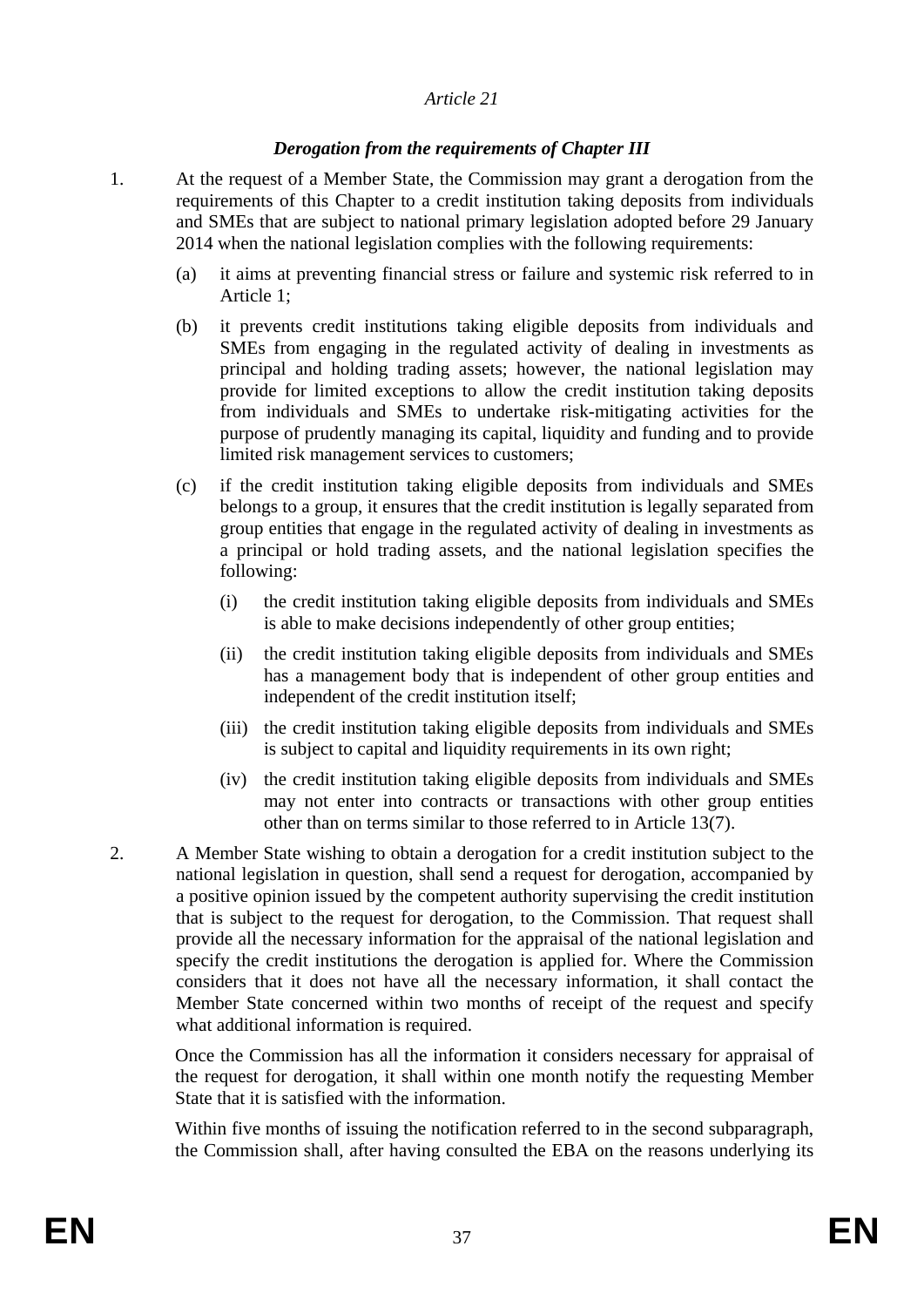*Article 21*

***Derogation from the requirements of Chapter III***

1. At the request of a Member State, the Commission may grant a derogation from the requirements of this Chapter to a credit institution taking deposits from individuals and SMEs that are subject to national primary legislation adopted before 29 January 2014 when the national legislation complies with the following requirements:

   (a) it aims at preventing financial stress or failure and systemic risk referred to in Article 1;

   (b) it prevents credit institutions taking eligible deposits from individuals and SMEs from engaging in the regulated activity of dealing in investments as principal and holding trading assets; however, the national legislation may provide for limited exceptions to allow the credit institution taking deposits from individuals and SMEs to undertake risk-mitigating activities for the purpose of prudently managing its capital, liquidity and funding and to provide limited risk management services to customers;

   (c) if the credit institution taking eligible deposits from individuals and SMEs belongs to a group, it ensures that the credit institution is legally separated from group entities that engage in the regulated activity of dealing in investments as a principal or hold trading assets, and the national legislation specifies the following:

      (i) the credit institution taking eligible deposits from individuals and SMEs is able to make decisions independently of other group entities;

      (ii) the credit institution taking eligible deposits from individuals and SMEs has a management body that is independent of other group entities and independent of the credit institution itself;

      (iii) the credit institution taking eligible deposits from individuals and SMEs is subject to capital and liquidity requirements in its own right;

      (iv) the credit institution taking eligible deposits from individuals and SMEs may not enter into contracts or transactions with other group entities other than on terms similar to those referred to in Article 13(7).

2. A Member State wishing to obtain a derogation for a credit institution subject to the national legislation in question, shall send a request for derogation, accompanied by a positive opinion issued by the competent authority supervising the credit institution that is subject to the request for derogation, to the Commission. That request shall provide all the necessary information for the appraisal of the national legislation and specify the credit institutions the derogation is applied for. Where the Commission considers that it does not have all the necessary information, it shall contact the Member State concerned within two months of receipt of the request and specify what additional information is required.

   Once the Commission has all the information it considers necessary for appraisal of the request for derogation, it shall within one month notify the requesting Member State that it is satisfied with the information.

   Within five months of issuing the notification referred to in the second subparagraph, the Commission shall, after having consulted the EBA on the reasons underlying its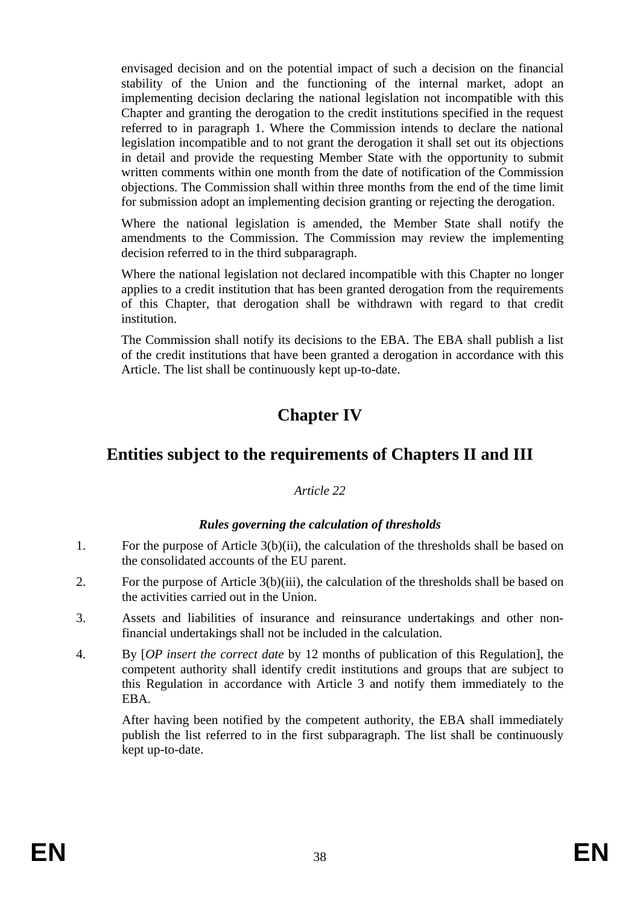envisaged decision and on the potential impact of such a decision on the financial stability of the Union and the functioning of the internal market, adopt an implementing decision declaring the national legislation not incompatible with this Chapter and granting the derogation to the credit institutions specified in the request referred to in paragraph 1. Where the Commission intends to declare the national legislation incompatible and to not grant the derogation it shall set out its objections in detail and provide the requesting Member State with the opportunity to submit written comments within one month from the date of notification of the Commission objections. The Commission shall within three months from the end of the time limit for submission adopt an implementing decision granting or rejecting the derogation.

Where the national legislation is amended, the Member State shall notify the amendments to the Commission. The Commission may review the implementing decision referred to in the third subparagraph.

Where the national legislation not declared incompatible with this Chapter no longer applies to a credit institution that has been granted derogation from the requirements of this Chapter, that derogation shall be withdrawn with regard to that credit institution.

The Commission shall notify its decisions to the EBA. The EBA shall publish a list of the credit institutions that have been granted a derogation in accordance with this Article. The list shall be continuously kept up-to-date.

# Chapter IV

## Entities subject to the requirements of Chapters II and III

*Article 22*

***Rules governing the calculation of thresholds***

1. For the purpose of Article 3(b)(ii), the calculation of the thresholds shall be based on the consolidated accounts of the EU parent.

2. For the purpose of Article 3(b)(iii), the calculation of the thresholds shall be based on the activities carried out in the Union.

3. Assets and liabilities of insurance and reinsurance undertakings and other non-financial undertakings shall not be included in the calculation.

4. By [*OP insert the correct date* by 12 months of publication of this Regulation], the competent authority shall identify credit institutions and groups that are subject to this Regulation in accordance with Article 3 and notify them immediately to the EBA.

   After having been notified by the competent authority, the EBA shall immediately publish the list referred to in the first subparagraph. The list shall be continuously kept up-to-date.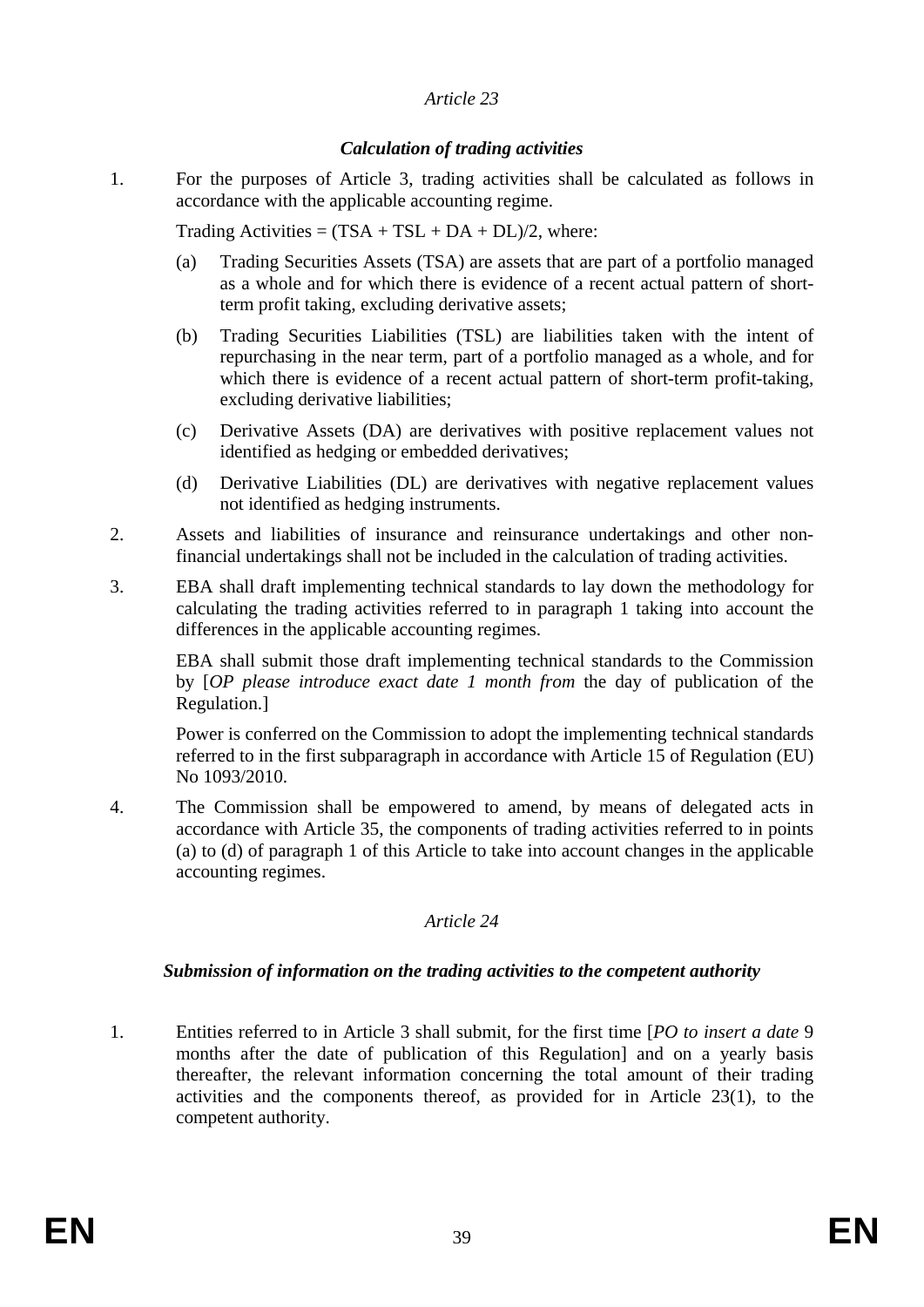*Article 23*

***Calculation of trading activities***

1. For the purposes of Article 3, trading activities shall be calculated as follows in accordance with the applicable accounting regime.

   Trading Activities = (TSA + TSL + DA + DL)/2, where:

   (a) Trading Securities Assets (TSA) are assets that are part of a portfolio managed as a whole and for which there is evidence of a recent actual pattern of short-term profit taking, excluding derivative assets;

   (b) Trading Securities Liabilities (TSL) are liabilities taken with the intent of repurchasing in the near term, part of a portfolio managed as a whole, and for which there is evidence of a recent actual pattern of short-term profit-taking, excluding derivative liabilities;

   (c) Derivative Assets (DA) are derivatives with positive replacement values not identified as hedging or embedded derivatives;

   (d) Derivative Liabilities (DL) are derivatives with negative replacement values not identified as hedging instruments.

2. Assets and liabilities of insurance and reinsurance undertakings and other non-financial undertakings shall not be included in the calculation of trading activities.

3. EBA shall draft implementing technical standards to lay down the methodology for calculating the trading activities referred to in paragraph 1 taking into account the differences in the applicable accounting regimes.

   EBA shall submit those draft implementing technical standards to the Commission by [*OP please introduce exact date 1 month from* the day of publication of the Regulation.]

   Power is conferred on the Commission to adopt the implementing technical standards referred to in the first subparagraph in accordance with Article 15 of Regulation (EU) No 1093/2010.

4. The Commission shall be empowered to amend, by means of delegated acts in accordance with Article 35, the components of trading activities referred to in points (a) to (d) of paragraph 1 of this Article to take into account changes in the applicable accounting regimes.

*Article 24*

***Submission of information on the trading activities to the competent authority***

1. Entities referred to in Article 3 shall submit, for the first time [*PO to insert a date* 9 months after the date of publication of this Regulation] and on a yearly basis thereafter, the relevant information concerning the total amount of their trading activities and the components thereof, as provided for in Article 23(1), to the competent authority.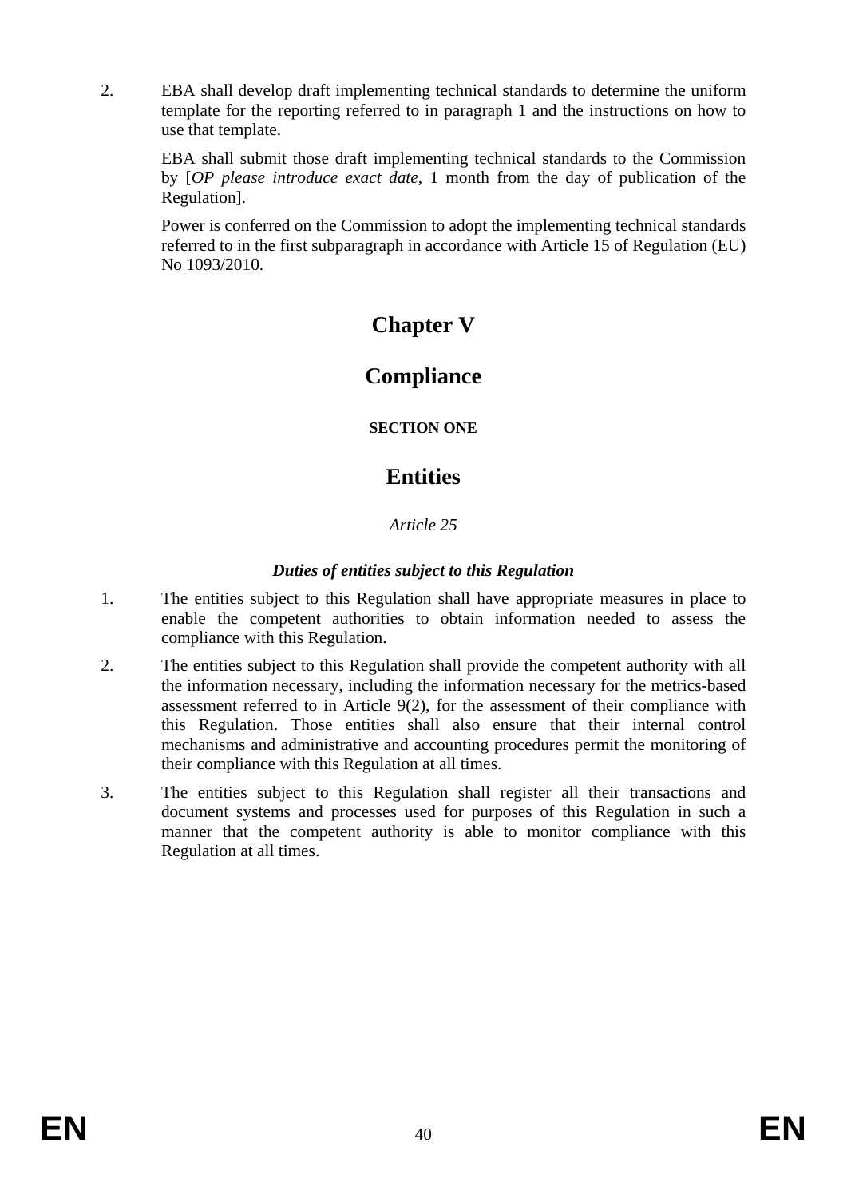2. EBA shall develop draft implementing technical standards to determine the uniform template for the reporting referred to in paragraph 1 and the instructions on how to use that template.

   EBA shall submit those draft implementing technical standards to the Commission by [*OP please introduce exact date,* 1 month from the day of publication of the Regulation].

   Power is conferred on the Commission to adopt the implementing technical standards referred to in the first subparagraph in accordance with Article 15 of Regulation (EU) No 1093/2010.

# Chapter V

# Compliance

### SECTION ONE

## Entities

*Article 25*

***Duties of entities subject to this Regulation***

1. The entities subject to this Regulation shall have appropriate measures in place to enable the competent authorities to obtain information needed to assess the compliance with this Regulation.
2. The entities subject to this Regulation shall provide the competent authority with all the information necessary, including the information necessary for the metrics-based assessment referred to in Article 9(2), for the assessment of their compliance with this Regulation. Those entities shall also ensure that their internal control mechanisms and administrative and accounting procedures permit the monitoring of their compliance with this Regulation at all times.
3. The entities subject to this Regulation shall register all their transactions and document systems and processes used for purposes of this Regulation in such a manner that the competent authority is able to monitor compliance with this Regulation at all times.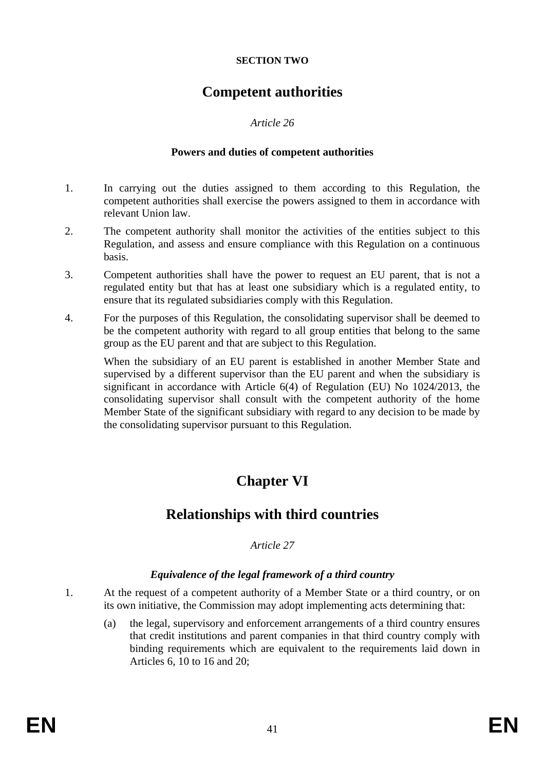**SECTION TWO**

## Competent authorities

*Article 26*

**Powers and duties of competent authorities**

1. In carrying out the duties assigned to them according to this Regulation, the competent authorities shall exercise the powers assigned to them in accordance with relevant Union law.

2. The competent authority shall monitor the activities of the entities subject to this Regulation, and assess and ensure compliance with this Regulation on a continuous basis.

3. Competent authorities shall have the power to request an EU parent, that is not a regulated entity but that has at least one subsidiary which is a regulated entity, to ensure that its regulated subsidiaries comply with this Regulation.

4. For the purposes of this Regulation, the consolidating supervisor shall be deemed to be the competent authority with regard to all group entities that belong to the same group as the EU parent and that are subject to this Regulation.

   When the subsidiary of an EU parent is established in another Member State and supervised by a different supervisor than the EU parent and when the subsidiary is significant in accordance with Article 6(4) of Regulation (EU) No 1024/2013, the consolidating supervisor shall consult with the competent authority of the home Member State of the significant subsidiary with regard to any decision to be made by the consolidating supervisor pursuant to this Regulation.

# Chapter VI

## Relationships with third countries

*Article 27*

***Equivalence of the legal framework of a third country***

1. At the request of a competent authority of a Member State or a third country, or on its own initiative, the Commission may adopt implementing acts determining that:

   (a) the legal, supervisory and enforcement arrangements of a third country ensures that credit institutions and parent companies in that third country comply with binding requirements which are equivalent to the requirements laid down in Articles 6, 10 to 16 and 20;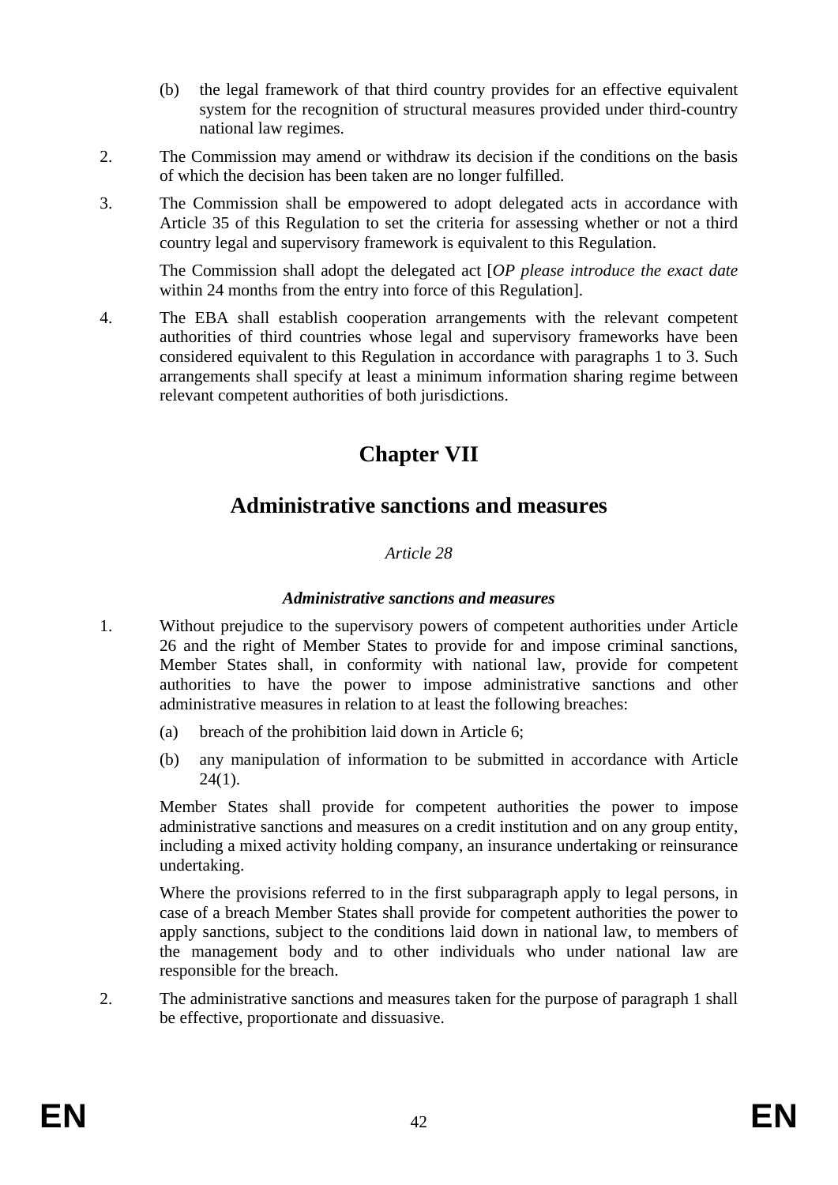(b) the legal framework of that third country provides for an effective equivalent system for the recognition of structural measures provided under third-country national law regimes.

2. The Commission may amend or withdraw its decision if the conditions on the basis of which the decision has been taken are no longer fulfilled.

3. The Commission shall be empowered to adopt delegated acts in accordance with Article 35 of this Regulation to set the criteria for assessing whether or not a third country legal and supervisory framework is equivalent to this Regulation.

   The Commission shall adopt the delegated act [*OP please introduce the exact date* within 24 months from the entry into force of this Regulation].

4. The EBA shall establish cooperation arrangements with the relevant competent authorities of third countries whose legal and supervisory frameworks have been considered equivalent to this Regulation in accordance with paragraphs 1 to 3. Such arrangements shall specify at least a minimum information sharing regime between relevant competent authorities of both jurisdictions.

# Chapter VII

## Administrative sanctions and measures

*Article 28*

***Administrative sanctions and measures***

1. Without prejudice to the supervisory powers of competent authorities under Article 26 and the right of Member States to provide for and impose criminal sanctions, Member States shall, in conformity with national law, provide for competent authorities to have the power to impose administrative sanctions and other administrative measures in relation to at least the following breaches:

   (a) breach of the prohibition laid down in Article 6;

   (b) any manipulation of information to be submitted in accordance with Article 24(1).

   Member States shall provide for competent authorities the power to impose administrative sanctions and measures on a credit institution and on any group entity, including a mixed activity holding company, an insurance undertaking or reinsurance undertaking.

   Where the provisions referred to in the first subparagraph apply to legal persons, in case of a breach Member States shall provide for competent authorities the power to apply sanctions, subject to the conditions laid down in national law, to members of the management body and to other individuals who under national law are responsible for the breach.

2. The administrative sanctions and measures taken for the purpose of paragraph 1 shall be effective, proportionate and dissuasive.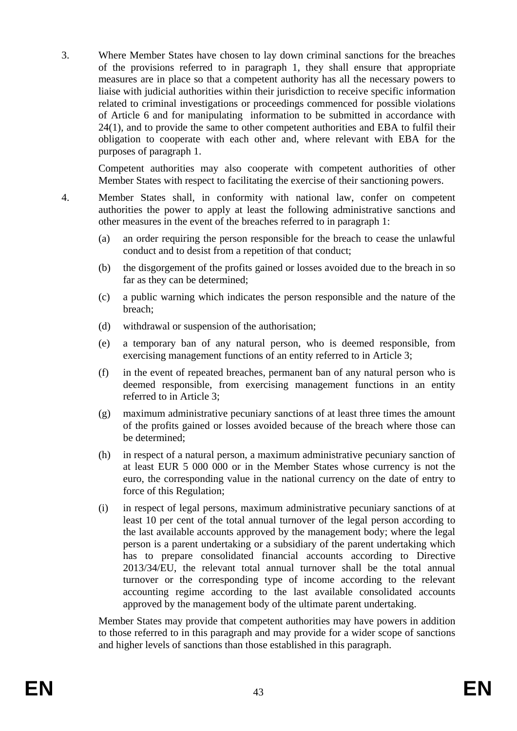3. Where Member States have chosen to lay down criminal sanctions for the breaches of the provisions referred to in paragraph 1, they shall ensure that appropriate measures are in place so that a competent authority has all the necessary powers to liaise with judicial authorities within their jurisdiction to receive specific information related to criminal investigations or proceedings commenced for possible violations of Article 6 and for manipulating information to be submitted in accordance with 24(1), and to provide the same to other competent authorities and EBA to fulfil their obligation to cooperate with each other and, where relevant with EBA for the purposes of paragraph 1.

   Competent authorities may also cooperate with competent authorities of other Member States with respect to facilitating the exercise of their sanctioning powers.

4. Member States shall, in conformity with national law, confer on competent authorities the power to apply at least the following administrative sanctions and other measures in the event of the breaches referred to in paragraph 1:

   (a) an order requiring the person responsible for the breach to cease the unlawful conduct and to desist from a repetition of that conduct;

   (b) the disgorgement of the profits gained or losses avoided due to the breach in so far as they can be determined;

   (c) a public warning which indicates the person responsible and the nature of the breach;

   (d) withdrawal or suspension of the authorisation;

   (e) a temporary ban of any natural person, who is deemed responsible, from exercising management functions of an entity referred to in Article 3;

   (f) in the event of repeated breaches, permanent ban of any natural person who is deemed responsible, from exercising management functions in an entity referred to in Article 3;

   (g) maximum administrative pecuniary sanctions of at least three times the amount of the profits gained or losses avoided because of the breach where those can be determined;

   (h) in respect of a natural person, a maximum administrative pecuniary sanction of at least EUR 5 000 000 or in the Member States whose currency is not the euro, the corresponding value in the national currency on the date of entry to force of this Regulation;

   (i) in respect of legal persons, maximum administrative pecuniary sanctions of at least 10 per cent of the total annual turnover of the legal person according to the last available accounts approved by the management body; where the legal person is a parent undertaking or a subsidiary of the parent undertaking which has to prepare consolidated financial accounts according to Directive 2013/34/EU, the relevant total annual turnover shall be the total annual turnover or the corresponding type of income according to the relevant accounting regime according to the last available consolidated accounts approved by the management body of the ultimate parent undertaking.

   Member States may provide that competent authorities may have powers in addition to those referred to in this paragraph and may provide for a wider scope of sanctions and higher levels of sanctions than those established in this paragraph.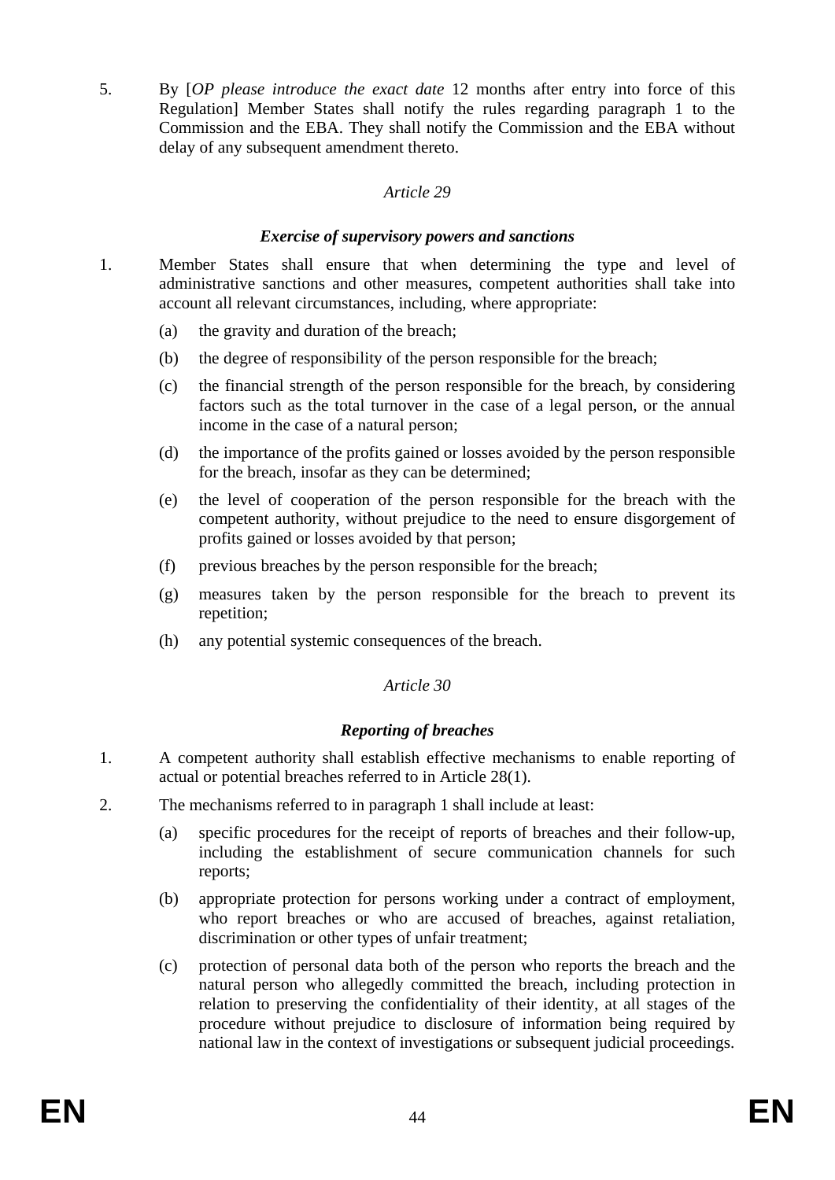5. By [*OP please introduce the exact date* 12 months after entry into force of this Regulation] Member States shall notify the rules regarding paragraph 1 to the Commission and the EBA. They shall notify the Commission and the EBA without delay of any subsequent amendment thereto.

### *Article 29*

### ***Exercise of supervisory powers and sanctions***

1. Member States shall ensure that when determining the type and level of administrative sanctions and other measures, competent authorities shall take into account all relevant circumstances, including, where appropriate:

   (a) the gravity and duration of the breach;

   (b) the degree of responsibility of the person responsible for the breach;

   (c) the financial strength of the person responsible for the breach, by considering factors such as the total turnover in the case of a legal person, or the annual income in the case of a natural person;

   (d) the importance of the profits gained or losses avoided by the person responsible for the breach, insofar as they can be determined;

   (e) the level of cooperation of the person responsible for the breach with the competent authority, without prejudice to the need to ensure disgorgement of profits gained or losses avoided by that person;

   (f) previous breaches by the person responsible for the breach;

   (g) measures taken by the person responsible for the breach to prevent its repetition;

   (h) any potential systemic consequences of the breach.

### *Article 30*

### ***Reporting of breaches***

1. A competent authority shall establish effective mechanisms to enable reporting of actual or potential breaches referred to in Article 28(1).

2. The mechanisms referred to in paragraph 1 shall include at least:

   (a) specific procedures for the receipt of reports of breaches and their follow-up, including the establishment of secure communication channels for such reports;

   (b) appropriate protection for persons working under a contract of employment, who report breaches or who are accused of breaches, against retaliation, discrimination or other types of unfair treatment;

   (c) protection of personal data both of the person who reports the breach and the natural person who allegedly committed the breach, including protection in relation to preserving the confidentiality of their identity, at all stages of the procedure without prejudice to disclosure of information being required by national law in the context of investigations or subsequent judicial proceedings.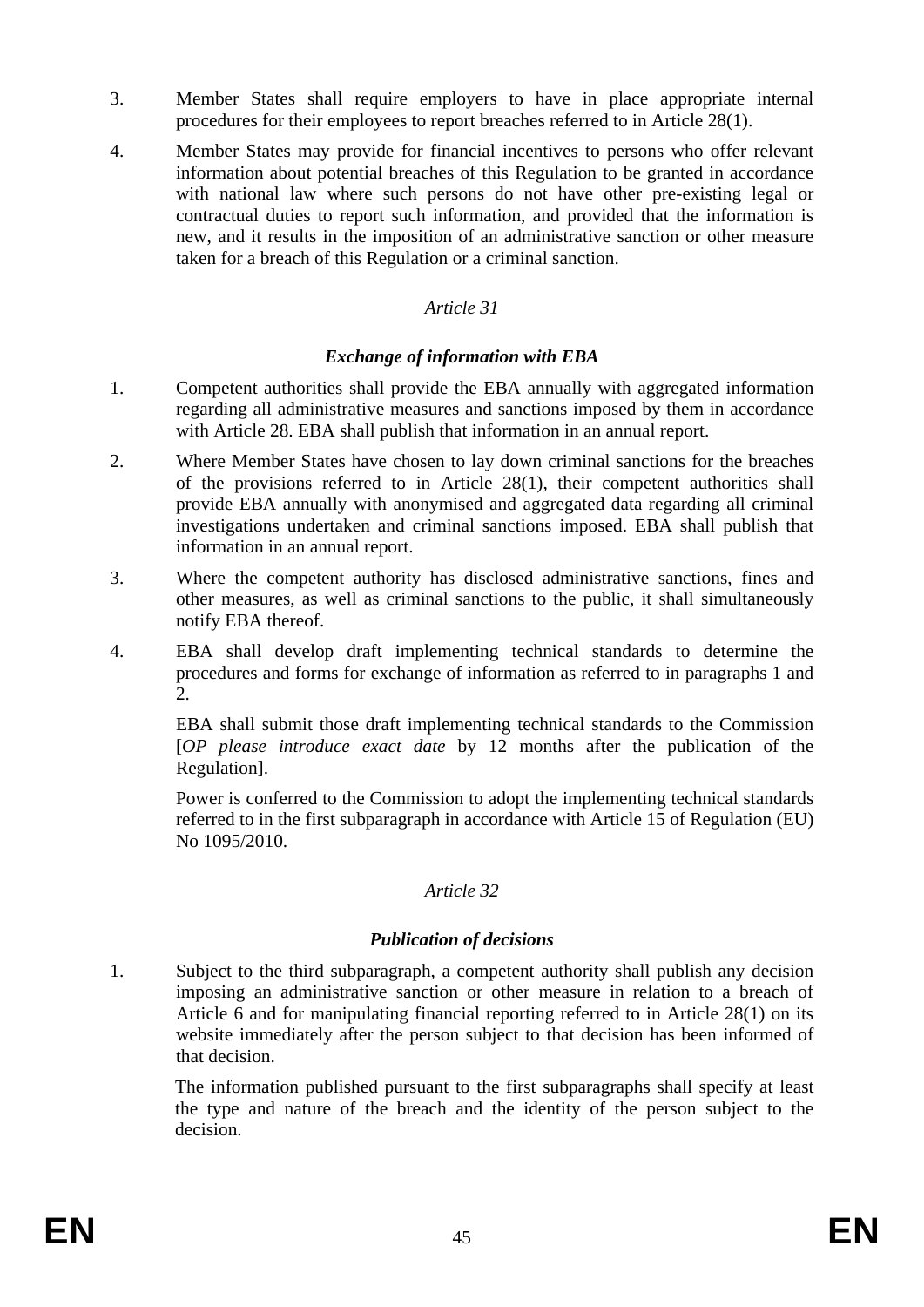3. Member States shall require employers to have in place appropriate internal procedures for their employees to report breaches referred to in Article 28(1).

4. Member States may provide for financial incentives to persons who offer relevant information about potential breaches of this Regulation to be granted in accordance with national law where such persons do not have other pre-existing legal or contractual duties to report such information, and provided that the information is new, and it results in the imposition of an administrative sanction or other measure taken for a breach of this Regulation or a criminal sanction.

*Article 31*

***Exchange of information with EBA***

1. Competent authorities shall provide the EBA annually with aggregated information regarding all administrative measures and sanctions imposed by them in accordance with Article 28. EBA shall publish that information in an annual report.

2. Where Member States have chosen to lay down criminal sanctions for the breaches of the provisions referred to in Article 28(1), their competent authorities shall provide EBA annually with anonymised and aggregated data regarding all criminal investigations undertaken and criminal sanctions imposed. EBA shall publish that information in an annual report.

3. Where the competent authority has disclosed administrative sanctions, fines and other measures, as well as criminal sanctions to the public, it shall simultaneously notify EBA thereof.

4. EBA shall develop draft implementing technical standards to determine the procedures and forms for exchange of information as referred to in paragraphs 1 and 2.

   EBA shall submit those draft implementing technical standards to the Commission [*OP please introduce exact date* by 12 months after the publication of the Regulation].

   Power is conferred to the Commission to adopt the implementing technical standards referred to in the first subparagraph in accordance with Article 15 of Regulation (EU) No 1095/2010.

*Article 32*

***Publication of decisions***

1. Subject to the third subparagraph, a competent authority shall publish any decision imposing an administrative sanction or other measure in relation to a breach of Article 6 and for manipulating financial reporting referred to in Article 28(1) on its website immediately after the person subject to that decision has been informed of that decision.

   The information published pursuant to the first subparagraphs shall specify at least the type and nature of the breach and the identity of the person subject to the decision.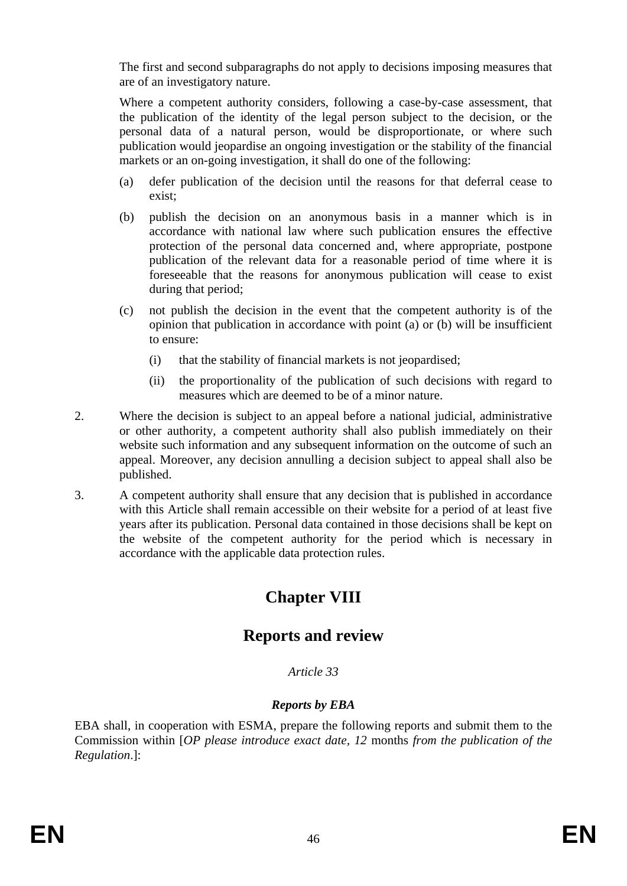The first and second subparagraphs do not apply to decisions imposing measures that are of an investigatory nature.

Where a competent authority considers, following a case-by-case assessment, that the publication of the identity of the legal person subject to the decision, or the personal data of a natural person, would be disproportionate, or where such publication would jeopardise an ongoing investigation or the stability of the financial markets or an on-going investigation, it shall do one of the following:

(a) defer publication of the decision until the reasons for that deferral cease to exist;

(b) publish the decision on an anonymous basis in a manner which is in accordance with national law where such publication ensures the effective protection of the personal data concerned and, where appropriate, postpone publication of the relevant data for a reasonable period of time where it is foreseeable that the reasons for anonymous publication will cease to exist during that period;

(c) not publish the decision in the event that the competent authority is of the opinion that publication in accordance with point (a) or (b) will be insufficient to ensure:

  (i) that the stability of financial markets is not jeopardised;

  (ii) the proportionality of the publication of such decisions with regard to measures which are deemed to be of a minor nature.

2. Where the decision is subject to an appeal before a national judicial, administrative or other authority, a competent authority shall also publish immediately on their website such information and any subsequent information on the outcome of such an appeal. Moreover, any decision annulling a decision subject to appeal shall also be published.

3. A competent authority shall ensure that any decision that is published in accordance with this Article shall remain accessible on their website for a period of at least five years after its publication. Personal data contained in those decisions shall be kept on the website of the competent authority for the period which is necessary in accordance with the applicable data protection rules.

# Chapter VIII

# Reports and review

*Article 33*

***Reports by EBA***

EBA shall, in cooperation with ESMA, prepare the following reports and submit them to the Commission within [*OP please introduce exact date, 12* months *from the publication of the Regulation*.]: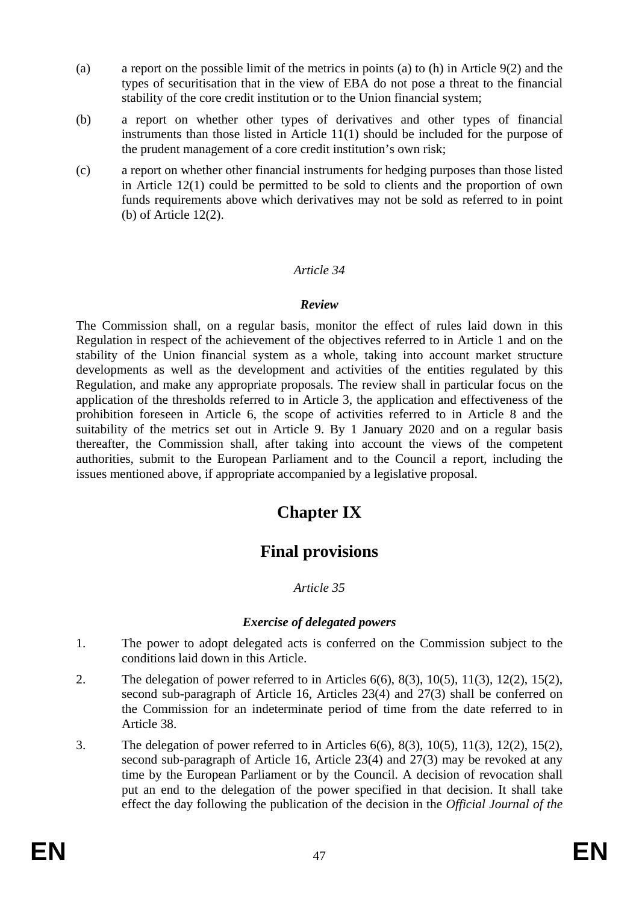(a) a report on the possible limit of the metrics in points (a) to (h) in Article 9(2) and the types of securitisation that in the view of EBA do not pose a threat to the financial stability of the core credit institution or to the Union financial system;

(b) a report on whether other types of derivatives and other types of financial instruments than those listed in Article 11(1) should be included for the purpose of the prudent management of a core credit institution's own risk;

(c) a report on whether other financial instruments for hedging purposes than those listed in Article 12(1) could be permitted to be sold to clients and the proportion of own funds requirements above which derivatives may not be sold as referred to in point (b) of Article 12(2).

*Article 34*

***Review***

The Commission shall, on a regular basis, monitor the effect of rules laid down in this Regulation in respect of the achievement of the objectives referred to in Article 1 and on the stability of the Union financial system as a whole, taking into account market structure developments as well as the development and activities of the entities regulated by this Regulation, and make any appropriate proposals. The review shall in particular focus on the application of the thresholds referred to in Article 3, the application and effectiveness of the prohibition foreseen in Article 6, the scope of activities referred to in Article 8 and the suitability of the metrics set out in Article 9. By 1 January 2020 and on a regular basis thereafter, the Commission shall, after taking into account the views of the competent authorities, submit to the European Parliament and to the Council a report, including the issues mentioned above, if appropriate accompanied by a legislative proposal.

# Chapter IX

# Final provisions

*Article 35*

***Exercise of delegated powers***

1. The power to adopt delegated acts is conferred on the Commission subject to the conditions laid down in this Article.

2. The delegation of power referred to in Articles 6(6), 8(3), 10(5), 11(3), 12(2), 15(2), second sub-paragraph of Article 16, Articles 23(4) and 27(3) shall be conferred on the Commission for an indeterminate period of time from the date referred to in Article 38.

3. The delegation of power referred to in Articles 6(6), 8(3), 10(5), 11(3), 12(2), 15(2), second sub-paragraph of Article 16, Article 23(4) and 27(3) may be revoked at any time by the European Parliament or by the Council. A decision of revocation shall put an end to the delegation of the power specified in that decision. It shall take effect the day following the publication of the decision in the *Official Journal of the*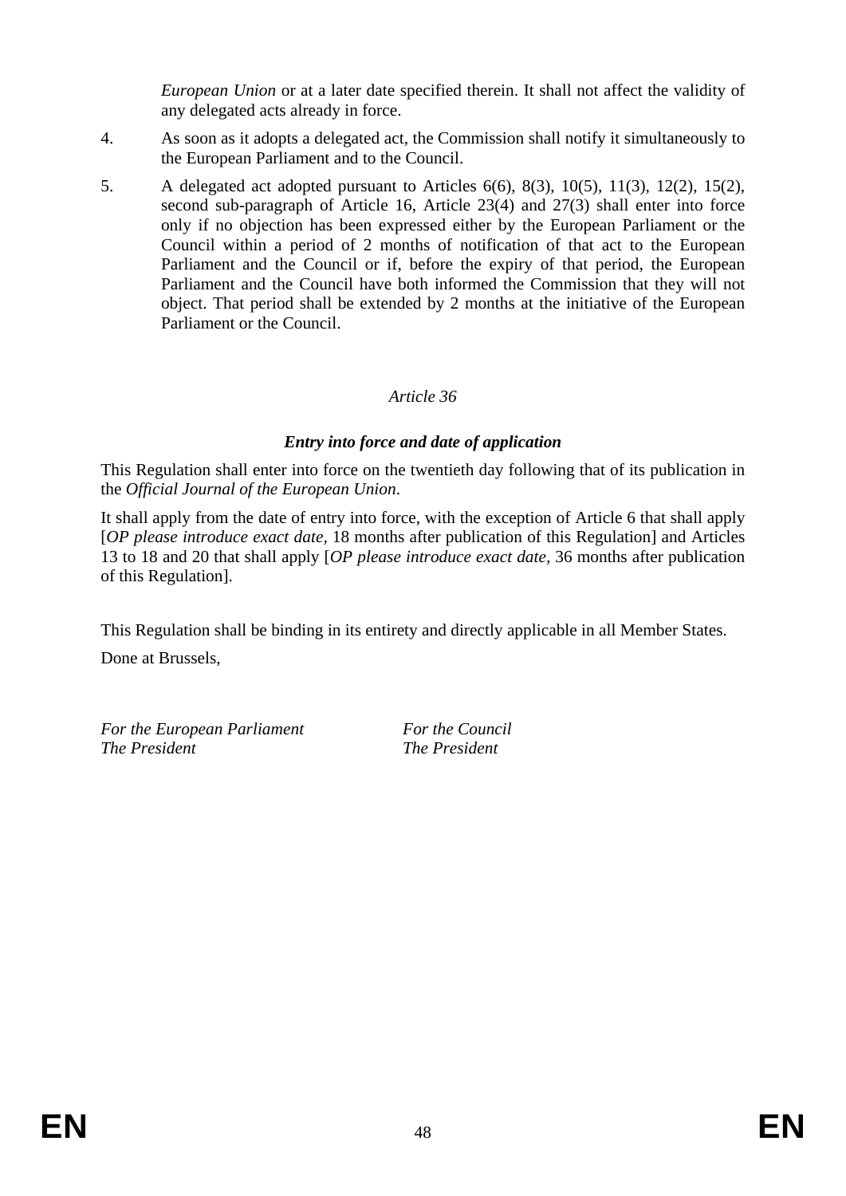*European Union* or at a later date specified therein. It shall not affect the validity of any delegated acts already in force.

4. As soon as it adopts a delegated act, the Commission shall notify it simultaneously to the European Parliament and to the Council.

5. A delegated act adopted pursuant to Articles 6(6), 8(3), 10(5), 11(3), 12(2), 15(2), second sub-paragraph of Article 16, Article 23(4) and 27(3) shall enter into force only if no objection has been expressed either by the European Parliament or the Council within a period of 2 months of notification of that act to the European Parliament and the Council or if, before the expiry of that period, the European Parliament and the Council have both informed the Commission that they will not object. That period shall be extended by 2 months at the initiative of the European Parliament or the Council.

*Article 36*

***Entry into force and date of application***

This Regulation shall enter into force on the twentieth day following that of its publication in the *Official Journal of the European Union*.

It shall apply from the date of entry into force, with the exception of Article 6 that shall apply [*OP please introduce exact date,* 18 months after publication of this Regulation] and Articles 13 to 18 and 20 that shall apply [*OP please introduce exact date,* 36 months after publication of this Regulation].

This Regulation shall be binding in its entirety and directly applicable in all Member States.

Done at Brussels,

*For the European Parliament*
*The President*

*For the Council*
*The President*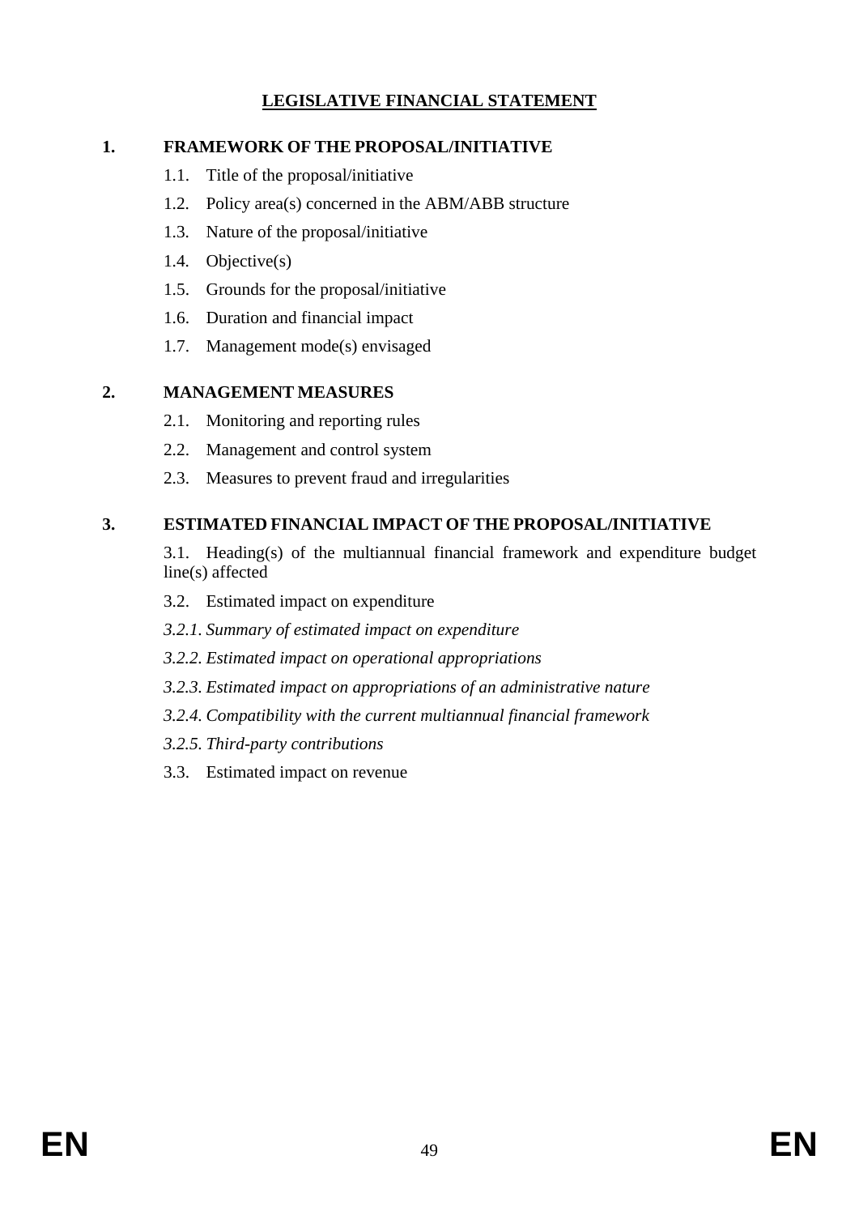# LEGISLATIVE FINANCIAL STATEMENT

## 1. FRAMEWORK OF THE PROPOSAL/INITIATIVE

1.1. Title of the proposal/initiative

1.2. Policy area(s) concerned in the ABM/ABB structure

1.3. Nature of the proposal/initiative

1.4. Objective(s)

1.5. Grounds for the proposal/initiative

1.6. Duration and financial impact

1.7. Management mode(s) envisaged

## 2. MANAGEMENT MEASURES

2.1. Monitoring and reporting rules

2.2. Management and control system

2.3. Measures to prevent fraud and irregularities

## 3. ESTIMATED FINANCIAL IMPACT OF THE PROPOSAL/INITIATIVE

3.1. Heading(s) of the multiannual financial framework and expenditure budget line(s) affected

3.2. Estimated impact on expenditure

*3.2.1. Summary of estimated impact on expenditure*

*3.2.2. Estimated impact on operational appropriations*

*3.2.3. Estimated impact on appropriations of an administrative nature*

*3.2.4. Compatibility with the current multiannual financial framework*

*3.2.5. Third-party contributions*

3.3. Estimated impact on revenue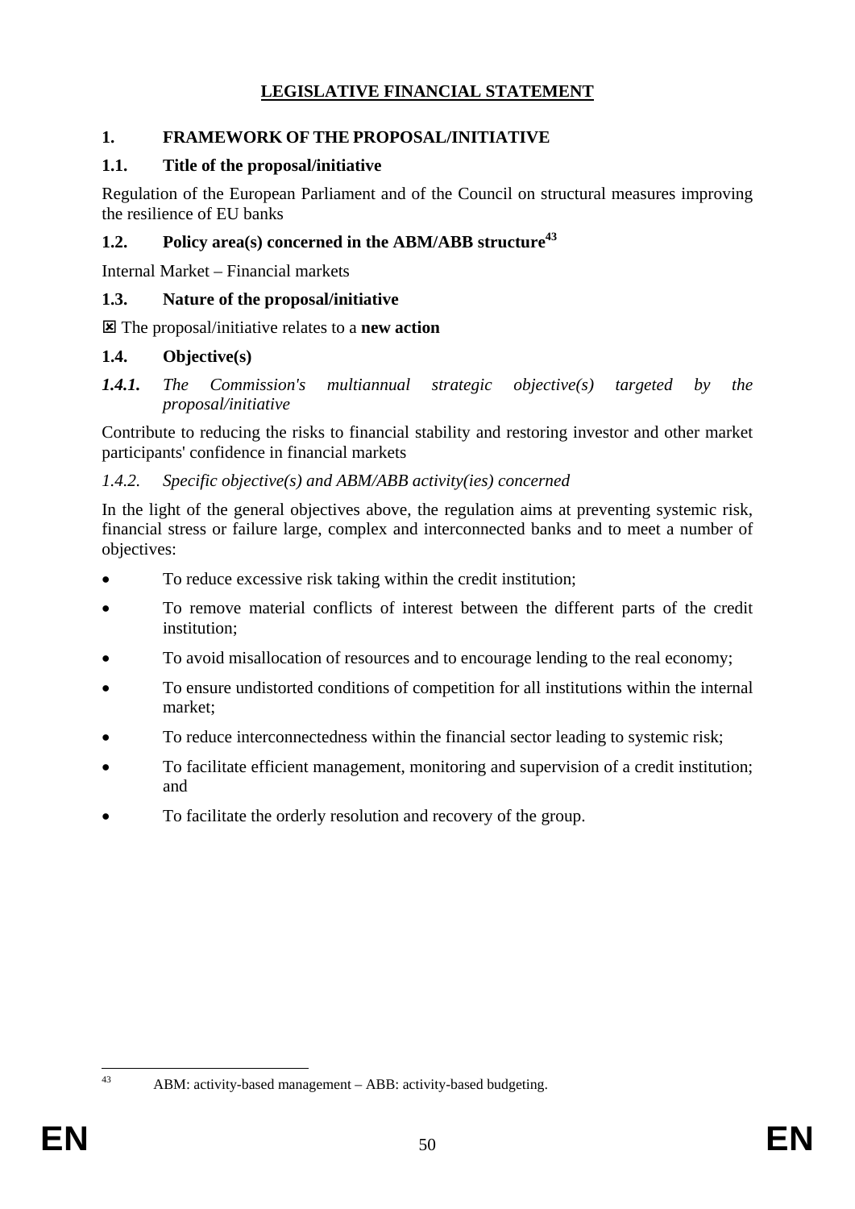# LEGISLATIVE FINANCIAL STATEMENT

## 1. FRAMEWORK OF THE PROPOSAL/INITIATIVE

### 1.1. Title of the proposal/initiative

Regulation of the European Parliament and of the Council on structural measures improving the resilience of EU banks

### 1.2. Policy area(s) concerned in the ABM/ABB structure[43]

Internal Market – Financial markets

### 1.3. Nature of the proposal/initiative

☒ The proposal/initiative relates to a **new action**

### 1.4. Objective(s)

#### *1.4.1. The Commission's multiannual strategic objective(s) targeted by the proposal/initiative*

Contribute to reducing the risks to financial stability and restoring investor and other market participants' confidence in financial markets

#### *1.4.2. Specific objective(s) and ABM/ABB activity(ies) concerned*

In the light of the general objectives above, the regulation aims at preventing systemic risk, financial stress or failure large, complex and interconnected banks and to meet a number of objectives:

- To reduce excessive risk taking within the credit institution;
- To remove material conflicts of interest between the different parts of the credit institution;
- To avoid misallocation of resources and to encourage lending to the real economy;
- To ensure undistorted conditions of competition for all institutions within the internal market;
- To reduce interconnectedness within the financial sector leading to systemic risk;
- To facilitate efficient management, monitoring and supervision of a credit institution; and
- To facilitate the orderly resolution and recovery of the group.

[43] ABM: activity-based management – ABB: activity-based budgeting.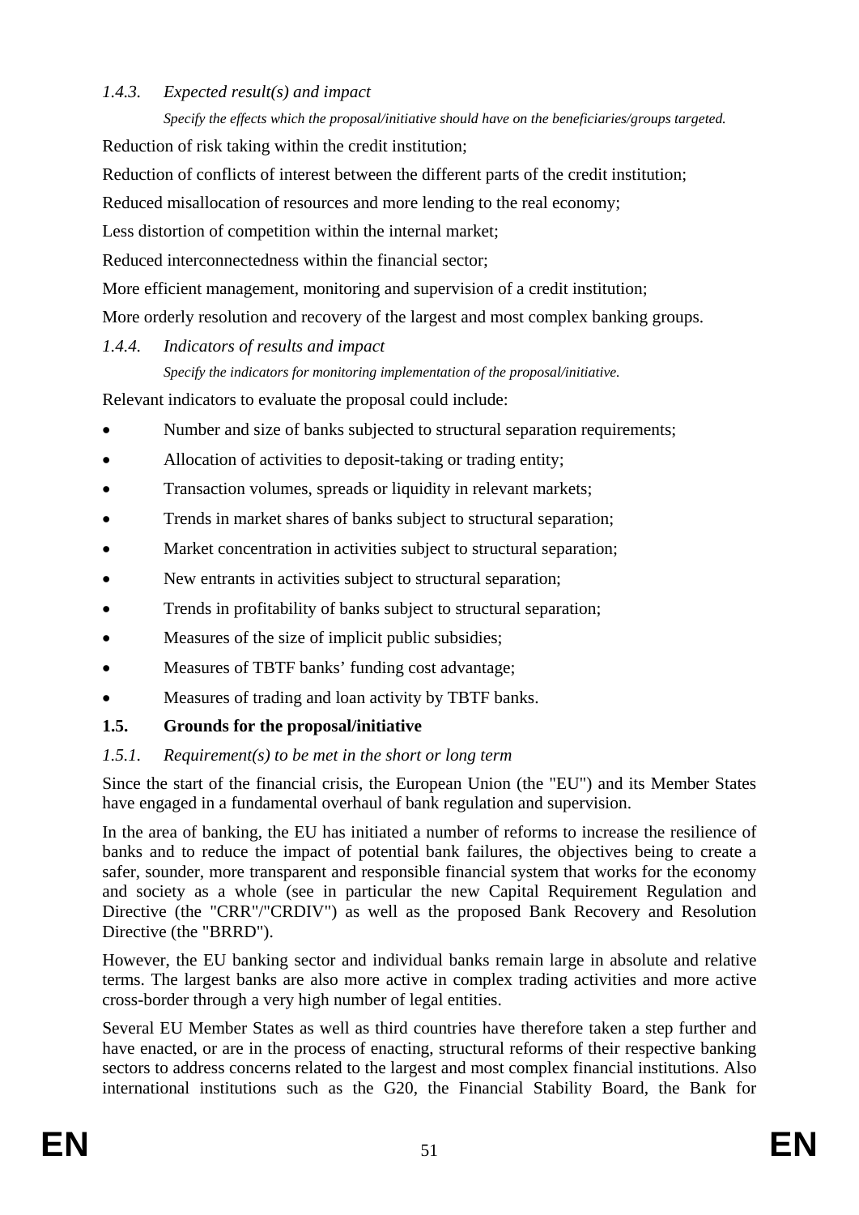### *1.4.3. Expected result(s) and impact*

*Specify the effects which the proposal/initiative should have on the beneficiaries/groups targeted.*

Reduction of risk taking within the credit institution;

Reduction of conflicts of interest between the different parts of the credit institution;

Reduced misallocation of resources and more lending to the real economy;

Less distortion of competition within the internal market;

Reduced interconnectedness within the financial sector;

More efficient management, monitoring and supervision of a credit institution;

More orderly resolution and recovery of the largest and most complex banking groups.

### *1.4.4. Indicators of results and impact*

*Specify the indicators for monitoring implementation of the proposal/initiative.*

Relevant indicators to evaluate the proposal could include:

- Number and size of banks subjected to structural separation requirements;
- Allocation of activities to deposit-taking or trading entity;
- Transaction volumes, spreads or liquidity in relevant markets;
- Trends in market shares of banks subject to structural separation;
- Market concentration in activities subject to structural separation;
- New entrants in activities subject to structural separation;
- Trends in profitability of banks subject to structural separation;
- Measures of the size of implicit public subsidies;
- Measures of TBTF banks' funding cost advantage;
- Measures of trading and loan activity by TBTF banks.

## **1.5. Grounds for the proposal/initiative**

### *1.5.1. Requirement(s) to be met in the short or long term*

Since the start of the financial crisis, the European Union (the "EU") and its Member States have engaged in a fundamental overhaul of bank regulation and supervision.

In the area of banking, the EU has initiated a number of reforms to increase the resilience of banks and to reduce the impact of potential bank failures, the objectives being to create a safer, sounder, more transparent and responsible financial system that works for the economy and society as a whole (see in particular the new Capital Requirement Regulation and Directive (the "CRR"/"CRDIV") as well as the proposed Bank Recovery and Resolution Directive (the "BRRD").

However, the EU banking sector and individual banks remain large in absolute and relative terms. The largest banks are also more active in complex trading activities and more active cross-border through a very high number of legal entities.

Several EU Member States as well as third countries have therefore taken a step further and have enacted, or are in the process of enacting, structural reforms of their respective banking sectors to address concerns related to the largest and most complex financial institutions. Also international institutions such as the G20, the Financial Stability Board, the Bank for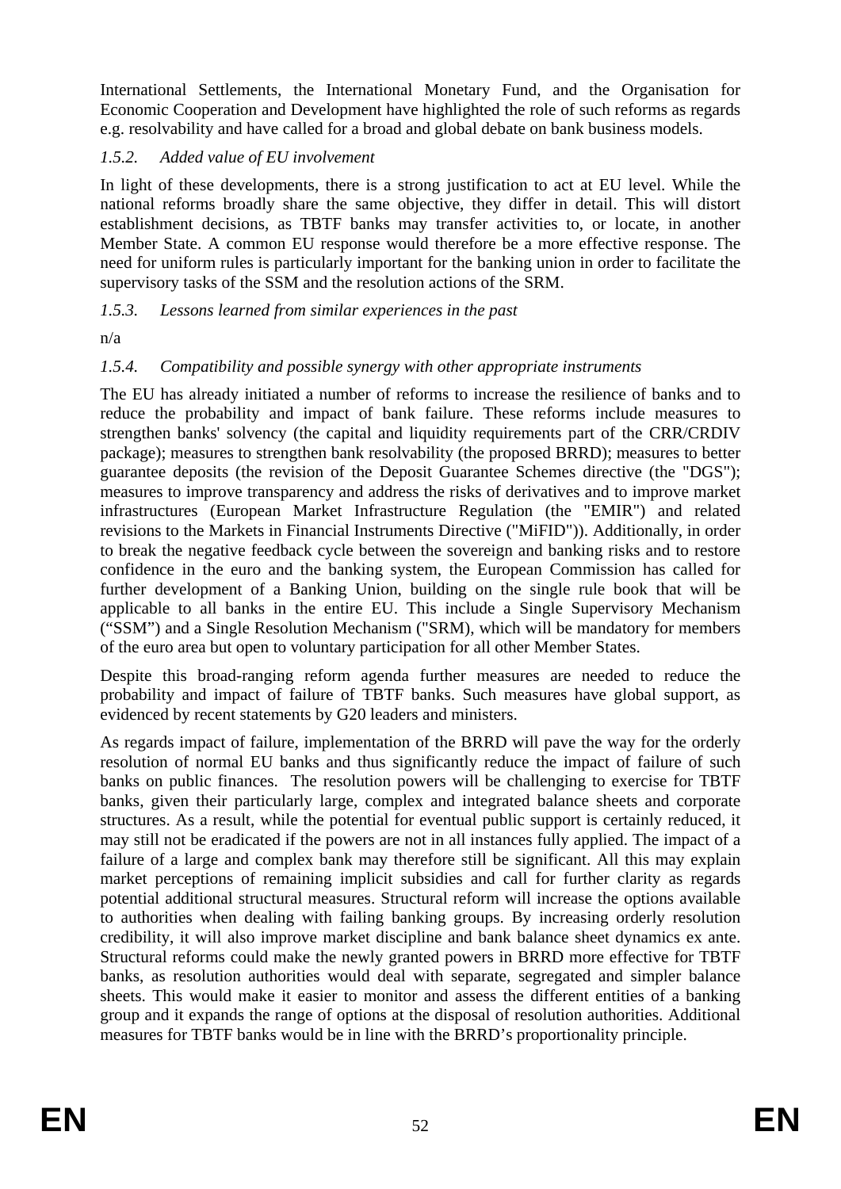International Settlements, the International Monetary Fund, and the Organisation for Economic Cooperation and Development have highlighted the role of such reforms as regards e.g. resolvability and have called for a broad and global debate on bank business models.

*1.5.2. Added value of EU involvement*

In light of these developments, there is a strong justification to act at EU level. While the national reforms broadly share the same objective, they differ in detail. This will distort establishment decisions, as TBTF banks may transfer activities to, or locate, in another Member State. A common EU response would therefore be a more effective response. The need for uniform rules is particularly important for the banking union in order to facilitate the supervisory tasks of the SSM and the resolution actions of the SRM.

*1.5.3. Lessons learned from similar experiences in the past*

n/a

*1.5.4. Compatibility and possible synergy with other appropriate instruments*

The EU has already initiated a number of reforms to increase the resilience of banks and to reduce the probability and impact of bank failure. These reforms include measures to strengthen banks' solvency (the capital and liquidity requirements part of the CRR/CRDIV package); measures to strengthen bank resolvability (the proposed BRRD); measures to better guarantee deposits (the revision of the Deposit Guarantee Schemes directive (the "DGS"); measures to improve transparency and address the risks of derivatives and to improve market infrastructures (European Market Infrastructure Regulation (the "EMIR") and related revisions to the Markets in Financial Instruments Directive ("MiFID")). Additionally, in order to break the negative feedback cycle between the sovereign and banking risks and to restore confidence in the euro and the banking system, the European Commission has called for further development of a Banking Union, building on the single rule book that will be applicable to all banks in the entire EU. This include a Single Supervisory Mechanism ("SSM") and a Single Resolution Mechanism ("SRM), which will be mandatory for members of the euro area but open to voluntary participation for all other Member States.

Despite this broad-ranging reform agenda further measures are needed to reduce the probability and impact of failure of TBTF banks. Such measures have global support, as evidenced by recent statements by G20 leaders and ministers.

As regards impact of failure, implementation of the BRRD will pave the way for the orderly resolution of normal EU banks and thus significantly reduce the impact of failure of such banks on public finances. The resolution powers will be challenging to exercise for TBTF banks, given their particularly large, complex and integrated balance sheets and corporate structures. As a result, while the potential for eventual public support is certainly reduced, it may still not be eradicated if the powers are not in all instances fully applied. The impact of a failure of a large and complex bank may therefore still be significant. All this may explain market perceptions of remaining implicit subsidies and call for further clarity as regards potential additional structural measures. Structural reform will increase the options available to authorities when dealing with failing banking groups. By increasing orderly resolution credibility, it will also improve market discipline and bank balance sheet dynamics ex ante. Structural reforms could make the newly granted powers in BRRD more effective for TBTF banks, as resolution authorities would deal with separate, segregated and simpler balance sheets. This would make it easier to monitor and assess the different entities of a banking group and it expands the range of options at the disposal of resolution authorities. Additional measures for TBTF banks would be in line with the BRRD's proportionality principle.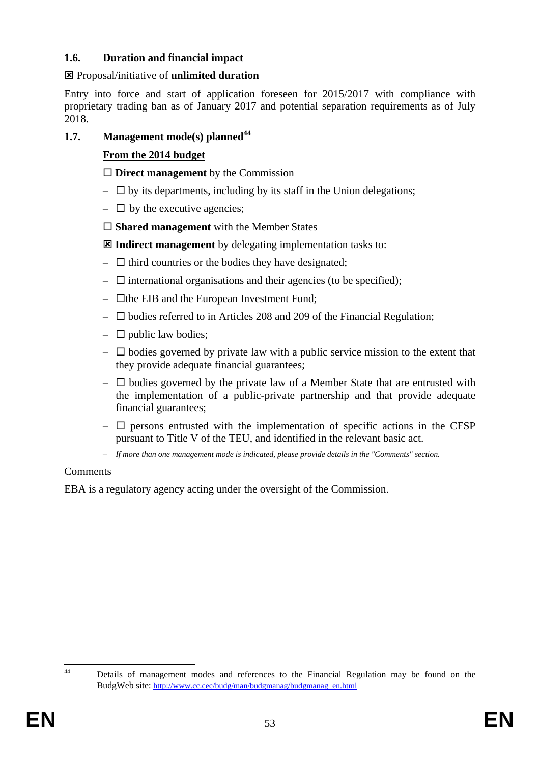### 1.6. Duration and financial impact

☒ Proposal/initiative of **unlimited duration**

Entry into force and start of application foreseen for 2015/2017 with compliance with proprietary trading ban as of January 2017 and potential separation requirements as of July 2018.

### 1.7. Management mode(s) planned[44]

**From the 2014 budget**

☐ **Direct management** by the Commission

– ☐ by its departments, including by its staff in the Union delegations;

– ☐ by the executive agencies;

☐ **Shared management** with the Member States

☒ **Indirect management** by delegating implementation tasks to:

– ☐ third countries or the bodies they have designated;

– ☐ international organisations and their agencies (to be specified);

– ☐the EIB and the European Investment Fund;

– ☐ bodies referred to in Articles 208 and 209 of the Financial Regulation;

– ☐ public law bodies;

– ☐ bodies governed by private law with a public service mission to the extent that they provide adequate financial guarantees;

– ☐ bodies governed by the private law of a Member State that are entrusted with the implementation of a public-private partnership and that provide adequate financial guarantees;

– ☐ persons entrusted with the implementation of specific actions in the CFSP pursuant to Title V of the TEU, and identified in the relevant basic act.

– *If more than one management mode is indicated, please provide details in the "Comments" section.*

Comments

EBA is a regulatory agency acting under the oversight of the Commission.

---

[44] Details of management modes and references to the Financial Regulation may be found on the BudgWeb site: http://www.cc.cec/budg/man/budgmanag/budgmanag_en.html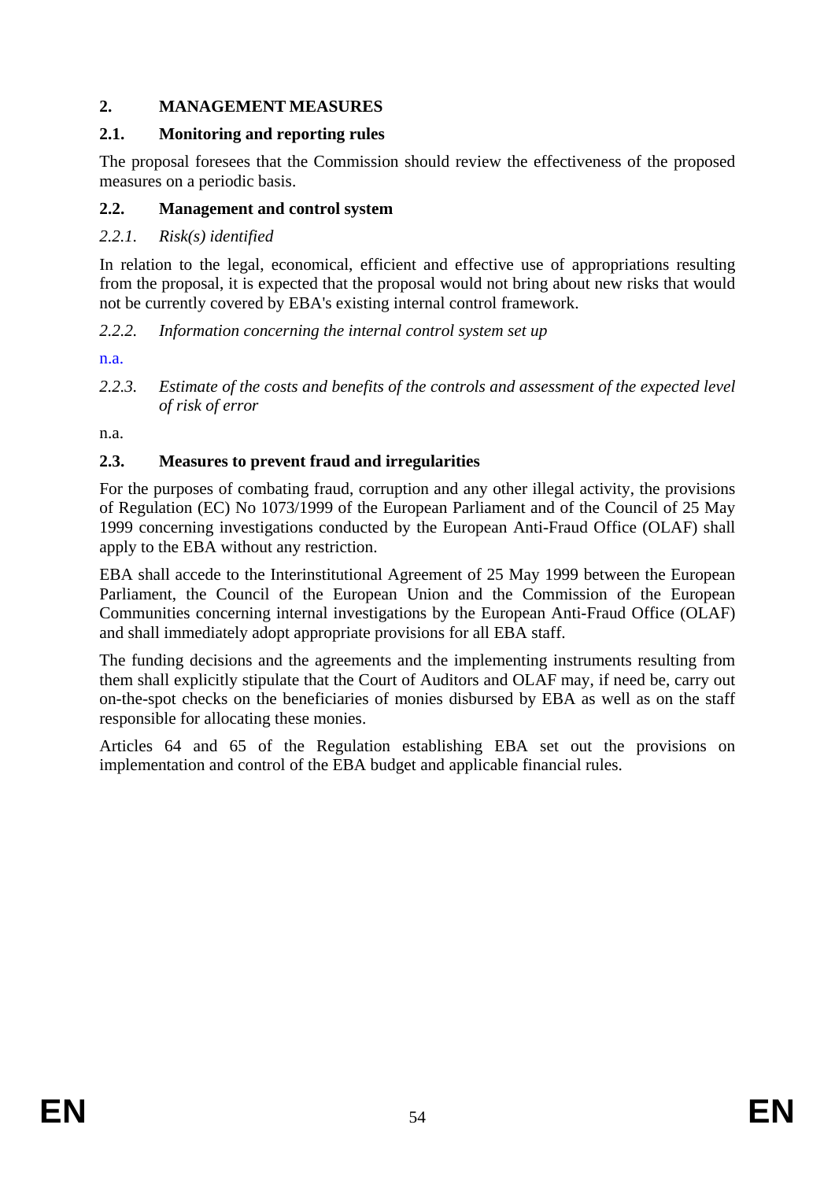## 2. MANAGEMENT MEASURES

### 2.1. Monitoring and reporting rules

The proposal foresees that the Commission should review the effectiveness of the proposed measures on a periodic basis.

### 2.2. Management and control system

#### *2.2.1. Risk(s) identified*

In relation to the legal, economical, efficient and effective use of appropriations resulting from the proposal, it is expected that the proposal would not bring about new risks that would not be currently covered by EBA's existing internal control framework.

#### *2.2.2. Information concerning the internal control system set up*

n.a.

#### *2.2.3. Estimate of the costs and benefits of the controls and assessment of the expected level of risk of error*

n.a.

### 2.3. Measures to prevent fraud and irregularities

For the purposes of combating fraud, corruption and any other illegal activity, the provisions of Regulation (EC) No 1073/1999 of the European Parliament and of the Council of 25 May 1999 concerning investigations conducted by the European Anti-Fraud Office (OLAF) shall apply to the EBA without any restriction.

EBA shall accede to the Interinstitutional Agreement of 25 May 1999 between the European Parliament, the Council of the European Union and the Commission of the European Communities concerning internal investigations by the European Anti-Fraud Office (OLAF) and shall immediately adopt appropriate provisions for all EBA staff.

The funding decisions and the agreements and the implementing instruments resulting from them shall explicitly stipulate that the Court of Auditors and OLAF may, if need be, carry out on-the-spot checks on the beneficiaries of monies disbursed by EBA as well as on the staff responsible for allocating these monies.

Articles 64 and 65 of the Regulation establishing EBA set out the provisions on implementation and control of the EBA budget and applicable financial rules.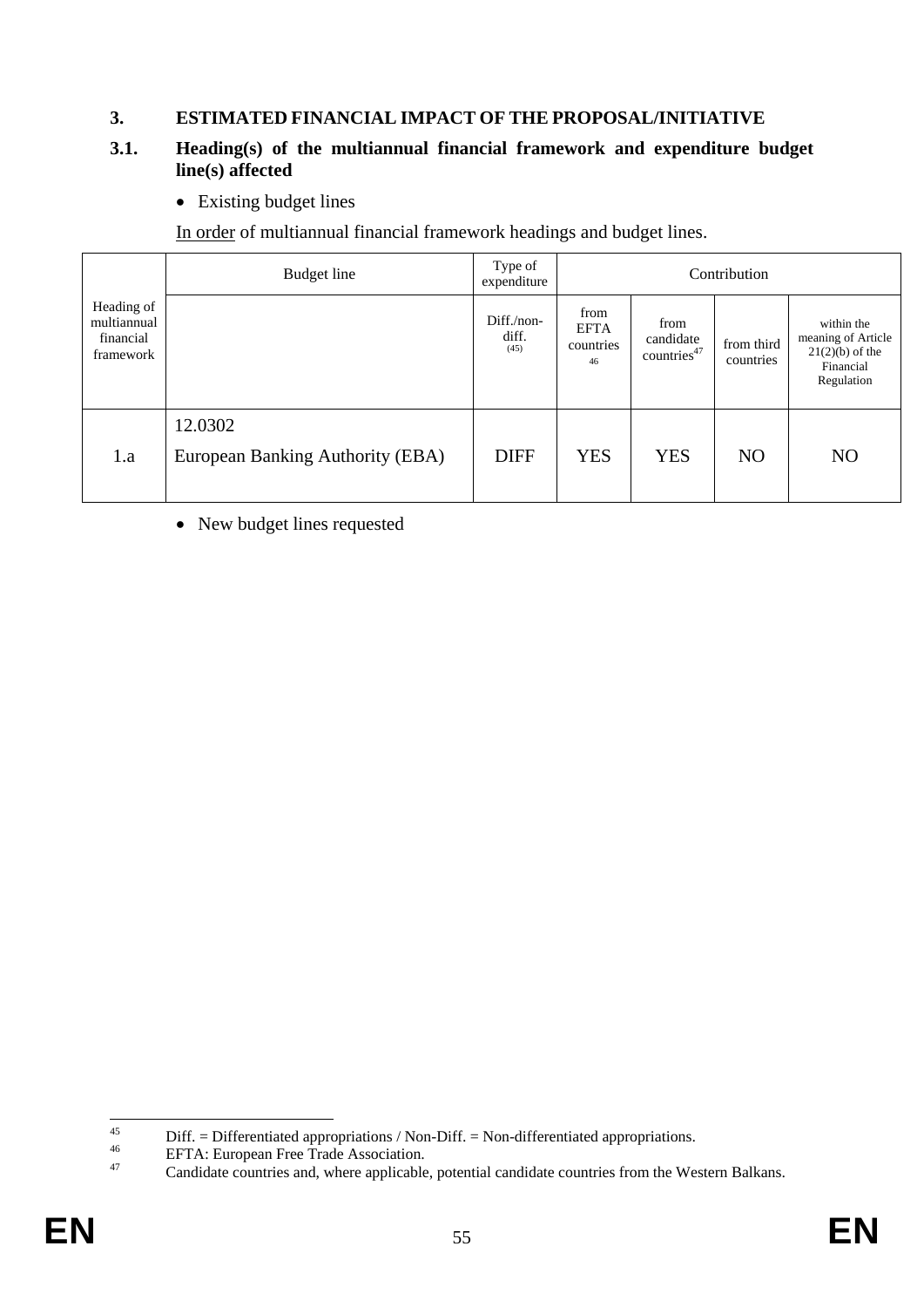## 3. ESTIMATED FINANCIAL IMPACT OF THE PROPOSAL/INITIATIVE

### 3.1. Heading(s) of the multiannual financial framework and expenditure budget line(s) affected

- Existing budget lines

In order of multiannual financial framework headings and budget lines.

| Heading of multiannual financial framework | Budget line | Type of expenditure | Contribution | | | |
|---|---|---|---|---|---|---|
| | | Diff./non-diff. (45) | from EFTA countries [46] | from candidate countries[47] | from third countries | within the meaning of Article 21(2)(b) of the Financial Regulation |
| 1.a | 12.0302 European Banking Authority (EBA) | DIFF | YES | YES | NO | NO |

- New budget lines requested

---

[45] Diff. = Differentiated appropriations / Non-Diff. = Non-differentiated appropriations.

[46] EFTA: European Free Trade Association.

[47] Candidate countries and, where applicable, potential candidate countries from the Western Balkans.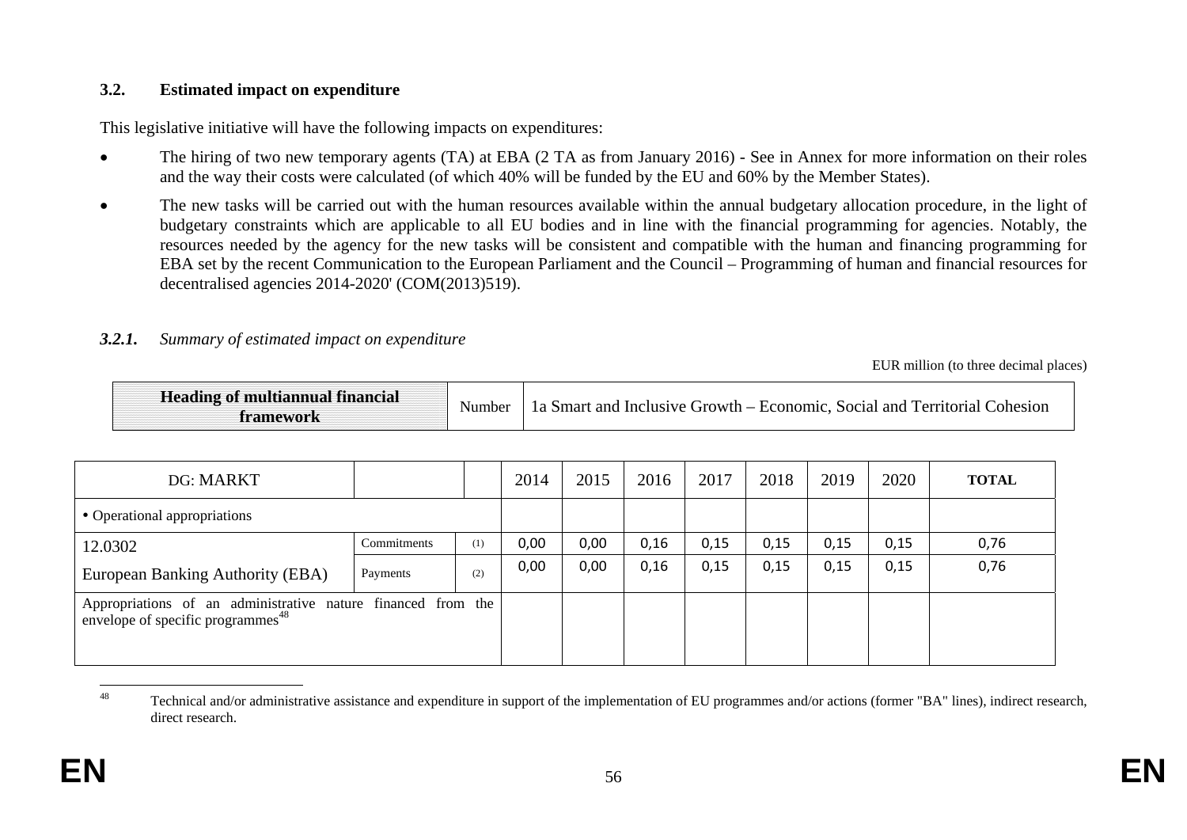### 3.2. Estimated impact on expenditure

This legislative initiative will have the following impacts on expenditures:

- The hiring of two new temporary agents (TA) at EBA (2 TA as from January 2016) - See in Annex for more information on their roles and the way their costs were calculated (of which 40% will be funded by the EU and 60% by the Member States).
- The new tasks will be carried out with the human resources available within the annual budgetary allocation procedure, in the light of budgetary constraints which are applicable to all EU bodies and in line with the financial programming for agencies. Notably, the resources needed by the agency for the new tasks will be consistent and compatible with the human and financing programming for EBA set by the recent Communication to the European Parliament and the Council – Programming of human and financial resources for decentralised agencies 2014-2020' (COM(2013)519).

#### *3.2.1. Summary of estimated impact on expenditure*

EUR million (to three decimal places)

| **Heading of multiannual financial framework** | Number | 1a Smart and Inclusive Growth – Economic, Social and Territorial Cohesion |
|---|---|---|

| DG: MARKT | | | 2014 | 2015 | 2016 | 2017 | 2018 | 2019 | 2020 | **TOTAL** |
|---|---|---|---|---|---|---|---|---|---|---|
| • Operational appropriations | | | | | | | | | | |
| 12.0302 | Commitments | (1) | 0,00 | 0,00 | 0,16 | 0,15 | 0,15 | 0,15 | 0,15 | 0,76 |
| European Banking Authority (EBA) | Payments | (2) | 0,00 | 0,00 | 0,16 | 0,15 | 0,15 | 0,15 | 0,15 | 0,76 |
| Appropriations of an administrative nature financed from the envelope of specific programmes[48] | | | | | | | | | | |

[48] Technical and/or administrative assistance and expenditure in support of the implementation of EU programmes and/or actions (former "BA" lines), indirect research, direct research.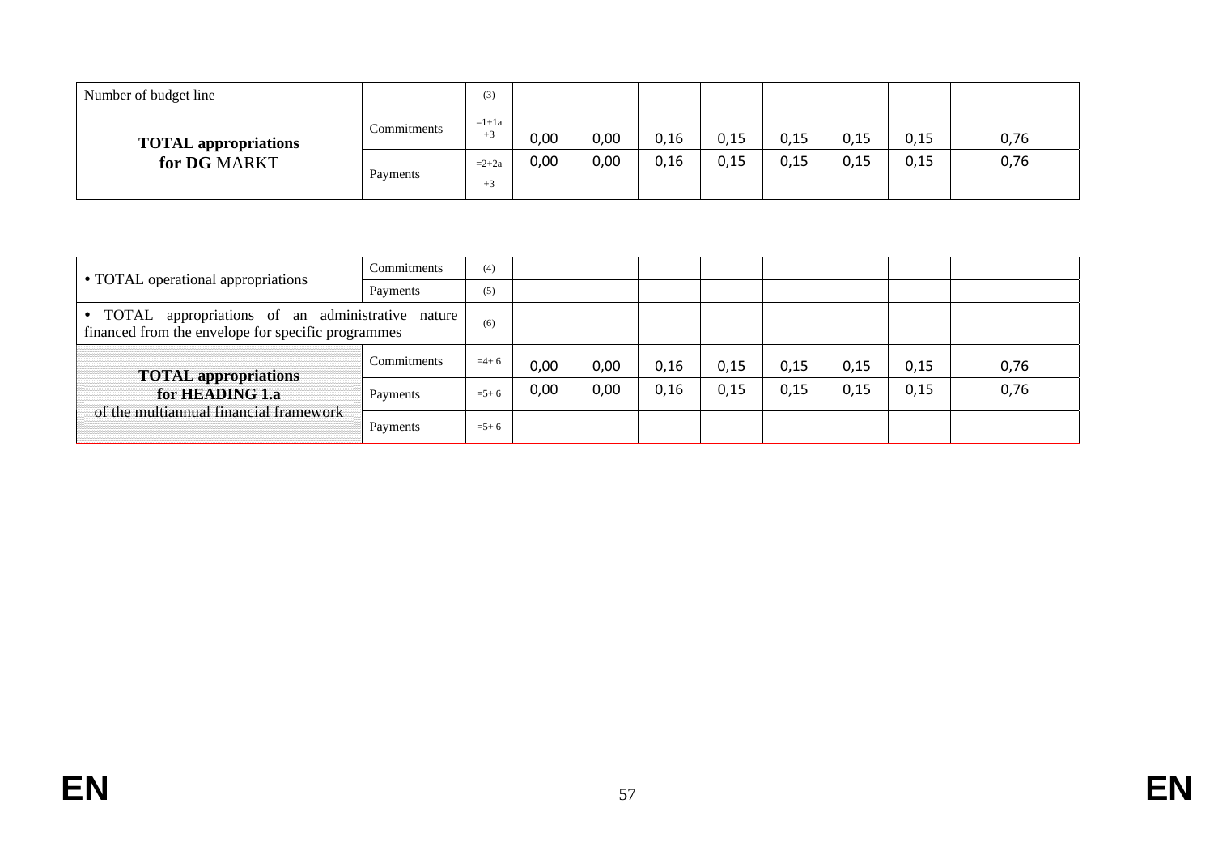| Number of budget line | | (3) | | | | | | | | |
|---|---|---|---|---|---|---|---|---|---|---|
| **TOTAL appropriations for DG** MARKT | Commitments | =1+1a +3 | 0,00 | 0,00 | 0,16 | 0,15 | 0,15 | 0,15 | 0,15 | 0,76 |
| | Payments | =2+2a +3 | 0,00 | 0,00 | 0,16 | 0,15 | 0,15 | 0,15 | 0,15 | 0,76 |

| | | | | | | | | | | |
|---|---|---|---|---|---|---|---|---|---|---|
| • TOTAL operational appropriations | Commitments | (4) | | | | | | | | |
| | Payments | (5) | | | | | | | | |
| • TOTAL appropriations of an administrative nature financed from the envelope for specific programmes | | (6) | | | | | | | | |
| **TOTAL appropriations for HEADING 1.a** of the multiannual financial framework | Commitments | =4+ 6 | 0,00 | 0,00 | 0,16 | 0,15 | 0,15 | 0,15 | 0,15 | 0,76 |
| | Payments | =5+ 6 | 0,00 | 0,00 | 0,16 | 0,15 | 0,15 | 0,15 | 0,15 | 0,76 |
| | Payments | =5+ 6 | | | | | | | | |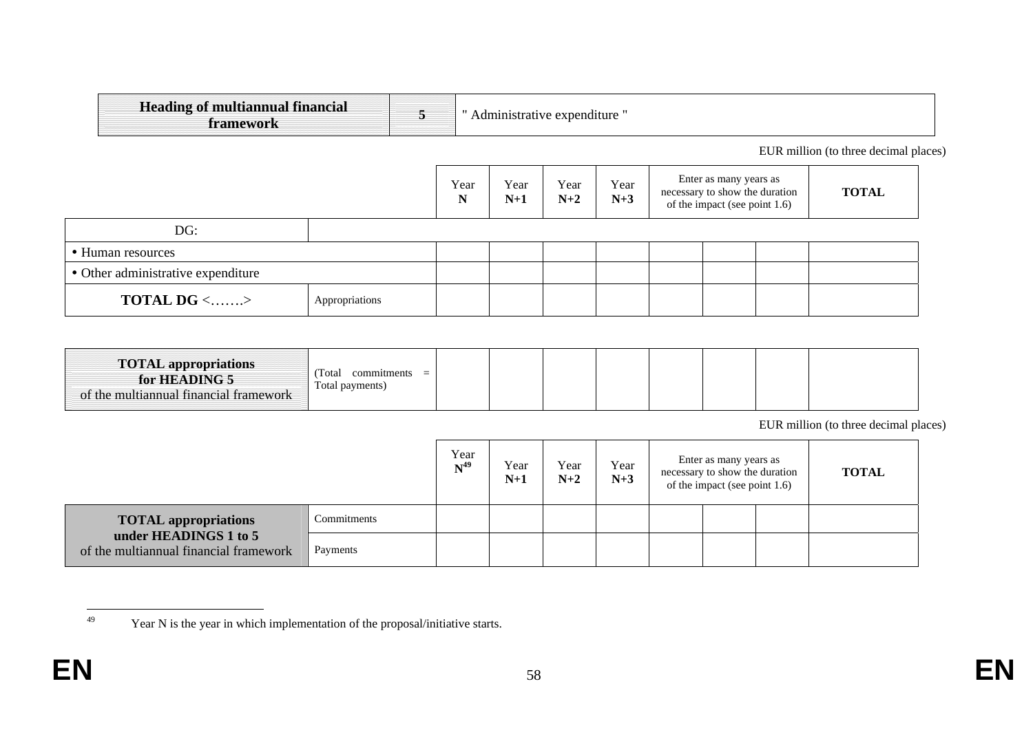| **Heading of multiannual financial framework** | **5** | " Administrative expenditure " |
|---|---|---|

EUR million (to three decimal places)

| | | Year **N** | Year **N+1** | Year **N+2** | Year **N+3** | Enter as many years as necessary to show the duration of the impact (see point 1.6) | | | **TOTAL** |
|---|---|---|---|---|---|---|---|---|---|
| DG: | | | | | | | | | |
| • Human resources | | | | | | | | | |
| • Other administrative expenditure | | | | | | | | | |
| **TOTAL DG <…….>** | Appropriations | | | | | | | | |

| **TOTAL appropriations for HEADING 5** of the multiannual financial framework | (Total commitments = Total payments) | | | | | | | | |
|---|---|---|---|---|---|---|---|---|---|

EUR million (to three decimal places)

| | | Year **N**[49] | Year **N+1** | Year **N+2** | Year **N+3** | Enter as many years as necessary to show the duration of the impact (see point 1.6) | | | **TOTAL** |
|---|---|---|---|---|---|---|---|---|---|
| **TOTAL appropriations under HEADINGS 1 to 5** of the multiannual financial framework | Commitments | | | | | | | | |
| | Payments | | | | | | | | |

[49] Year N is the year in which implementation of the proposal/initiative starts.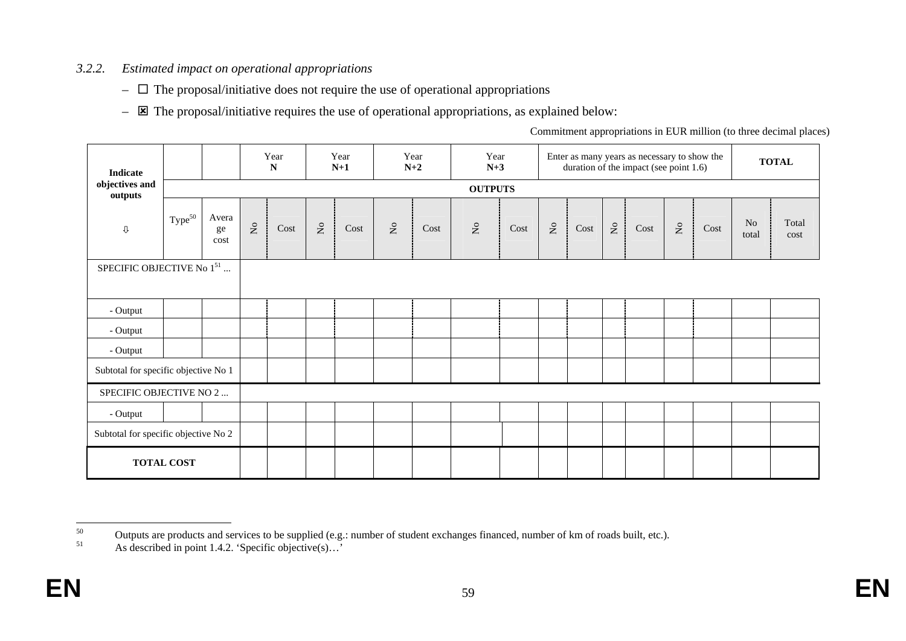### 3.2.2. *Estimated impact on operational appropriations*

– ☐ The proposal/initiative does not require the use of operational appropriations

– ☒ The proposal/initiative requires the use of operational appropriations, as explained below:

Commitment appropriations in EUR million (to three decimal places)

| Indicate objectives and outputs ⇩ | | | Year N | | Year N+1 | | Year N+2 | | Year N+3 | | Enter as many years as necessary to show the duration of the impact (see point 1.6) | | | | | | TOTAL | |
|---|---|---|---|---|---|---|---|---|---|---|---|---|---|---|---|---|---|---|
| | OUTPUTS | | | | | | | | | | | | | | | | | |
| | Type[50] | Average cost | No | Cost | No | Cost | No | Cost | No | Cost | No | Cost | No | Cost | No | Cost | No total | Total cost |
| SPECIFIC OBJECTIVE No 1[51] ... | | | | | | | | | | | | | | | | | | |
| - Output | | | | | | | | | | | | | | | | | | |
| - Output | | | | | | | | | | | | | | | | | | |
| - Output | | | | | | | | | | | | | | | | | | |
| Subtotal for specific objective No 1 | | | | | | | | | | | | | | | | | | |
| SPECIFIC OBJECTIVE NO 2 ... | | | | | | | | | | | | | | | | | | |
| - Output | | | | | | | | | | | | | | | | | | |
| Subtotal for specific objective No 2 | | | | | | | | | | | | | | | | | | |
| **TOTAL COST** | | | | | | | | | | | | | | | | | | |

[50] Outputs are products and services to be supplied (e.g.: number of student exchanges financed, number of km of roads built, etc.).

[51] As described in point 1.4.2. 'Specific objective(s)…'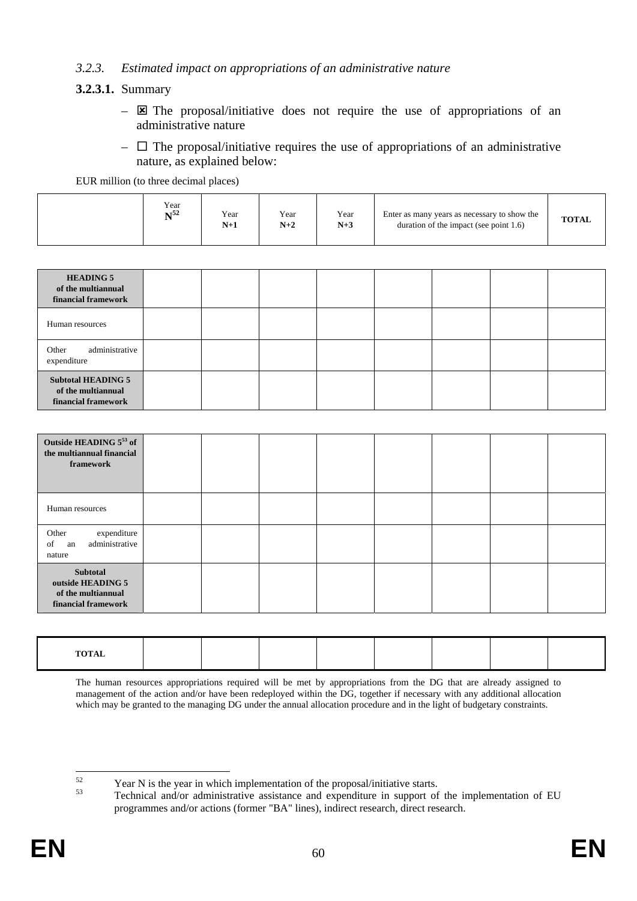### 3.2.3. *Estimated impact on appropriations of an administrative nature*

**3.2.3.1.** Summary

- ☒ The proposal/initiative does not require the use of appropriations of an administrative nature
- ☐ The proposal/initiative requires the use of appropriations of an administrative nature, as explained below:

EUR million (to three decimal places)

| | Year N[52] | Year N+1 | Year N+2 | Year N+3 | Enter as many years as necessary to show the duration of the impact (see point 1.6) | | | TOTAL |
|---|---|---|---|---|---|---|---|---|
| **HEADING 5 of the multiannual financial framework** | | | | | | | | |
| Human resources | | | | | | | | |
| Other administrative expenditure | | | | | | | | |
| **Subtotal HEADING 5 of the multiannual financial framework** | | | | | | | | |
| **Outside HEADING 5[53] of the multiannual financial framework** | | | | | | | | |
| Human resources | | | | | | | | |
| Other expenditure of an administrative nature | | | | | | | | |
| **Subtotal outside HEADING 5 of the multiannual financial framework** | | | | | | | | |
| **TOTAL** | | | | | | | | |

The human resources appropriations required will be met by appropriations from the DG that are already assigned to management of the action and/or have been redeployed within the DG, together if necessary with any additional allocation which may be granted to the managing DG under the annual allocation procedure and in the light of budgetary constraints.

---

[52] Year N is the year in which implementation of the proposal/initiative starts.

[53] Technical and/or administrative assistance and expenditure in support of the implementation of EU programmes and/or actions (former "BA" lines), indirect research, direct research.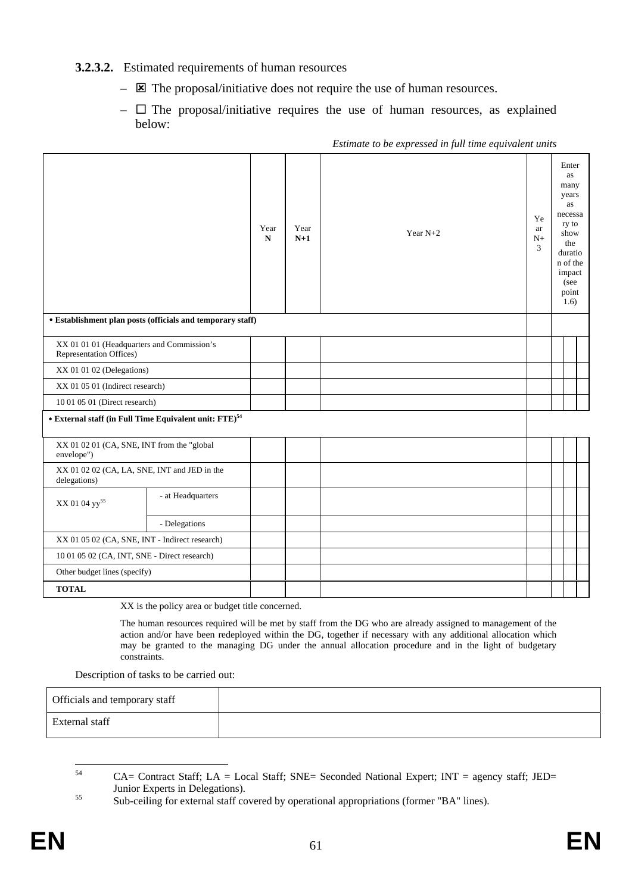### 3.2.3.2. Estimated requirements of human resources

– ☒ The proposal/initiative does not require the use of human resources.

– ☐ The proposal/initiative requires the use of human resources, as explained below:

*Estimate to be expressed in full time equivalent units*

| | | Year N | Year N+1 | Year N+2 | Year N+3 | Enter as many years as necessary to show the duration of the impact (see point 1.6) | | |
|---|---|---|---|---|---|---|---|---|
| **• Establishment plan posts (officials and temporary staff)** | | | | | | | | |
| XX 01 01 01 (Headquarters and Commission's Representation Offices) | | | | | | | | |
| XX 01 01 02 (Delegations) | | | | | | | | |
| XX 01 05 01 (Indirect research) | | | | | | | | |
| 10 01 05 01 (Direct research) | | | | | | | | |
| **• External staff (in Full Time Equivalent unit: FTE)**[54] | | | | | | | | |
| XX 01 02 01 (CA, SNE, INT from the "global envelope") | | | | | | | | |
| XX 01 02 02 (CA, LA, SNE, INT and JED in the delegations) | | | | | | | | |
| XX 01 04 yy[55] | - at Headquarters | | | | | | | |
| | - Delegations | | | | | | | |
| XX 01 05 02 (CA, SNE, INT - Indirect research) | | | | | | | | |
| 10 01 05 02 (CA, INT, SNE - Direct research) | | | | | | | | |
| Other budget lines (specify) | | | | | | | | |
| **TOTAL** | | | | | | | | |

XX is the policy area or budget title concerned.

The human resources required will be met by staff from the DG who are already assigned to management of the action and/or have been redeployed within the DG, together if necessary with any additional allocation which may be granted to the managing DG under the annual allocation procedure and in the light of budgetary constraints.

Description of tasks to be carried out:

| Officials and temporary staff | |
|---|---|
| External staff | |

[54] CA= Contract Staff; LA = Local Staff; SNE= Seconded National Expert; INT = agency staff; JED= Junior Experts in Delegations).

[55] Sub-ceiling for external staff covered by operational appropriations (former "BA" lines).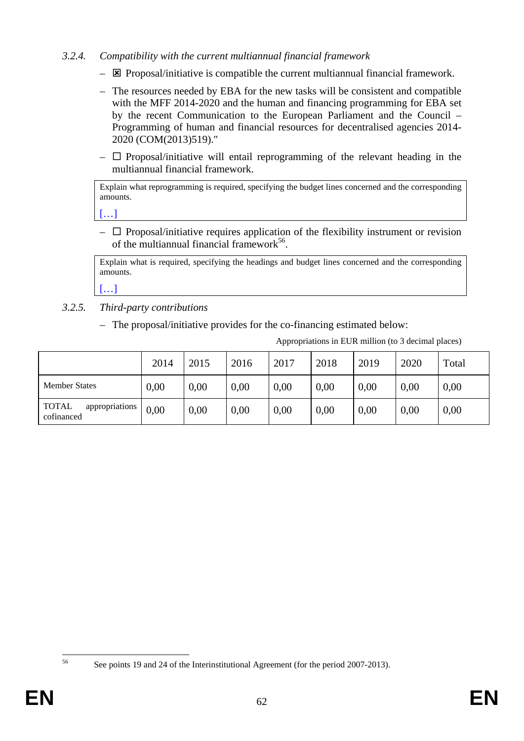### 3.2.4. *Compatibility with the current multiannual financial framework*

- ☒ Proposal/initiative is compatible the current multiannual financial framework.
- The resources needed by EBA for the new tasks will be consistent and compatible with the MFF 2014-2020 and the human and financing programming for EBA set by the recent Communication to the European Parliament and the Council – Programming of human and financial resources for decentralised agencies 2014-2020 (COM(2013)519)."
- ☐ Proposal/initiative will entail reprogramming of the relevant heading in the multiannual financial framework.

| Explain what reprogramming is required, specifying the budget lines concerned and the corresponding amounts. |
|---|
| […] |

- ☐ Proposal/initiative requires application of the flexibility instrument or revision of the multiannual financial framework[56].

| Explain what is required, specifying the headings and budget lines concerned and the corresponding amounts. |
|---|
| […] |

### 3.2.5. *Third-party contributions*

- The proposal/initiative provides for the co-financing estimated below:

Appropriations in EUR million (to 3 decimal places)

| | 2014 | 2015 | 2016 | 2017 | 2018 | 2019 | 2020 | Total |
|---|---|---|---|---|---|---|---|---|
| Member States | 0,00 | 0,00 | 0,00 | 0,00 | 0,00 | 0,00 | 0,00 | 0,00 |
| TOTAL appropriations cofinanced | 0,00 | 0,00 | 0,00 | 0,00 | 0,00 | 0,00 | 0,00 | 0,00 |

[56] See points 19 and 24 of the Interinstitutional Agreement (for the period 2007-2013).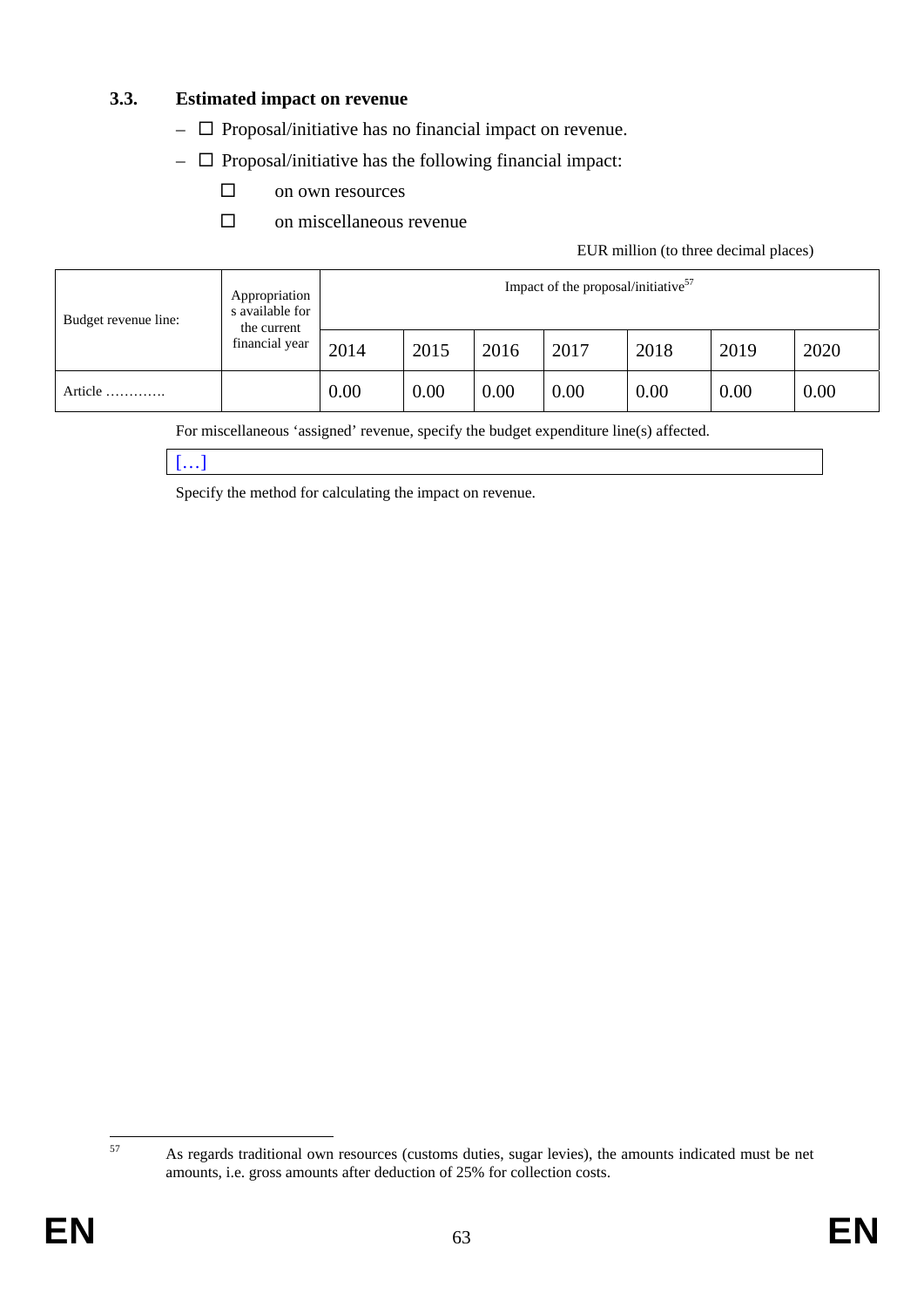### 3.3. Estimated impact on revenue

- ☐ Proposal/initiative has no financial impact on revenue.
- ☐ Proposal/initiative has the following financial impact:
  - ☐ on own resources
  - ☐ on miscellaneous revenue

EUR million (to three decimal places)

| Budget revenue line: | Appropriations available for the current financial year | Impact of the proposal/initiative[57] | | | | | | |
|---|---|---|---|---|---|---|---|---|
| | | 2014 | 2015 | 2016 | 2017 | 2018 | 2019 | 2020 |
| Article …………. | | 0.00 | 0.00 | 0.00 | 0.00 | 0.00 | 0.00 | 0.00 |

For miscellaneous 'assigned' revenue, specify the budget expenditure line(s) affected.

[…]

Specify the method for calculating the impact on revenue.

---

[57] As regards traditional own resources (customs duties, sugar levies), the amounts indicated must be net amounts, i.e. gross amounts after deduction of 25% for collection costs.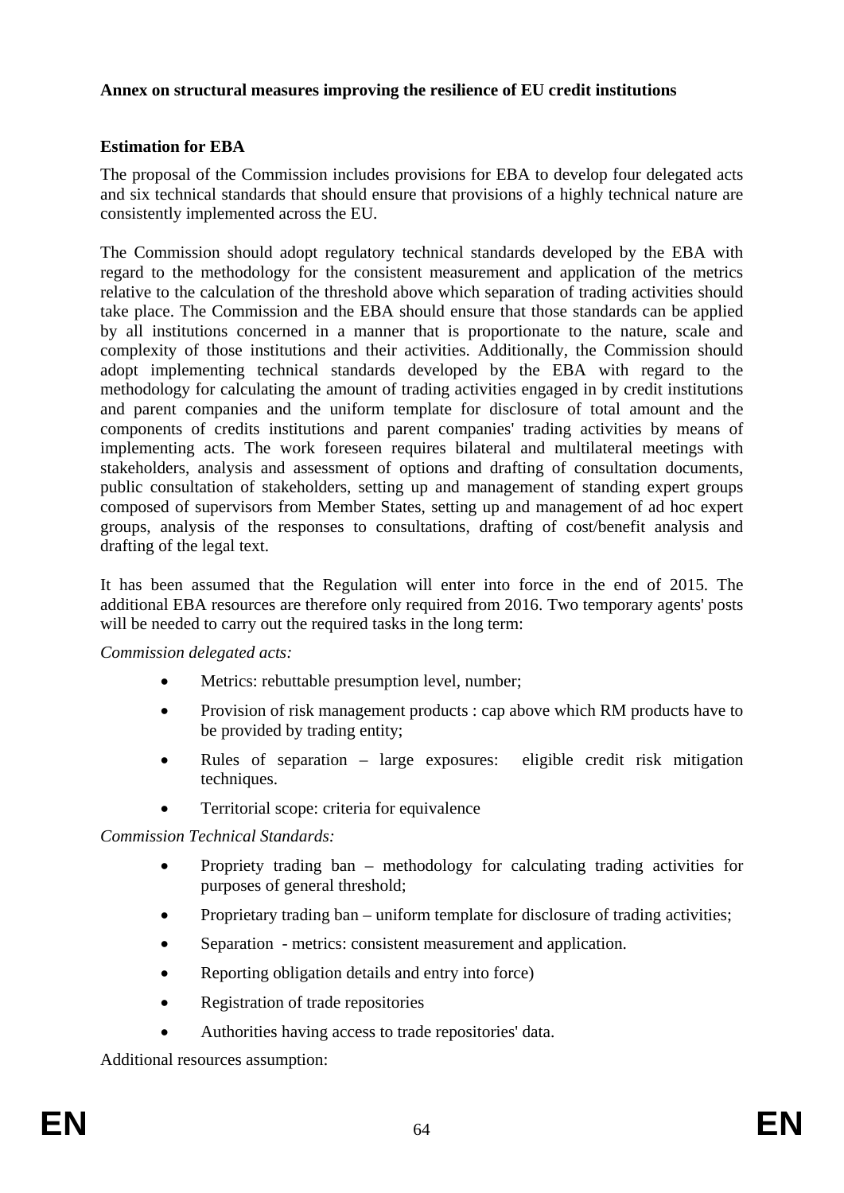**Annex on structural measures improving the resilience of EU credit institutions**

**Estimation for EBA**

The proposal of the Commission includes provisions for EBA to develop four delegated acts and six technical standards that should ensure that provisions of a highly technical nature are consistently implemented across the EU.

The Commission should adopt regulatory technical standards developed by the EBA with regard to the methodology for the consistent measurement and application of the metrics relative to the calculation of the threshold above which separation of trading activities should take place. The Commission and the EBA should ensure that those standards can be applied by all institutions concerned in a manner that is proportionate to the nature, scale and complexity of those institutions and their activities. Additionally, the Commission should adopt implementing technical standards developed by the EBA with regard to the methodology for calculating the amount of trading activities engaged in by credit institutions and parent companies and the uniform template for disclosure of total amount and the components of credits institutions and parent companies' trading activities by means of implementing acts. The work foreseen requires bilateral and multilateral meetings with stakeholders, analysis and assessment of options and drafting of consultation documents, public consultation of stakeholders, setting up and management of standing expert groups composed of supervisors from Member States, setting up and management of ad hoc expert groups, analysis of the responses to consultations, drafting of cost/benefit analysis and drafting of the legal text.

It has been assumed that the Regulation will enter into force in the end of 2015. The additional EBA resources are therefore only required from 2016. Two temporary agents' posts will be needed to carry out the required tasks in the long term:

*Commission delegated acts:*

- Metrics: rebuttable presumption level, number;
- Provision of risk management products : cap above which RM products have to be provided by trading entity;
- Rules of separation – large exposures: eligible credit risk mitigation techniques.
- Territorial scope: criteria for equivalence

*Commission Technical Standards:*

- Propriety trading ban – methodology for calculating trading activities for purposes of general threshold;
- Proprietary trading ban – uniform template for disclosure of trading activities;
- Separation - metrics: consistent measurement and application.
- Reporting obligation details and entry into force)
- Registration of trade repositories
- Authorities having access to trade repositories' data.

Additional resources assumption: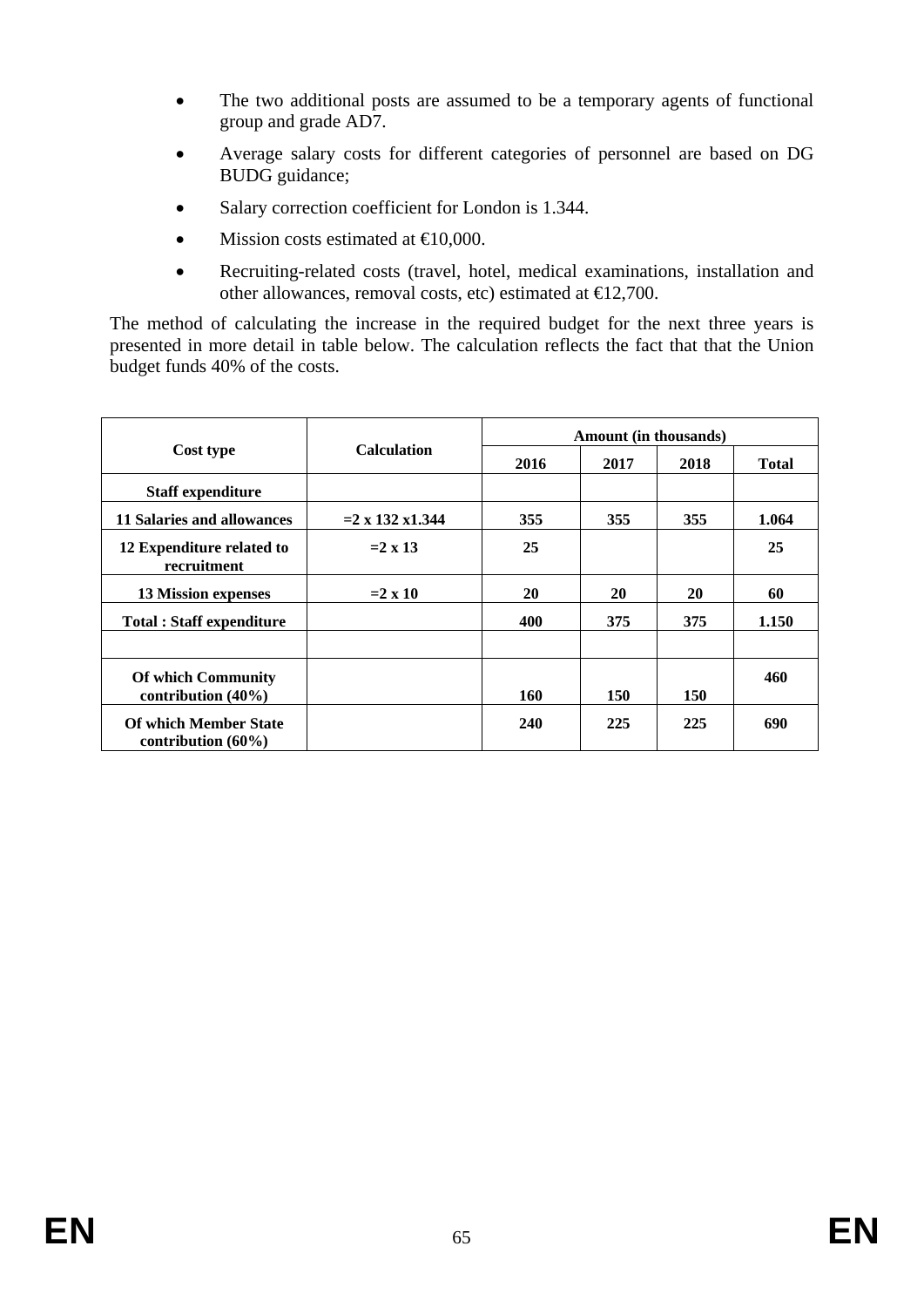- The two additional posts are assumed to be a temporary agents of functional group and grade AD7.
- Average salary costs for different categories of personnel are based on DG BUDG guidance;
- Salary correction coefficient for London is 1.344.
- Mission costs estimated at €10,000.
- Recruiting-related costs (travel, hotel, medical examinations, installation and other allowances, removal costs, etc) estimated at €12,700.

The method of calculating the increase in the required budget for the next three years is presented in more detail in table below. The calculation reflects the fact that that the Union budget funds 40% of the costs.

| Cost type | Calculation | Amount (in thousands) | | | |
|---|---|---|---|---|---|
| | | 2016 | 2017 | 2018 | Total |
| **Staff expenditure** | | | | | |
| **11 Salaries and allowances** | **=2 x 132 x1.344** | **355** | **355** | **355** | **1.064** |
| **12 Expenditure related to recruitment** | **=2 x 13** | **25** | | | **25** |
| **13 Mission expenses** | **=2 x 10** | **20** | **20** | **20** | **60** |
| **Total : Staff expenditure** | | **400** | **375** | **375** | **1.150** |
| | | | | | |
| **Of which Community contribution (40%)** | | **160** | **150** | **150** | **460** |
| **Of which Member State contribution (60%)** | | **240** | **225** | **225** | **690** |